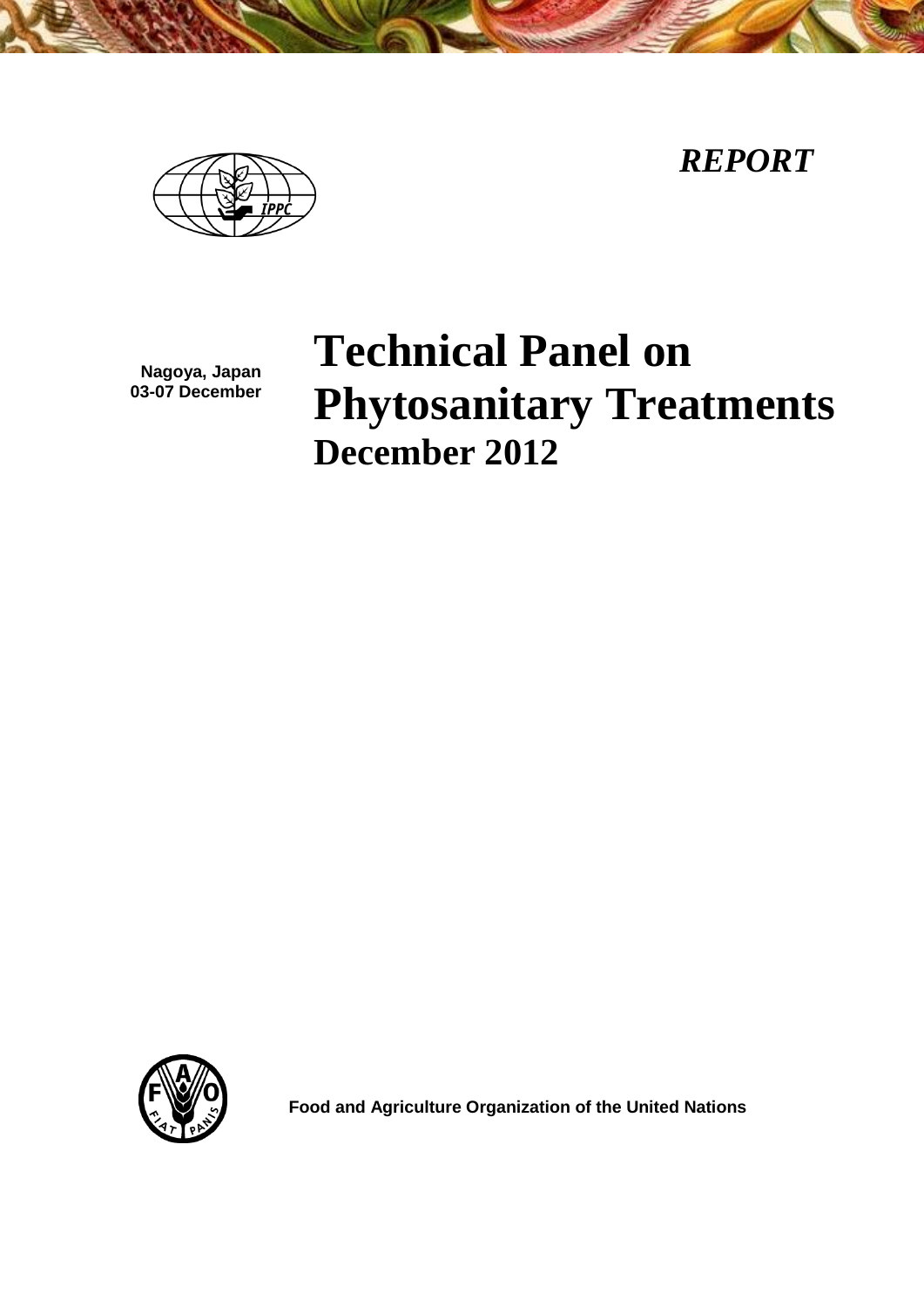*REPORT*

Nagoya, Japan
03-07 December

# Technical Panel on Phytosanitary Treatments
## December 2012

Food and Agriculture Organization of the United Nations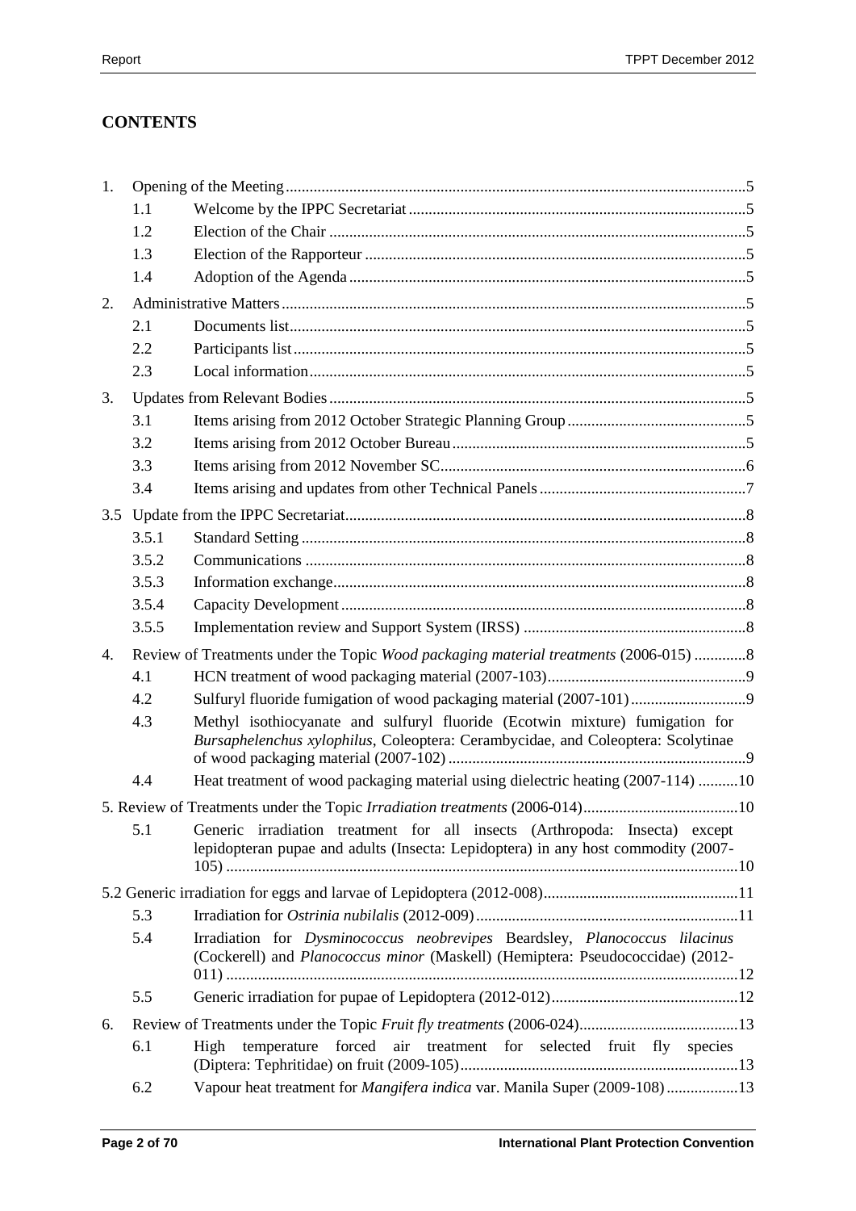## CONTENTS

1. Opening of the Meeting ... 5
   - 1.1 Welcome by the IPPC Secretariat ... 5
   - 1.2 Election of the Chair ... 5
   - 1.3 Election of the Rapporteur ... 5
   - 1.4 Adoption of the Agenda ... 5
2. Administrative Matters ... 5
   - 2.1 Documents list ... 5
   - 2.2 Participants list ... 5
   - 2.3 Local information ... 5
3. Updates from Relevant Bodies ... 5
   - 3.1 Items arising from 2012 October Strategic Planning Group ... 5
   - 3.2 Items arising from 2012 October Bureau ... 5
   - 3.3 Items arising from 2012 November SC ... 6
   - 3.4 Items arising and updates from other Technical Panels ... 7

3.5 Update from the IPPC Secretariat ... 8
   - 3.5.1 Standard Setting ... 8
   - 3.5.2 Communications ... 8
   - 3.5.3 Information exchange ... 8
   - 3.5.4 Capacity Development ... 8
   - 3.5.5 Implementation review and Support System (IRSS) ... 8

4. Review of Treatments under the Topic *Wood packaging material treatments* (2006-015) ... 8
   - 4.1 HCN treatment of wood packaging material (2007-103) ... 9
   - 4.2 Sulfuryl fluoride fumigation of wood packaging material (2007-101) ... 9
   - 4.3 Methyl isothiocyanate and sulfuryl fluoride (Ecotwin mixture) fumigation for *Bursaphelenchus xylophilus*, Coleoptera: Cerambycidae, and Coleoptera: Scolytinae of wood packaging material (2007-102) ... 9
   - 4.4 Heat treatment of wood packaging material using dielectric heating (2007-114) ... 10

5. Review of Treatments under the Topic *Irradiation treatments* (2006-014) ... 10
   - 5.1 Generic irradiation treatment for all insects (Arthropoda: Insecta) except lepidopteran pupae and adults (Insecta: Lepidoptera) in any host commodity (2007-105) ... 10

5.2 Generic irradiation for eggs and larvae of Lepidoptera (2012-008) ... 11
   - 5.3 Irradiation for *Ostrinia nubilalis* (2012-009) ... 11
   - 5.4 Irradiation for *Dysminococcus neobrevipes* Beardsley, *Planococcus lilacinus* (Cockerell) and *Planococcus minor* (Maskell) (Hemiptera: Pseudococcidae) (2012-011) ... 12
   - 5.5 Generic irradiation for pupae of Lepidoptera (2012-012) ... 12

6. Review of Treatments under the Topic *Fruit fly treatments* (2006-024) ... 13
   - 6.1 High temperature forced air treatment for selected fruit fly species (Diptera: Tephritidae) on fruit (2009-105) ... 13
   - 6.2 Vapour heat treatment for *Mangifera indica* var. Manila Super (2009-108) ... 13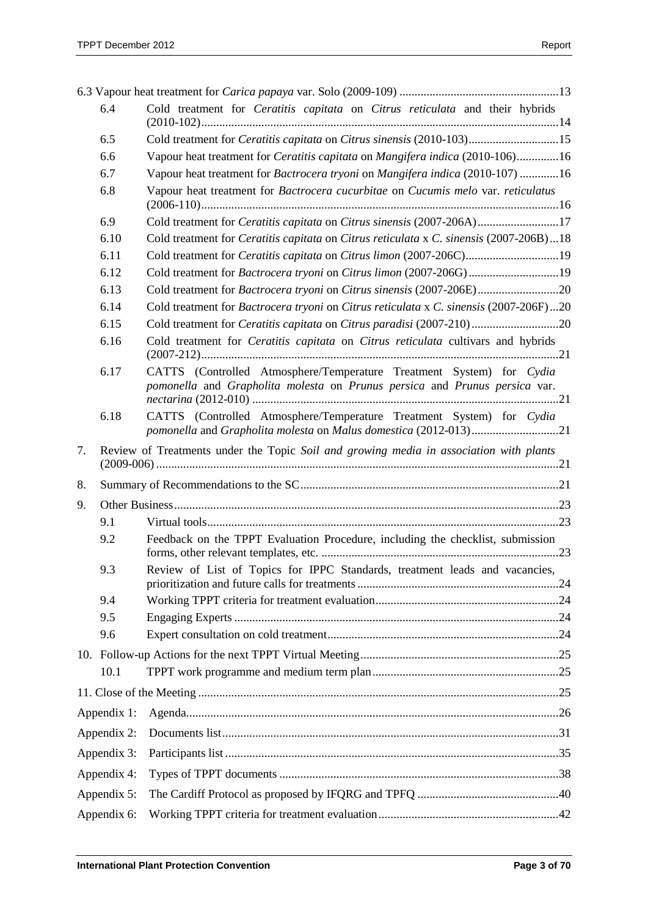6.3 Vapour heat treatment for *Carica papaya* var. Solo (2009-109) ....................................................13

6.4 Cold treatment for *Ceratitis capitata* on *Citrus reticulata* and their hybrids (2010-102)....................................................................................................................14

6.5 Cold treatment for *Ceratitis capitata* on *Citrus sinensis* (2010-103)..............................15

6.6 Vapour heat treatment for *Ceratitis capitata* on *Mangifera indica* (2010-106)..............16

6.7 Vapour heat treatment for *Bactrocera tryoni* on *Mangifera indica* (2010-107) .............16

6.8 Vapour heat treatment for *Bactrocera cucurbitae* on *Cucumis melo* var. *reticulatus* (2006-110)....................................................................................................................16

6.9 Cold treatment for *Ceratitis capitata* on *Citrus sinensis* (2007-206A)...........................17

6.10 Cold treatment for *Ceratitis capitata* on *Citrus reticulata* x *C. sinensis* (2007-206B)...18

6.11 Cold treatment for *Ceratitis capitata* on *Citrus limon* (2007-206C)...............................19

6.12 Cold treatment for *Bactrocera tryoni* on *Citrus limon* (2007-206G).............................19

6.13 Cold treatment for *Bactrocera tryoni* on *Citrus sinensis* (2007-206E)...........................20

6.14 Cold treatment for *Bactrocera tryoni* on *Citrus reticulata* x *C. sinensis* (2007-206F)...20

6.15 Cold treatment for *Ceratitis capitata* on *Citrus paradisi* (2007-210)............................20

6.16 Cold treatment for *Ceratitis capitata* on *Citrus reticulata* cultivars and hybrids (2007-212)....................................................................................................................21

6.17 CATTS (Controlled Atmosphere/Temperature Treatment System) for *Cydia pomonella* and *Grapholita molesta* on *Prunus persica* and *Prunus persica* var. *nectarina* (2012-010) ....................................................................................................21

6.18 CATTS (Controlled Atmosphere/Temperature Treatment System) for *Cydia pomonella* and *Grapholita molesta* on *Malus domestica* (2012-013)............................21

7. Review of Treatments under the Topic *Soil and growing media in association with plants* (2009-006) ....................................................................................................................21

8. Summary of Recommendations to the SC.....................................................................................21

9. Other Business...............................................................................................................................23

9.1 Virtual tools....................................................................................................................23

9.2 Feedback on the TPPT Evaluation Procedure, including the checklist, submission forms, other relevant templates, etc. ..............................................................................23

9.3 Review of List of Topics for IPPC Standards, treatment leads and vacancies, prioritization and future calls for treatments ..................................................................24

9.4 Working TPPT criteria for treatment evaluation............................................................24

9.5 Engaging Experts ...........................................................................................................24

9.6 Expert consultation on cold treatment............................................................................24

10. Follow-up Actions for the next TPPT Virtual Meeting.................................................................25

10.1 TPPT work programme and medium term plan.............................................................25

11. Close of the Meeting ......................................................................................................................25

Appendix 1: Agenda...........................................................................................................................26

Appendix 2: Documents list...............................................................................................................31

Appendix 3: Participants list ..............................................................................................................35

Appendix 4: Types of TPPT documents ............................................................................................38

Appendix 5: The Cardiff Protocol as proposed by IFQRG and TPFQ ..............................................40

Appendix 6: Working TPPT criteria for treatment evaluation...........................................................42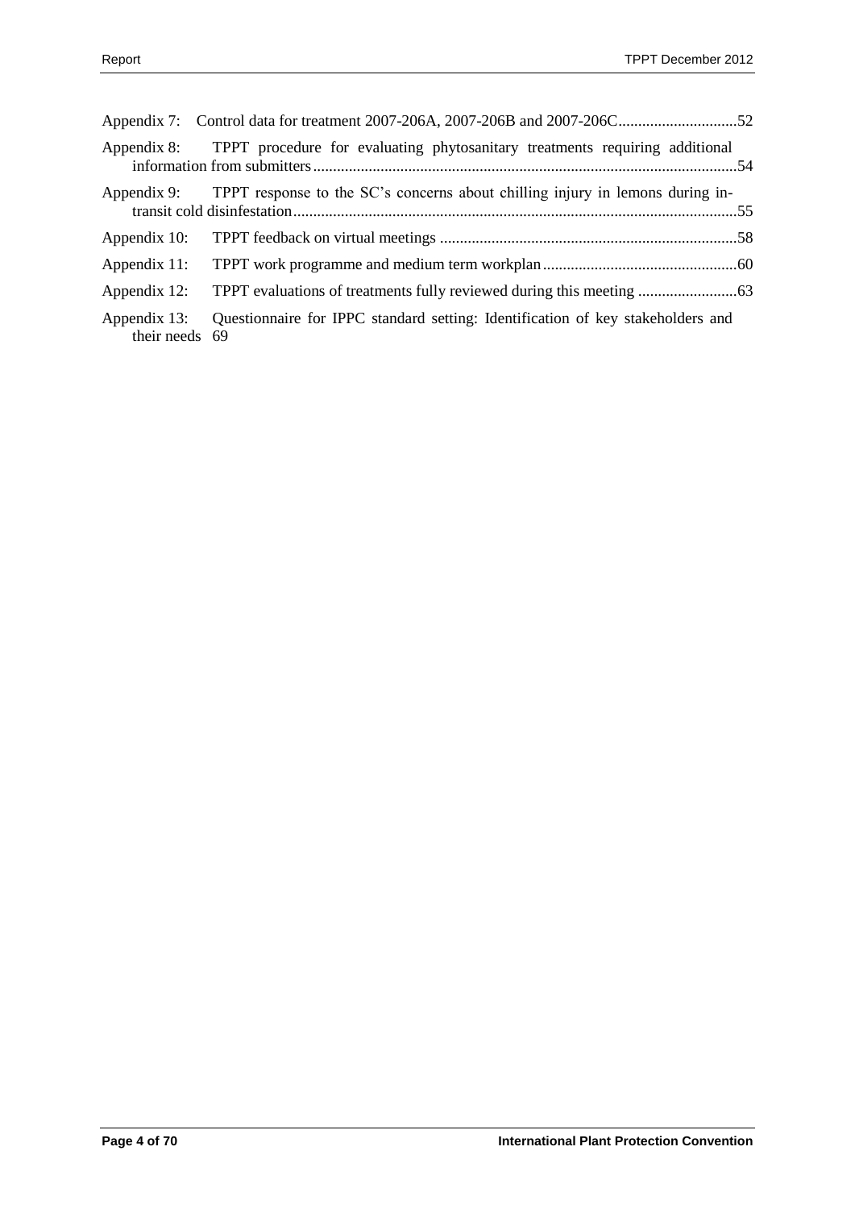Appendix 7: Control data for treatment 2007-206A, 2007-206B and 2007-206C .....52

Appendix 8: TPPT procedure for evaluating phytosanitary treatments requiring additional information from submitters .....54

Appendix 9: TPPT response to the SC's concerns about chilling injury in lemons during in-transit cold disinfestation .....55

Appendix 10: TPPT feedback on virtual meetings .....58

Appendix 11: TPPT work programme and medium term workplan .....60

Appendix 12: TPPT evaluations of treatments fully reviewed during this meeting .....63

Appendix 13: Questionnaire for IPPC standard setting: Identification of key stakeholders and their needs 69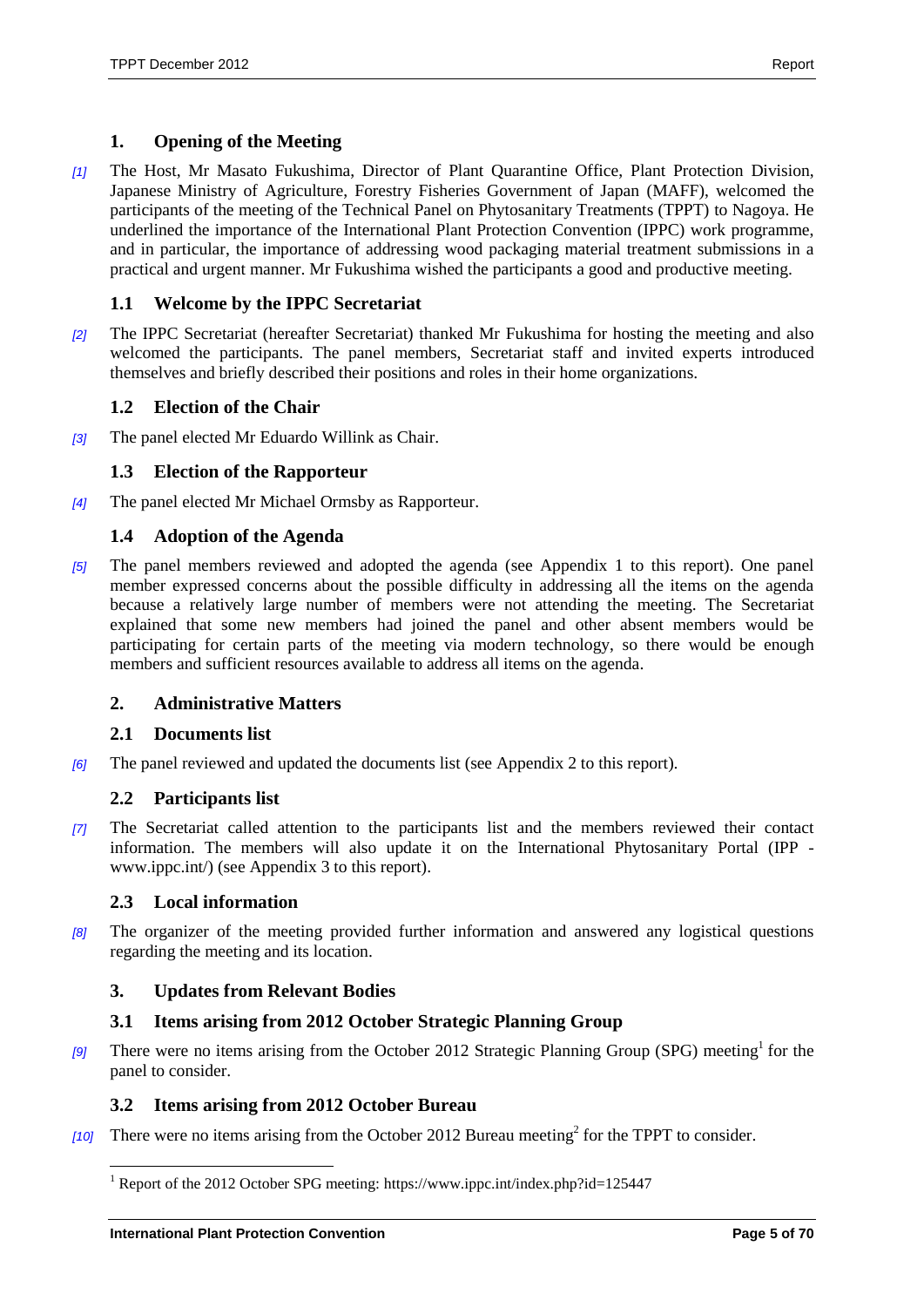## 1. Opening of the Meeting

[1] The Host, Mr Masato Fukushima, Director of Plant Quarantine Office, Plant Protection Division, Japanese Ministry of Agriculture, Forestry Fisheries Government of Japan (MAFF), welcomed the participants of the meeting of the Technical Panel on Phytosanitary Treatments (TPPT) to Nagoya. He underlined the importance of the International Plant Protection Convention (IPPC) work programme, and in particular, the importance of addressing wood packaging material treatment submissions in a practical and urgent manner. Mr Fukushima wished the participants a good and productive meeting.

### 1.1 Welcome by the IPPC Secretariat

[2] The IPPC Secretariat (hereafter Secretariat) thanked Mr Fukushima for hosting the meeting and also welcomed the participants. The panel members, Secretariat staff and invited experts introduced themselves and briefly described their positions and roles in their home organizations.

### 1.2 Election of the Chair

[3] The panel elected Mr Eduardo Willink as Chair.

### 1.3 Election of the Rapporteur

[4] The panel elected Mr Michael Ormsby as Rapporteur.

### 1.4 Adoption of the Agenda

[5] The panel members reviewed and adopted the agenda (see Appendix 1 to this report). One panel member expressed concerns about the possible difficulty in addressing all the items on the agenda because a relatively large number of members were not attending the meeting. The Secretariat explained that some new members had joined the panel and other absent members would be participating for certain parts of the meeting via modern technology, so there would be enough members and sufficient resources available to address all items on the agenda.

## 2. Administrative Matters

### 2.1 Documents list

[6] The panel reviewed and updated the documents list (see Appendix 2 to this report).

### 2.2 Participants list

[7] The Secretariat called attention to the participants list and the members reviewed their contact information. The members will also update it on the International Phytosanitary Portal (IPP - www.ippc.int/) (see Appendix 3 to this report).

### 2.3 Local information

[8] The organizer of the meeting provided further information and answered any logistical questions regarding the meeting and its location.

## 3. Updates from Relevant Bodies

### 3.1 Items arising from 2012 October Strategic Planning Group

[9] There were no items arising from the October 2012 Strategic Planning Group (SPG) meeting[1] for the panel to consider.

### 3.2 Items arising from 2012 October Bureau

[10] There were no items arising from the October 2012 Bureau meeting[2] for the TPPT to consider.

[1] Report of the 2012 October SPG meeting: https://www.ippc.int/index.php?id=125447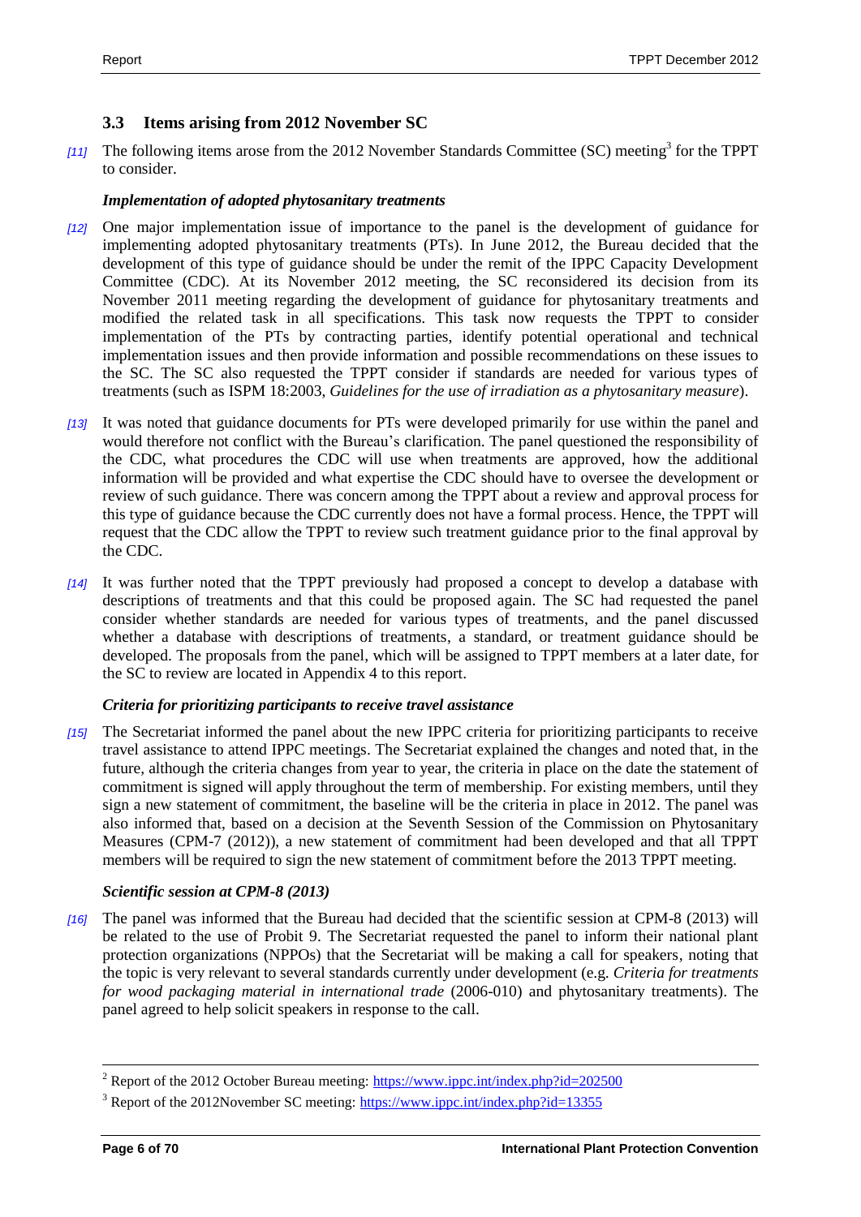## 3.3 Items arising from 2012 November SC

[11] The following items arose from the 2012 November Standards Committee (SC) meeting[3] for the TPPT to consider.

*Implementation of adopted phytosanitary treatments*

[12] One major implementation issue of importance to the panel is the development of guidance for implementing adopted phytosanitary treatments (PTs). In June 2012, the Bureau decided that the development of this type of guidance should be under the remit of the IPPC Capacity Development Committee (CDC). At its November 2012 meeting, the SC reconsidered its decision from its November 2011 meeting regarding the development of guidance for phytosanitary treatments and modified the related task in all specifications. This task now requests the TPPT to consider implementation of the PTs by contracting parties, identify potential operational and technical implementation issues and then provide information and possible recommendations on these issues to the SC. The SC also requested the TPPT consider if standards are needed for various types of treatments (such as ISPM 18:2003, *Guidelines for the use of irradiation as a phytosanitary measure*).

[13] It was noted that guidance documents for PTs were developed primarily for use within the panel and would therefore not conflict with the Bureau's clarification. The panel questioned the responsibility of the CDC, what procedures the CDC will use when treatments are approved, how the additional information will be provided and what expertise the CDC should have to oversee the development or review of such guidance. There was concern among the TPPT about a review and approval process for this type of guidance because the CDC currently does not have a formal process. Hence, the TPPT will request that the CDC allow the TPPT to review such treatment guidance prior to the final approval by the CDC.

[14] It was further noted that the TPPT previously had proposed a concept to develop a database with descriptions of treatments and that this could be proposed again. The SC had requested the panel consider whether standards are needed for various types of treatments, and the panel discussed whether a database with descriptions of treatments, a standard, or treatment guidance should be developed. The proposals from the panel, which will be assigned to TPPT members at a later date, for the SC to review are located in Appendix 4 to this report.

*Criteria for prioritizing participants to receive travel assistance*

[15] The Secretariat informed the panel about the new IPPC criteria for prioritizing participants to receive travel assistance to attend IPPC meetings. The Secretariat explained the changes and noted that, in the future, although the criteria changes from year to year, the criteria in place on the date the statement of commitment is signed will apply throughout the term of membership. For existing members, until they sign a new statement of commitment, the baseline will be the criteria in place in 2012. The panel was also informed that, based on a decision at the Seventh Session of the Commission on Phytosanitary Measures (CPM-7 (2012)), a new statement of commitment had been developed and that all TPPT members will be required to sign the new statement of commitment before the 2013 TPPT meeting.

*Scientific session at CPM-8 (2013)*

[16] The panel was informed that the Bureau had decided that the scientific session at CPM-8 (2013) will be related to the use of Probit 9. The Secretariat requested the panel to inform their national plant protection organizations (NPPOs) that the Secretariat will be making a call for speakers, noting that the topic is very relevant to several standards currently under development (e.g. *Criteria for treatments for wood packaging material in international trade* (2006-010) and phytosanitary treatments). The panel agreed to help solicit speakers in response to the call.

---

[2] Report of the 2012 October Bureau meeting: https://www.ippc.int/index.php?id=202500

[3] Report of the 2012November SC meeting: https://www.ippc.int/index.php?id=13355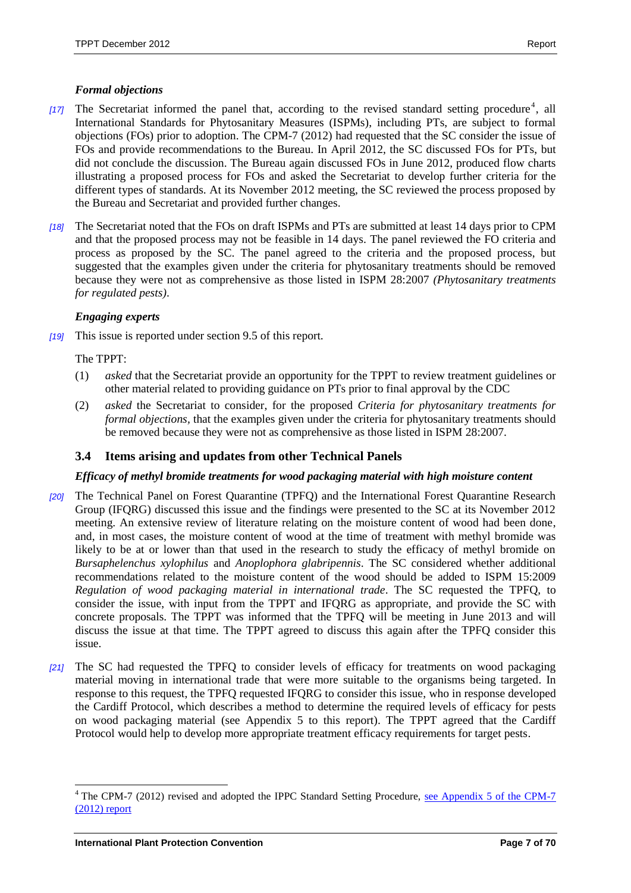### *Formal objections*

*[17]* The Secretariat informed the panel that, according to the revised standard setting procedure[4], all International Standards for Phytosanitary Measures (ISPMs), including PTs, are subject to formal objections (FOs) prior to adoption. The CPM-7 (2012) had requested that the SC consider the issue of FOs and provide recommendations to the Bureau. In April 2012, the SC discussed FOs for PTs, but did not conclude the discussion. The Bureau again discussed FOs in June 2012, produced flow charts illustrating a proposed process for FOs and asked the Secretariat to develop further criteria for the different types of standards. At its November 2012 meeting, the SC reviewed the process proposed by the Bureau and Secretariat and provided further changes.

*[18]* The Secretariat noted that the FOs on draft ISPMs and PTs are submitted at least 14 days prior to CPM and that the proposed process may not be feasible in 14 days. The panel reviewed the FO criteria and process as proposed by the SC. The panel agreed to the criteria and the proposed process, but suggested that the examples given under the criteria for phytosanitary treatments should be removed because they were not as comprehensive as those listed in ISPM 28:2007 *(Phytosanitary treatments for regulated pests)*.

### *Engaging experts*

*[19]* This issue is reported under section 9.5 of this report.

The TPPT:

(1) *asked* that the Secretariat provide an opportunity for the TPPT to review treatment guidelines or other material related to providing guidance on PTs prior to final approval by the CDC

(2) *asked* the Secretariat to consider, for the proposed *Criteria for phytosanitary treatments for formal objections*, that the examples given under the criteria for phytosanitary treatments should be removed because they were not as comprehensive as those listed in ISPM 28:2007.

## 3.4 Items arising and updates from other Technical Panels

### *Efficacy of methyl bromide treatments for wood packaging material with high moisture content*

*[20]* The Technical Panel on Forest Quarantine (TPFQ) and the International Forest Quarantine Research Group (IFQRG) discussed this issue and the findings were presented to the SC at its November 2012 meeting. An extensive review of literature relating on the moisture content of wood had been done, and, in most cases, the moisture content of wood at the time of treatment with methyl bromide was likely to be at or lower than that used in the research to study the efficacy of methyl bromide on *Bursaphelenchus xylophilus* and *Anoplophora glabripennis*. The SC considered whether additional recommendations related to the moisture content of the wood should be added to ISPM 15:2009 *Regulation of wood packaging material in international trade*. The SC requested the TPFQ, to consider the issue, with input from the TPPT and IFQRG as appropriate, and provide the SC with concrete proposals. The TPPT was informed that the TPFQ will be meeting in June 2013 and will discuss the issue at that time. The TPPT agreed to discuss this again after the TPFQ consider this issue.

*[21]* The SC had requested the TPFQ to consider levels of efficacy for treatments on wood packaging material moving in international trade that were more suitable to the organisms being targeted. In response to this request, the TPFQ requested IFQRG to consider this issue, who in response developed the Cardiff Protocol, which describes a method to determine the required levels of efficacy for pests on wood packaging material (see Appendix 5 to this report). The TPPT agreed that the Cardiff Protocol would help to develop more appropriate treatment efficacy requirements for target pests.

---

[4] The CPM-7 (2012) revised and adopted the IPPC Standard Setting Procedure, see Appendix 5 of the CPM-7 (2012) report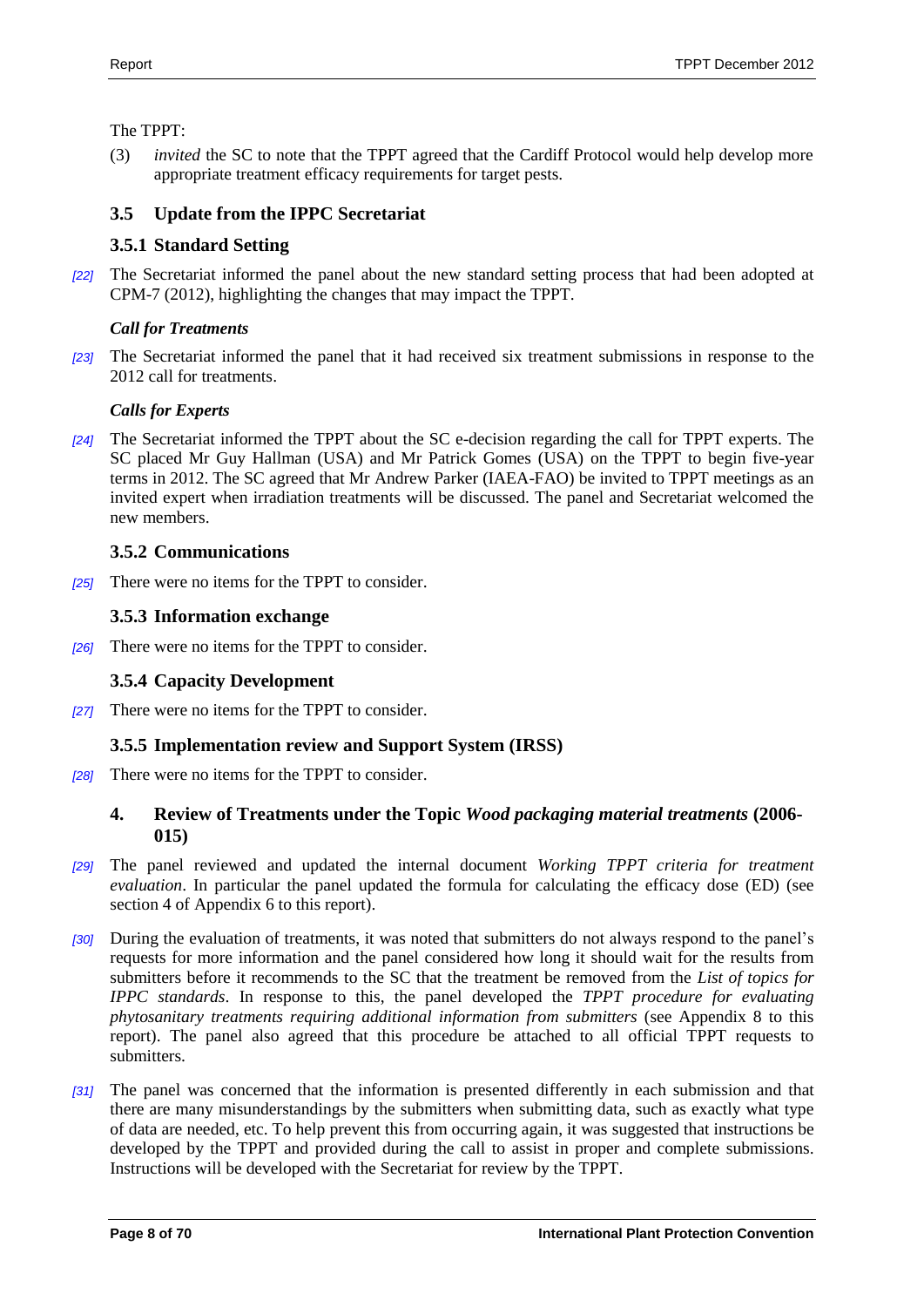The TPPT:

(3) *invited* the SC to note that the TPPT agreed that the Cardiff Protocol would help develop more appropriate treatment efficacy requirements for target pests.

### 3.5 Update from the IPPC Secretariat

### 3.5.1 Standard Setting

[22] The Secretariat informed the panel about the new standard setting process that had been adopted at CPM-7 (2012), highlighting the changes that may impact the TPPT.

***Call for Treatments***

[23] The Secretariat informed the panel that it had received six treatment submissions in response to the 2012 call for treatments.

***Calls for Experts***

[24] The Secretariat informed the TPPT about the SC e-decision regarding the call for TPPT experts. The SC placed Mr Guy Hallman (USA) and Mr Patrick Gomes (USA) on the TPPT to begin five-year terms in 2012. The SC agreed that Mr Andrew Parker (IAEA-FAO) be invited to TPPT meetings as an invited expert when irradiation treatments will be discussed. The panel and Secretariat welcomed the new members.

### 3.5.2 Communications

[25] There were no items for the TPPT to consider.

### 3.5.3 Information exchange

[26] There were no items for the TPPT to consider.

### 3.5.4 Capacity Development

[27] There were no items for the TPPT to consider.

### 3.5.5 Implementation review and Support System (IRSS)

[28] There were no items for the TPPT to consider.

## 4. Review of Treatments under the Topic *Wood packaging material treatments* (2006-015)

[29] The panel reviewed and updated the internal document *Working TPPT criteria for treatment evaluation*. In particular the panel updated the formula for calculating the efficacy dose (ED) (see section 4 of Appendix 6 to this report).

[30] During the evaluation of treatments, it was noted that submitters do not always respond to the panel's requests for more information and the panel considered how long it should wait for the results from submitters before it recommends to the SC that the treatment be removed from the *List of topics for IPPC standards*. In response to this, the panel developed the *TPPT procedure for evaluating phytosanitary treatments requiring additional information from submitters* (see Appendix 8 to this report). The panel also agreed that this procedure be attached to all official TPPT requests to submitters.

[31] The panel was concerned that the information is presented differently in each submission and that there are many misunderstandings by the submitters when submitting data, such as exactly what type of data are needed, etc. To help prevent this from occurring again, it was suggested that instructions be developed by the TPPT and provided during the call to assist in proper and complete submissions. Instructions will be developed with the Secretariat for review by the TPPT.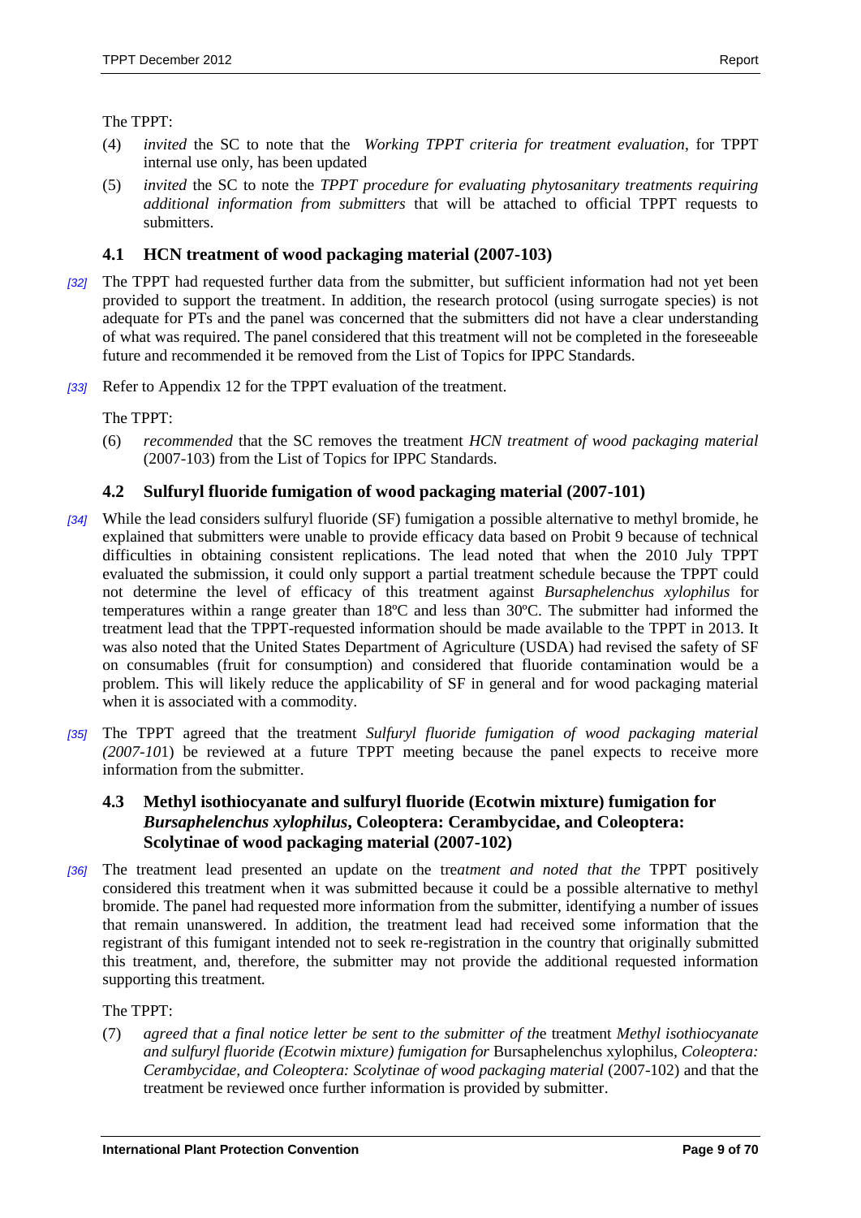The TPPT:

(4) *invited* the SC to note that the *Working TPPT criteria for treatment evaluation*, for TPPT internal use only, has been updated

(5) *invited* the SC to note the *TPPT procedure for evaluating phytosanitary treatments requiring additional information from submitters* that will be attached to official TPPT requests to submitters.

### 4.1 HCN treatment of wood packaging material (2007-103)

*[32]* The TPPT had requested further data from the submitter, but sufficient information had not yet been provided to support the treatment. In addition, the research protocol (using surrogate species) is not adequate for PTs and the panel was concerned that the submitters did not have a clear understanding of what was required. The panel considered that this treatment will not be completed in the foreseeable future and recommended it be removed from the List of Topics for IPPC Standards.

*[33]* Refer to Appendix 12 for the TPPT evaluation of the treatment.

The TPPT:

(6) *recommended* that the SC removes the treatment *HCN treatment of wood packaging material* (2007-103) from the List of Topics for IPPC Standards.

### 4.2 Sulfuryl fluoride fumigation of wood packaging material (2007-101)

*[34]* While the lead considers sulfuryl fluoride (SF) fumigation a possible alternative to methyl bromide, he explained that submitters were unable to provide efficacy data based on Probit 9 because of technical difficulties in obtaining consistent replications. The lead noted that when the 2010 July TPPT evaluated the submission, it could only support a partial treatment schedule because the TPPT could not determine the level of efficacy of this treatment against *Bursaphelenchus xylophilus* for temperatures within a range greater than 18ºC and less than 30ºC. The submitter had informed the treatment lead that the TPPT-requested information should be made available to the TPPT in 2013. It was also noted that the United States Department of Agriculture (USDA) had revised the safety of SF on consumables (fruit for consumption) and considered that fluoride contamination would be a problem. This will likely reduce the applicability of SF in general and for wood packaging material when it is associated with a commodity.

*[35]* The TPPT agreed that the treatment *Sulfuryl fluoride fumigation of wood packaging material (2007-10*1) be reviewed at a future TPPT meeting because the panel expects to receive more information from the submitter.

### 4.3 Methyl isothiocyanate and sulfuryl fluoride (Ecotwin mixture) fumigation for *Bursaphelenchus xylophilus*, Coleoptera: Cerambycidae, and Coleoptera: Scolytinae of wood packaging material (2007-102)

*[36]* The treatment lead presented an update on the tre*atment and noted that the* TPPT positively considered this treatment when it was submitted because it could be a possible alternative to methyl bromide. The panel had requested more information from the submitter, identifying a number of issues that remain unanswered. In addition, the treatment lead had received some information that the registrant of this fumigant intended not to seek re-registration in the country that originally submitted this treatment, and, therefore, the submitter may not provide the additional requested information supporting this treatment.

The TPPT:

(7) *agreed that a final notice letter be sent to the submitter of th*e treatment *Methyl isothiocyanate and sulfuryl fluoride (Ecotwin mixture) fumigation for* Bursaphelenchus xylophilus, *Coleoptera: Cerambycidae, and Coleoptera: Scolytinae of wood packaging material* (2007-102) and that the treatment be reviewed once further information is provided by submitter.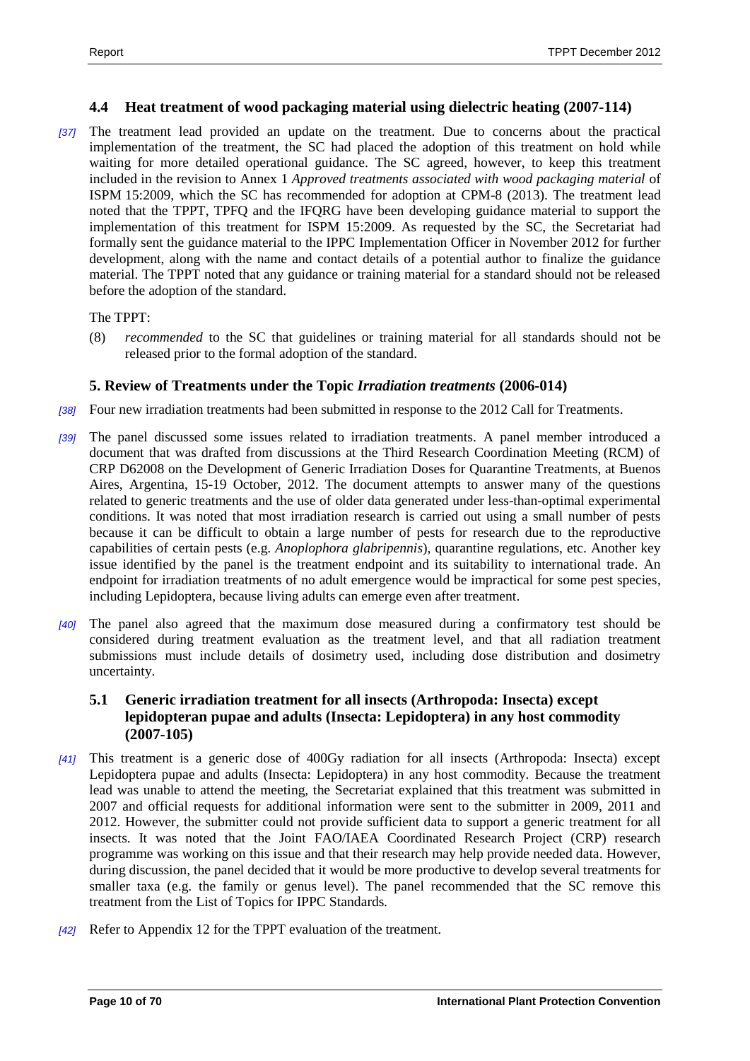### 4.4 Heat treatment of wood packaging material using dielectric heating (2007-114)

[37] The treatment lead provided an update on the treatment. Due to concerns about the practical implementation of the treatment, the SC had placed the adoption of this treatment on hold while waiting for more detailed operational guidance. The SC agreed, however, to keep this treatment included in the revision to Annex 1 *Approved treatments associated with wood packaging material* of ISPM 15:2009, which the SC has recommended for adoption at CPM-8 (2013). The treatment lead noted that the TPPT, TPFQ and the IFQRG have been developing guidance material to support the implementation of this treatment for ISPM 15:2009. As requested by the SC, the Secretariat had formally sent the guidance material to the IPPC Implementation Officer in November 2012 for further development, along with the name and contact details of a potential author to finalize the guidance material. The TPPT noted that any guidance or training material for a standard should not be released before the adoption of the standard.

The TPPT:

(8) *recommended* to the SC that guidelines or training material for all standards should not be released prior to the formal adoption of the standard.

## 5. Review of Treatments under the Topic *Irradiation treatments* (2006-014)

[38] Four new irradiation treatments had been submitted in response to the 2012 Call for Treatments.

[39] The panel discussed some issues related to irradiation treatments. A panel member introduced a document that was drafted from discussions at the Third Research Coordination Meeting (RCM) of CRP D62008 on the Development of Generic Irradiation Doses for Quarantine Treatments, at Buenos Aires, Argentina, 15-19 October, 2012. The document attempts to answer many of the questions related to generic treatments and the use of older data generated under less-than-optimal experimental conditions. It was noted that most irradiation research is carried out using a small number of pests because it can be difficult to obtain a large number of pests for research due to the reproductive capabilities of certain pests (e.g. *Anoplophora glabripennis*), quarantine regulations, etc. Another key issue identified by the panel is the treatment endpoint and its suitability to international trade. An endpoint for irradiation treatments of no adult emergence would be impractical for some pest species, including Lepidoptera, because living adults can emerge even after treatment.

[40] The panel also agreed that the maximum dose measured during a confirmatory test should be considered during treatment evaluation as the treatment level, and that all radiation treatment submissions must include details of dosimetry used, including dose distribution and dosimetry uncertainty.

### 5.1 Generic irradiation treatment for all insects (Arthropoda: Insecta) except lepidopteran pupae and adults (Insecta: Lepidoptera) in any host commodity (2007-105)

[41] This treatment is a generic dose of 400Gy radiation for all insects (Arthropoda: Insecta) except Lepidoptera pupae and adults (Insecta: Lepidoptera) in any host commodity. Because the treatment lead was unable to attend the meeting, the Secretariat explained that this treatment was submitted in 2007 and official requests for additional information were sent to the submitter in 2009, 2011 and 2012. However, the submitter could not provide sufficient data to support a generic treatment for all insects. It was noted that the Joint FAO/IAEA Coordinated Research Project (CRP) research programme was working on this issue and that their research may help provide needed data. However, during discussion, the panel decided that it would be more productive to develop several treatments for smaller taxa (e.g. the family or genus level). The panel recommended that the SC remove this treatment from the List of Topics for IPPC Standards.

[42] Refer to Appendix 12 for the TPPT evaluation of the treatment.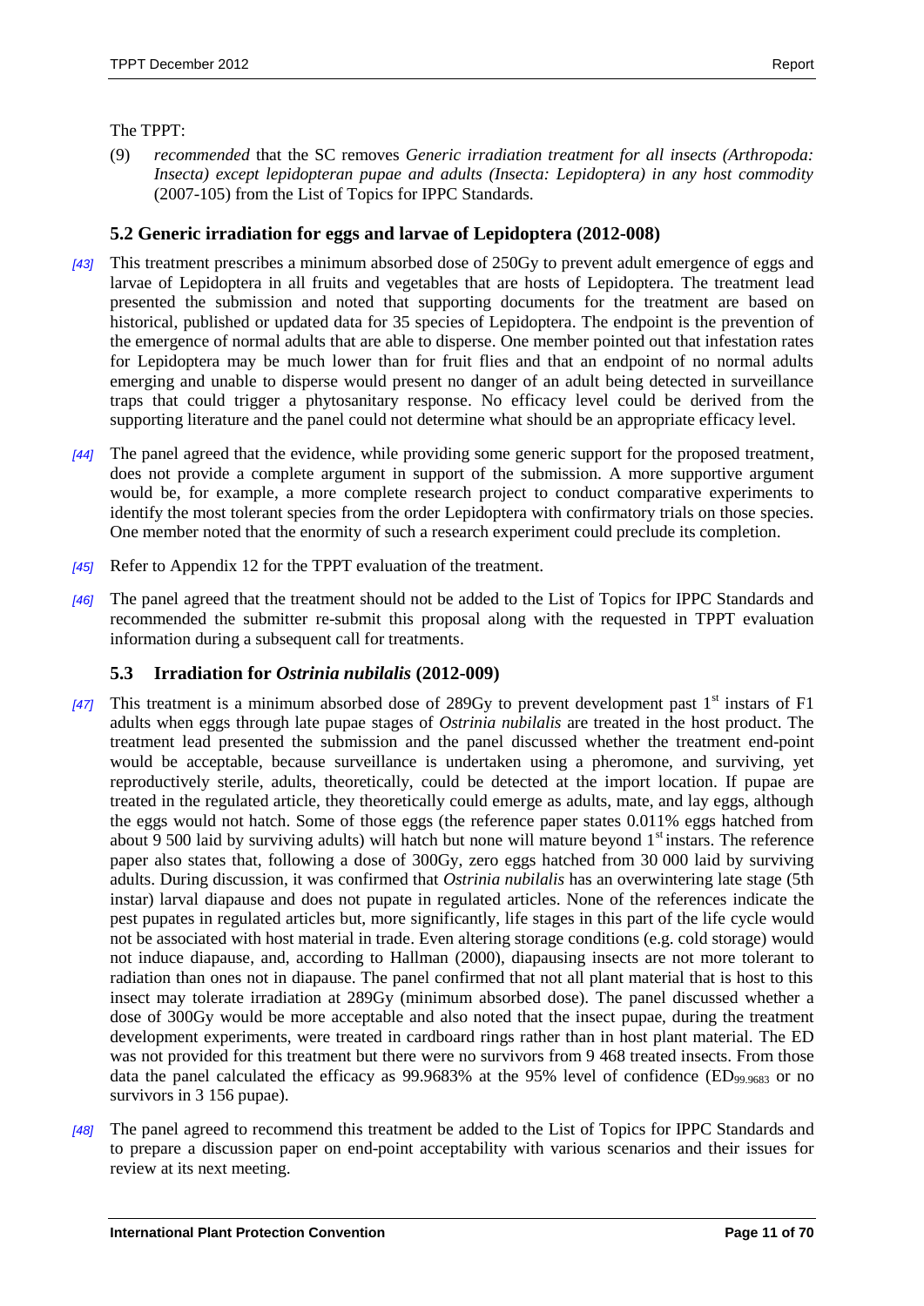The TPPT:

(9) *recommended* that the SC removes *Generic irradiation treatment for all insects (Arthropoda: Insecta) except lepidopteran pupae and adults (Insecta: Lepidoptera) in any host commodity* (2007-105) from the List of Topics for IPPC Standards.

## 5.2 Generic irradiation for eggs and larvae of Lepidoptera (2012-008)

*[43]* This treatment prescribes a minimum absorbed dose of 250Gy to prevent adult emergence of eggs and larvae of Lepidoptera in all fruits and vegetables that are hosts of Lepidoptera. The treatment lead presented the submission and noted that supporting documents for the treatment are based on historical, published or updated data for 35 species of Lepidoptera. The endpoint is the prevention of the emergence of normal adults that are able to disperse. One member pointed out that infestation rates for Lepidoptera may be much lower than for fruit flies and that an endpoint of no normal adults emerging and unable to disperse would present no danger of an adult being detected in surveillance traps that could trigger a phytosanitary response. No efficacy level could be derived from the supporting literature and the panel could not determine what should be an appropriate efficacy level.

*[44]* The panel agreed that the evidence, while providing some generic support for the proposed treatment, does not provide a complete argument in support of the submission. A more supportive argument would be, for example, a more complete research project to conduct comparative experiments to identify the most tolerant species from the order Lepidoptera with confirmatory trials on those species. One member noted that the enormity of such a research experiment could preclude its completion.

*[45]* Refer to Appendix 12 for the TPPT evaluation of the treatment.

*[46]* The panel agreed that the treatment should not be added to the List of Topics for IPPC Standards and recommended the submitter re-submit this proposal along with the requested in TPPT evaluation information during a subsequent call for treatments.

## 5.3 Irradiation for *Ostrinia nubilalis* (2012-009)

*[47]* This treatment is a minimum absorbed dose of 289Gy to prevent development past 1st instars of F1 adults when eggs through late pupae stages of *Ostrinia nubilalis* are treated in the host product. The treatment lead presented the submission and the panel discussed whether the treatment end-point would be acceptable, because surveillance is undertaken using a pheromone, and surviving, yet reproductively sterile, adults, theoretically, could be detected at the import location. If pupae are treated in the regulated article, they theoretically could emerge as adults, mate, and lay eggs, although the eggs would not hatch. Some of those eggs (the reference paper states 0.011% eggs hatched from about 9 500 laid by surviving adults) will hatch but none will mature beyond 1st instars. The reference paper also states that, following a dose of 300Gy, zero eggs hatched from 30 000 laid by surviving adults. During discussion, it was confirmed that *Ostrinia nubilalis* has an overwintering late stage (5th instar) larval diapause and does not pupate in regulated articles. None of the references indicate the pest pupates in regulated articles but, more significantly, life stages in this part of the life cycle would not be associated with host material in trade. Even altering storage conditions (e.g. cold storage) would not induce diapause, and, according to Hallman (2000), diapausing insects are not more tolerant to radiation than ones not in diapause. The panel confirmed that not all plant material that is host to this insect may tolerate irradiation at 289Gy (minimum absorbed dose). The panel discussed whether a dose of 300Gy would be more acceptable and also noted that the insect pupae, during the treatment development experiments, were treated in cardboard rings rather than in host plant material. The ED was not provided for this treatment but there were no survivors from 9 468 treated insects. From those data the panel calculated the efficacy as 99.9683% at the 95% level of confidence ($ED_{99.9683}$ or no survivors in 3 156 pupae).

*[48]* The panel agreed to recommend this treatment be added to the List of Topics for IPPC Standards and to prepare a discussion paper on end-point acceptability with various scenarios and their issues for review at its next meeting.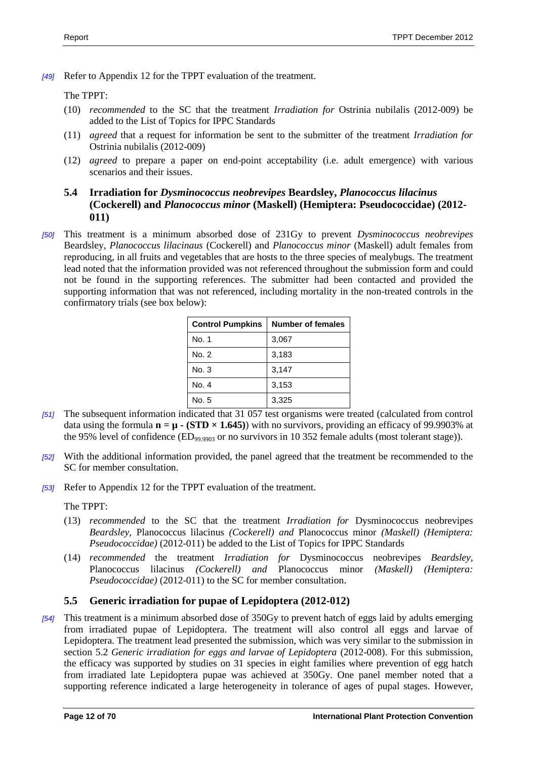*[49]* Refer to Appendix 12 for the TPPT evaluation of the treatment.

The TPPT:

(10) *recommended* to the SC that the treatment *Irradiation for* Ostrinia nubilalis (2012-009) be added to the List of Topics for IPPC Standards

(11) *agreed* that a request for information be sent to the submitter of the treatment *Irradiation for* Ostrinia nubilalis (2012-009)

(12) *agreed* to prepare a paper on end-point acceptability (i.e. adult emergence) with various scenarios and their issues.

### 5.4 Irradiation for *Dysminococcus neobrevipes* Beardsley, *Planococcus lilacinus* (Cockerell) and *Planococcus minor* (Maskell) (Hemiptera: Pseudococcidae) (2012-011)

*[50]* This treatment is a minimum absorbed dose of 231Gy to prevent *Dysminococcus neobrevipes* Beardsley, *Planococcus lilacinaus* (Cockerell) and *Planococcus minor* (Maskell) adult females from reproducing, in all fruits and vegetables that are hosts to the three species of mealybugs. The treatment lead noted that the information provided was not referenced throughout the submission form and could not be found in the supporting references. The submitter had been contacted and provided the supporting information that was not referenced, including mortality in the non-treated controls in the confirmatory trials (see box below):

| Control Pumpkins | Number of females |
|---|---|
| No. 1 | 3,067 |
| No. 2 | 3,183 |
| No. 3 | 3,147 |
| No. 4 | 3,153 |
| No. 5 | 3,325 |

*[51]* The subsequent information indicated that 31 057 test organisms were treated (calculated from control data using the formula **n = μ - (STD × 1.645)**) with no survivors, providing an efficacy of 99.9903% at the 95% level of confidence ($ED_{99.9903}$ or no survivors in 10 352 female adults (most tolerant stage)).

*[52]* With the additional information provided, the panel agreed that the treatment be recommended to the SC for member consultation.

*[53]* Refer to Appendix 12 for the TPPT evaluation of the treatment.

The TPPT:

(13) *recommended* to the SC that the treatment *Irradiation for* Dysminococcus neobrevipes *Beardsley*, Planococcus lilacinus *(Cockerell) and* Planococcus minor *(Maskell) (Hemiptera: Pseudococcidae)* (2012-011) be added to the List of Topics for IPPC Standards

(14) *recommended* the treatment *Irradiation for* Dysminococcus neobrevipes *Beardsley*, Planococcus lilacinus *(Cockerell) and* Planococcus minor *(Maskell) (Hemiptera: Pseudococcidae)* (2012-011) to the SC for member consultation.

### 5.5 Generic irradiation for pupae of Lepidoptera (2012-012)

*[54]* This treatment is a minimum absorbed dose of 350Gy to prevent hatch of eggs laid by adults emerging from irradiated pupae of Lepidoptera. The treatment will also control all eggs and larvae of Lepidoptera. The treatment lead presented the submission, which was very similar to the submission in section 5.2 *Generic irradiation for eggs and larvae of Lepidoptera* (2012-008). For this submission, the efficacy was supported by studies on 31 species in eight families where prevention of egg hatch from irradiated late Lepidoptera pupae was achieved at 350Gy. One panel member noted that a supporting reference indicated a large heterogeneity in tolerance of ages of pupal stages. However,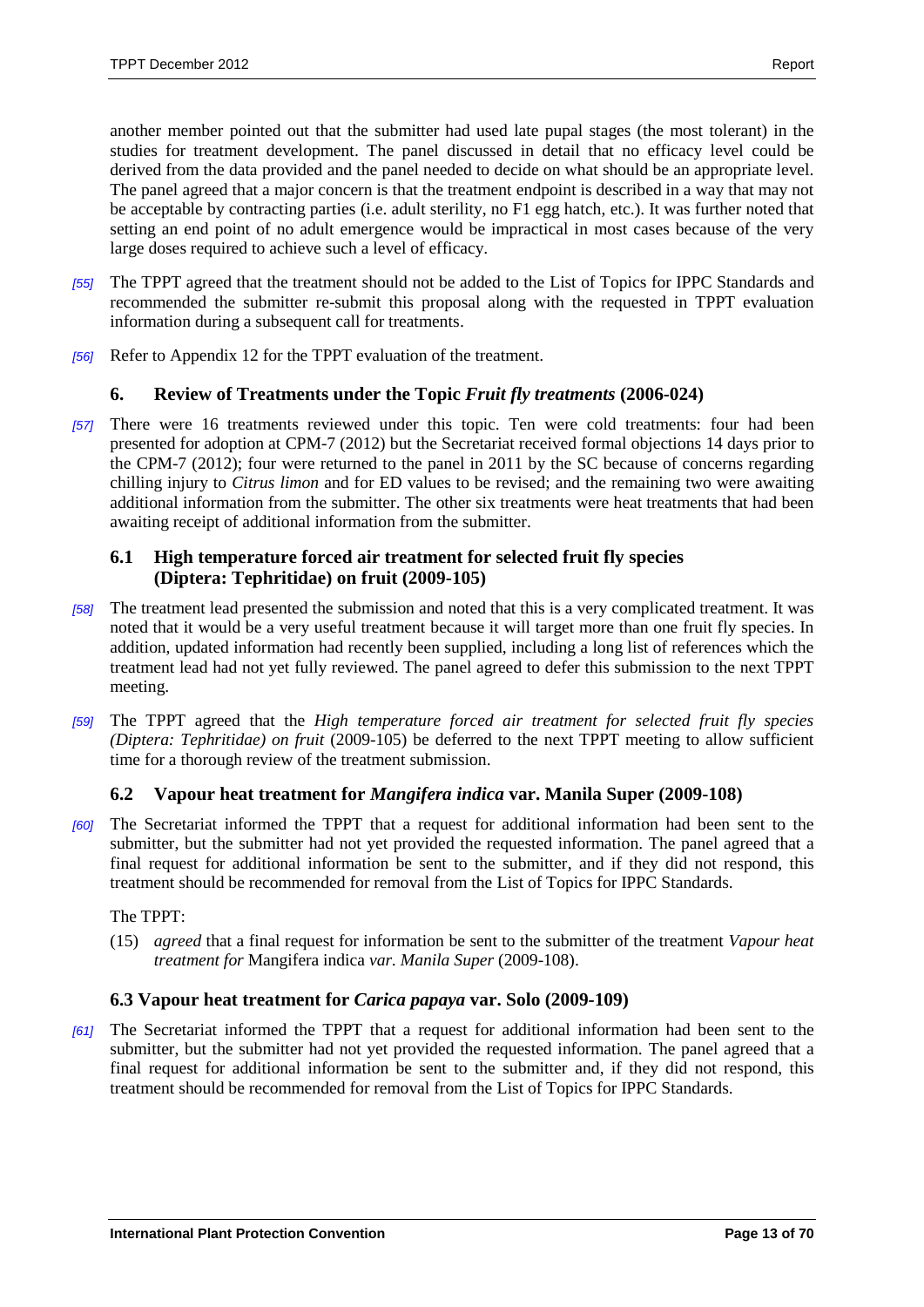another member pointed out that the submitter had used late pupal stages (the most tolerant) in the studies for treatment development. The panel discussed in detail that no efficacy level could be derived from the data provided and the panel needed to decide on what should be an appropriate level. The panel agreed that a major concern is that the treatment endpoint is described in a way that may not be acceptable by contracting parties (i.e. adult sterility, no F1 egg hatch, etc.). It was further noted that setting an end point of no adult emergence would be impractical in most cases because of the very large doses required to achieve such a level of efficacy.

*[55]* The TPPT agreed that the treatment should not be added to the List of Topics for IPPC Standards and recommended the submitter re-submit this proposal along with the requested in TPPT evaluation information during a subsequent call for treatments.

*[56]* Refer to Appendix 12 for the TPPT evaluation of the treatment.

## 6. Review of Treatments under the Topic *Fruit fly treatments* (2006-024)

*[57]* There were 16 treatments reviewed under this topic. Ten were cold treatments: four had been presented for adoption at CPM-7 (2012) but the Secretariat received formal objections 14 days prior to the CPM-7 (2012); four were returned to the panel in 2011 by the SC because of concerns regarding chilling injury to *Citrus limon* and for ED values to be revised; and the remaining two were awaiting additional information from the submitter. The other six treatments were heat treatments that had been awaiting receipt of additional information from the submitter.

### 6.1 High temperature forced air treatment for selected fruit fly species (Diptera: Tephritidae) on fruit (2009-105)

*[58]* The treatment lead presented the submission and noted that this is a very complicated treatment. It was noted that it would be a very useful treatment because it will target more than one fruit fly species. In addition, updated information had recently been supplied, including a long list of references which the treatment lead had not yet fully reviewed. The panel agreed to defer this submission to the next TPPT meeting.

*[59]* The TPPT agreed that the *High temperature forced air treatment for selected fruit fly species (Diptera: Tephritidae) on fruit* (2009-105) be deferred to the next TPPT meeting to allow sufficient time for a thorough review of the treatment submission.

### 6.2 Vapour heat treatment for *Mangifera indica* var. Manila Super (2009-108)

*[60]* The Secretariat informed the TPPT that a request for additional information had been sent to the submitter, but the submitter had not yet provided the requested information. The panel agreed that a final request for additional information be sent to the submitter, and if they did not respond, this treatment should be recommended for removal from the List of Topics for IPPC Standards.

The TPPT:

(15) *agreed* that a final request for information be sent to the submitter of the treatment *Vapour heat treatment for* Mangifera indica *var. Manila Super* (2009-108).

### 6.3 Vapour heat treatment for *Carica papaya* var. Solo (2009-109)

*[61]* The Secretariat informed the TPPT that a request for additional information had been sent to the submitter, but the submitter had not yet provided the requested information. The panel agreed that a final request for additional information be sent to the submitter and, if they did not respond, this treatment should be recommended for removal from the List of Topics for IPPC Standards.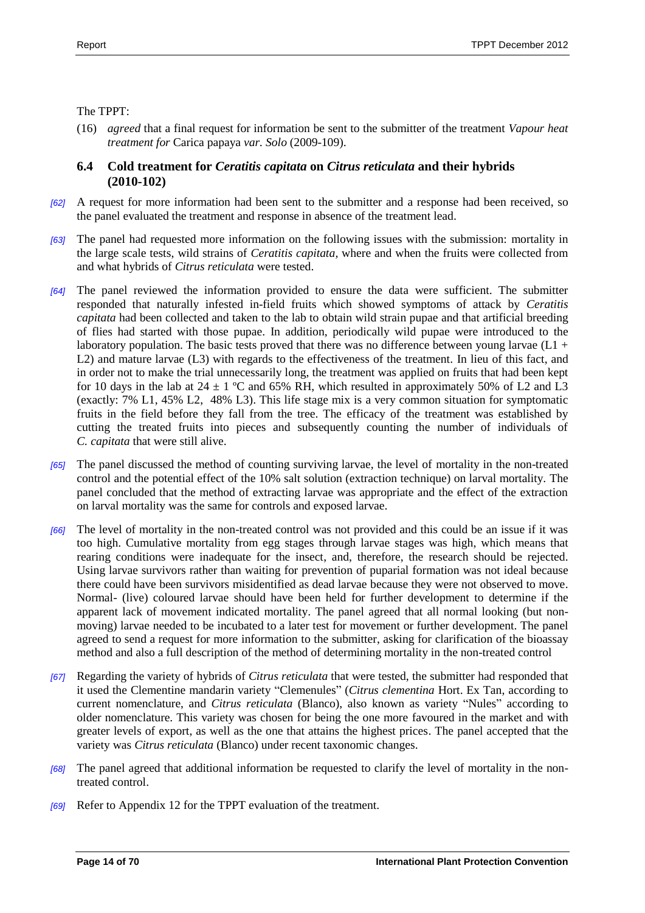The TPPT:

(16) *agreed* that a final request for information be sent to the submitter of the treatment *Vapour heat treatment for* Carica papaya *var. Solo* (2009-109).

## 6.4 Cold treatment for *Ceratitis capitata* on *Citrus reticulata* and their hybrids (2010-102)

*[62]* A request for more information had been sent to the submitter and a response had been received, so the panel evaluated the treatment and response in absence of the treatment lead.

*[63]* The panel had requested more information on the following issues with the submission: mortality in the large scale tests, wild strains of *Ceratitis capitata,* where and when the fruits were collected from and what hybrids of *Citrus reticulata* were tested.

*[64]* The panel reviewed the information provided to ensure the data were sufficient. The submitter responded that naturally infested in-field fruits which showed symptoms of attack by *Ceratitis capitata* had been collected and taken to the lab to obtain wild strain pupae and that artificial breeding of flies had started with those pupae. In addition, periodically wild pupae were introduced to the laboratory population. The basic tests proved that there was no difference between young larvae (L1 + L2) and mature larvae (L3) with regards to the effectiveness of the treatment. In lieu of this fact, and in order not to make the trial unnecessarily long, the treatment was applied on fruits that had been kept for 10 days in the lab at 24 ± 1 ºC and 65% RH, which resulted in approximately 50% of L2 and L3 (exactly: 7% L1, 45% L2, 48% L3). This life stage mix is a very common situation for symptomatic fruits in the field before they fall from the tree. The efficacy of the treatment was established by cutting the treated fruits into pieces and subsequently counting the number of individuals of *C. capitata* that were still alive.

*[65]* The panel discussed the method of counting surviving larvae, the level of mortality in the non-treated control and the potential effect of the 10% salt solution (extraction technique) on larval mortality. The panel concluded that the method of extracting larvae was appropriate and the effect of the extraction on larval mortality was the same for controls and exposed larvae.

*[66]* The level of mortality in the non-treated control was not provided and this could be an issue if it was too high. Cumulative mortality from egg stages through larvae stages was high, which means that rearing conditions were inadequate for the insect, and, therefore, the research should be rejected. Using larvae survivors rather than waiting for prevention of puparial formation was not ideal because there could have been survivors misidentified as dead larvae because they were not observed to move. Normal- (live) coloured larvae should have been held for further development to determine if the apparent lack of movement indicated mortality. The panel agreed that all normal looking (but non-moving) larvae needed to be incubated to a later test for movement or further development. The panel agreed to send a request for more information to the submitter, asking for clarification of the bioassay method and also a full description of the method of determining mortality in the non-treated control

*[67]* Regarding the variety of hybrids of *Citrus reticulata* that were tested, the submitter had responded that it used the Clementine mandarin variety "Clemenules" (*Citrus clementina* Hort. Ex Tan, according to current nomenclature, and *Citrus reticulata* (Blanco), also known as variety "Nules" according to older nomenclature. This variety was chosen for being the one more favoured in the market and with greater levels of export, as well as the one that attains the highest prices. The panel accepted that the variety was *Citrus reticulata* (Blanco) under recent taxonomic changes.

*[68]* The panel agreed that additional information be requested to clarify the level of mortality in the non-treated control.

*[69]* Refer to Appendix 12 for the TPPT evaluation of the treatment.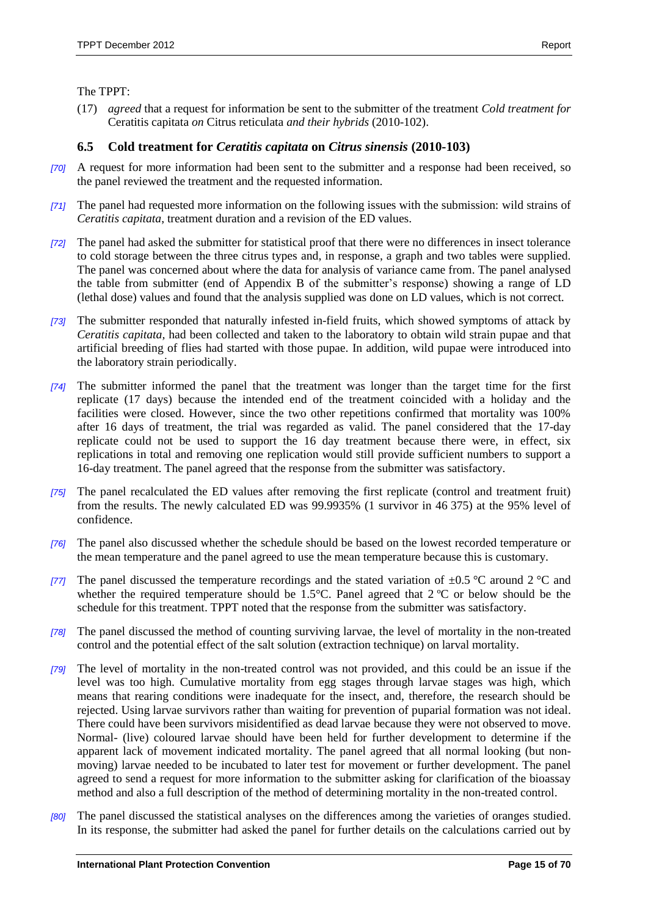The TPPT:

(17) *agreed* that a request for information be sent to the submitter of the treatment *Cold treatment for* Ceratitis capitata *on* Citrus reticulata *and their hybrids* (2010-102).

### 6.5 Cold treatment for *Ceratitis capitata* on *Citrus sinensis* (2010-103)

*[70]* A request for more information had been sent to the submitter and a response had been received, so the panel reviewed the treatment and the requested information.

*[71]* The panel had requested more information on the following issues with the submission: wild strains of *Ceratitis capitata*, treatment duration and a revision of the ED values.

*[72]* The panel had asked the submitter for statistical proof that there were no differences in insect tolerance to cold storage between the three citrus types and, in response, a graph and two tables were supplied. The panel was concerned about where the data for analysis of variance came from. The panel analysed the table from submitter (end of Appendix B of the submitter's response) showing a range of LD (lethal dose) values and found that the analysis supplied was done on LD values, which is not correct.

*[73]* The submitter responded that naturally infested in-field fruits, which showed symptoms of attack by *Ceratitis capitata*, had been collected and taken to the laboratory to obtain wild strain pupae and that artificial breeding of flies had started with those pupae. In addition, wild pupae were introduced into the laboratory strain periodically.

*[74]* The submitter informed the panel that the treatment was longer than the target time for the first replicate (17 days) because the intended end of the treatment coincided with a holiday and the facilities were closed. However, since the two other repetitions confirmed that mortality was 100% after 16 days of treatment, the trial was regarded as valid. The panel considered that the 17-day replicate could not be used to support the 16 day treatment because there were, in effect, six replications in total and removing one replication would still provide sufficient numbers to support a 16-day treatment. The panel agreed that the response from the submitter was satisfactory.

*[75]* The panel recalculated the ED values after removing the first replicate (control and treatment fruit) from the results. The newly calculated ED was 99.9935% (1 survivor in 46 375) at the 95% level of confidence.

*[76]* The panel also discussed whether the schedule should be based on the lowest recorded temperature or the mean temperature and the panel agreed to use the mean temperature because this is customary.

*[77]* The panel discussed the temperature recordings and the stated variation of ±0.5 °C around 2 °C and whether the required temperature should be 1.5°C. Panel agreed that 2 ºC or below should be the schedule for this treatment. TPPT noted that the response from the submitter was satisfactory.

*[78]* The panel discussed the method of counting surviving larvae, the level of mortality in the non-treated control and the potential effect of the salt solution (extraction technique) on larval mortality.

*[79]* The level of mortality in the non-treated control was not provided, and this could be an issue if the level was too high. Cumulative mortality from egg stages through larvae stages was high, which means that rearing conditions were inadequate for the insect, and, therefore, the research should be rejected. Using larvae survivors rather than waiting for prevention of puparial formation was not ideal. There could have been survivors misidentified as dead larvae because they were not observed to move. Normal- (live) coloured larvae should have been held for further development to determine if the apparent lack of movement indicated mortality. The panel agreed that all normal looking (but non-moving) larvae needed to be incubated to later test for movement or further development. The panel agreed to send a request for more information to the submitter asking for clarification of the bioassay method and also a full description of the method of determining mortality in the non-treated control.

*[80]* The panel discussed the statistical analyses on the differences among the varieties of oranges studied. In its response, the submitter had asked the panel for further details on the calculations carried out by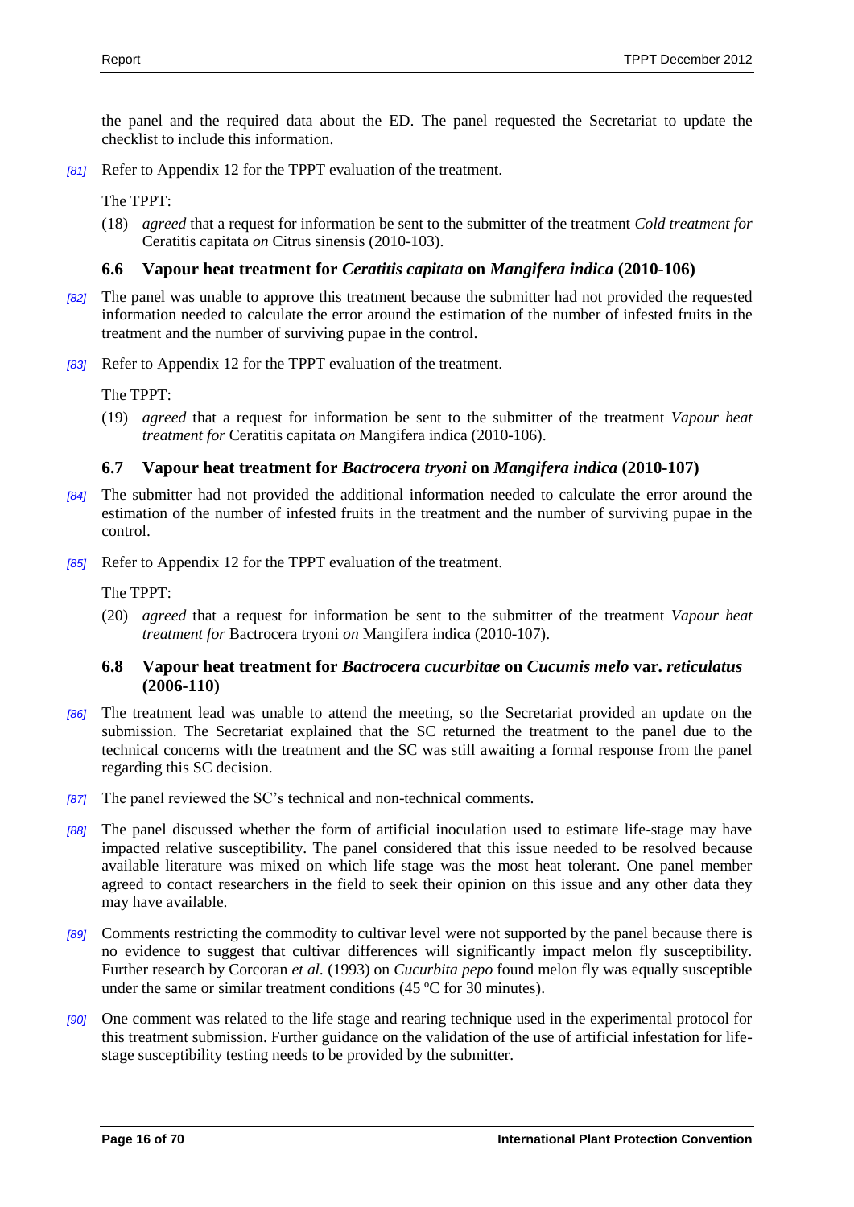the panel and the required data about the ED. The panel requested the Secretariat to update the checklist to include this information.

*[81]* Refer to Appendix 12 for the TPPT evaluation of the treatment.

The TPPT:

(18) *agreed* that a request for information be sent to the submitter of the treatment *Cold treatment for* Ceratitis capitata *on* Citrus sinensis (2010-103).

### 6.6 Vapour heat treatment for *Ceratitis capitata* on *Mangifera indica* (2010-106)

*[82]* The panel was unable to approve this treatment because the submitter had not provided the requested information needed to calculate the error around the estimation of the number of infested fruits in the treatment and the number of surviving pupae in the control.

*[83]* Refer to Appendix 12 for the TPPT evaluation of the treatment.

The TPPT:

(19) *agreed* that a request for information be sent to the submitter of the treatment *Vapour heat treatment for* Ceratitis capitata *on* Mangifera indica (2010-106).

### 6.7 Vapour heat treatment for *Bactrocera tryoni* on *Mangifera indica* (2010-107)

*[84]* The submitter had not provided the additional information needed to calculate the error around the estimation of the number of infested fruits in the treatment and the number of surviving pupae in the control.

*[85]* Refer to Appendix 12 for the TPPT evaluation of the treatment.

The TPPT:

(20) *agreed* that a request for information be sent to the submitter of the treatment *Vapour heat treatment for* Bactrocera tryoni *on* Mangifera indica (2010-107).

### 6.8 Vapour heat treatment for *Bactrocera cucurbitae* on *Cucumis melo* var. *reticulatus* (2006-110)

*[86]* The treatment lead was unable to attend the meeting, so the Secretariat provided an update on the submission. The Secretariat explained that the SC returned the treatment to the panel due to the technical concerns with the treatment and the SC was still awaiting a formal response from the panel regarding this SC decision.

*[87]* The panel reviewed the SC's technical and non-technical comments.

*[88]* The panel discussed whether the form of artificial inoculation used to estimate life-stage may have impacted relative susceptibility. The panel considered that this issue needed to be resolved because available literature was mixed on which life stage was the most heat tolerant. One panel member agreed to contact researchers in the field to seek their opinion on this issue and any other data they may have available.

*[89]* Comments restricting the commodity to cultivar level were not supported by the panel because there is no evidence to suggest that cultivar differences will significantly impact melon fly susceptibility. Further research by Corcoran *et al.* (1993) on *Cucurbita pepo* found melon fly was equally susceptible under the same or similar treatment conditions (45 ºC for 30 minutes).

*[90]* One comment was related to the life stage and rearing technique used in the experimental protocol for this treatment submission. Further guidance on the validation of the use of artificial infestation for life-stage susceptibility testing needs to be provided by the submitter.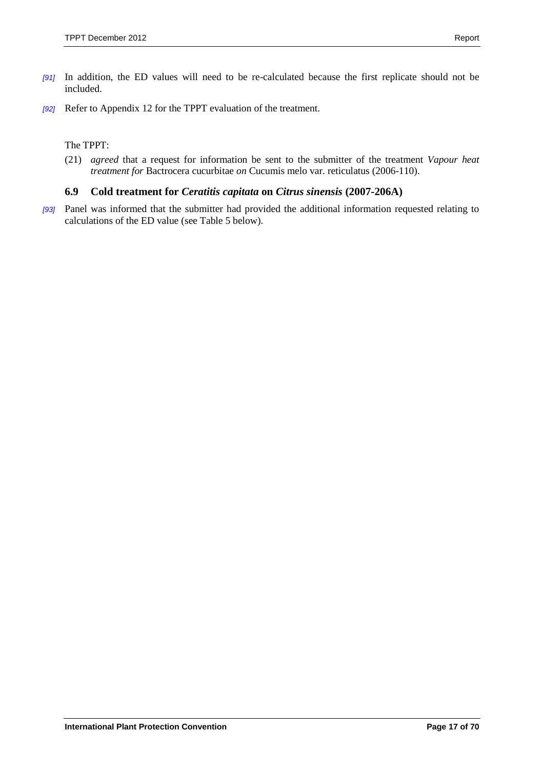*[91]* In addition, the ED values will need to be re-calculated because the first replicate should not be included.

*[92]* Refer to Appendix 12 for the TPPT evaluation of the treatment.

The TPPT:

(21) *agreed* that a request for information be sent to the submitter of the treatment *Vapour heat treatment for* Bactrocera cucurbitae *on* Cucumis melo var. reticulatus (2006-110).

### 6.9 Cold treatment for *Ceratitis capitata* on *Citrus sinensis* (2007-206A)

*[93]* Panel was informed that the submitter had provided the additional information requested relating to calculations of the ED value (see Table 5 below).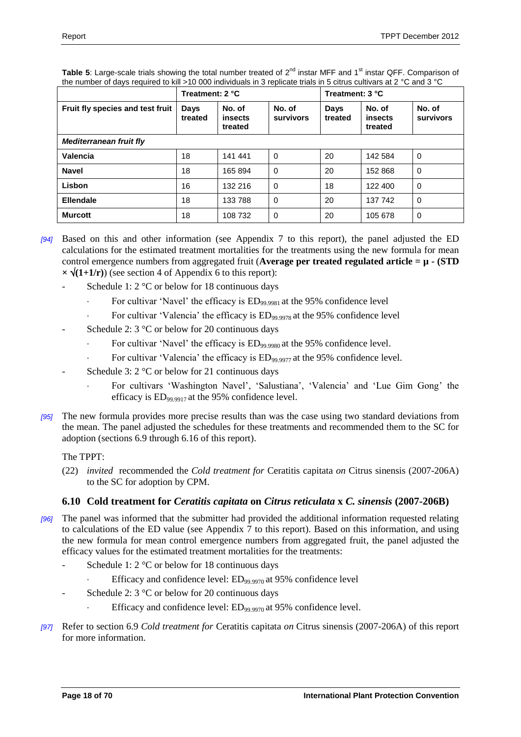**Table 5**: Large-scale trials showing the total number treated of 2nd instar MFF and 1st instar QFF. Comparison of the number of days required to kill >10 000 individuals in 3 replicate trials in 5 citrus cultivars at 2 °C and 3 °C

| | Treatment: 2 °C | | | Treatment: 3 °C | | |
|---|---|---|---|---|---|---|
| **Fruit fly species and test fruit** | **Days treated** | **No. of insects treated** | **No. of survivors** | **Days treated** | **No. of insects treated** | **No. of survivors** |
| ***Mediterranean fruit fly*** | | | | | | |
| **Valencia** | 18 | 141 441 | 0 | 20 | 142 584 | 0 |
| **Navel** | 18 | 165 894 | 0 | 20 | 152 868 | 0 |
| **Lisbon** | 16 | 132 216 | 0 | 18 | 122 400 | 0 |
| **Ellendale** | 18 | 133 788 | 0 | 20 | 137 742 | 0 |
| **Murcott** | 18 | 108 732 | 0 | 20 | 105 678 | 0 |

*[94]* Based on this and other information (see Appendix 7 to this report), the panel adjusted the ED calculations for the estimated treatment mortalities for the treatments using the new formula for mean control emergence numbers from aggregated fruit (**Average per treated regulated article = $\mu$ - (STD $\times \sqrt{(1+1/r)}$)**) (see section 4 of Appendix 6 to this report):

- Schedule 1: 2 °C or below for 18 continuous days
  - For cultivar 'Navel' the efficacy is $ED_{99.9981}$ at the 95% confidence level
  - For cultivar 'Valencia' the efficacy is $ED_{99.9978}$ at the 95% confidence level
- Schedule 2: 3 °C or below for 20 continuous days
  - For cultivar 'Navel' the efficacy is $ED_{99.9980}$ at the 95% confidence level.
  - For cultivar 'Valencia' the efficacy is $ED_{99.9977}$ at the 95% confidence level.
- Schedule 3: 2 °C or below for 21 continuous days
  - For cultivars 'Washington Navel', 'Salustiana', 'Valencia' and 'Lue Gim Gong' the efficacy is $ED_{99.9917}$ at the 95% confidence level.

*[95]* The new formula provides more precise results than was the case using two standard deviations from the mean. The panel adjusted the schedules for these treatments and recommended them to the SC for adoption (sections 6.9 through 6.16 of this report).

The TPPT:

(22) *invited* recommended the *Cold treatment for* Ceratitis capitata *on* Citrus sinensis (2007-206A) to the SC for adoption by CPM.

### 6.10 Cold treatment for *Ceratitis capitata* on *Citrus reticulata* x *C. sinensis* (2007-206B)

*[96]* The panel was informed that the submitter had provided the additional information requested relating to calculations of the ED value (see Appendix 7 to this report). Based on this information, and using the new formula for mean control emergence numbers from aggregated fruit, the panel adjusted the efficacy values for the estimated treatment mortalities for the treatments:

- Schedule 1: 2 °C or below for 18 continuous days
  - Efficacy and confidence level: $ED_{99.9970}$ at 95% confidence level
- Schedule 2: 3 °C or below for 20 continuous days
  - Efficacy and confidence level: $ED_{99.9970}$ at 95% confidence level.

*[97]* Refer to section 6.9 *Cold treatment for* Ceratitis capitata *on* Citrus sinensis (2007-206A) of this report for more information.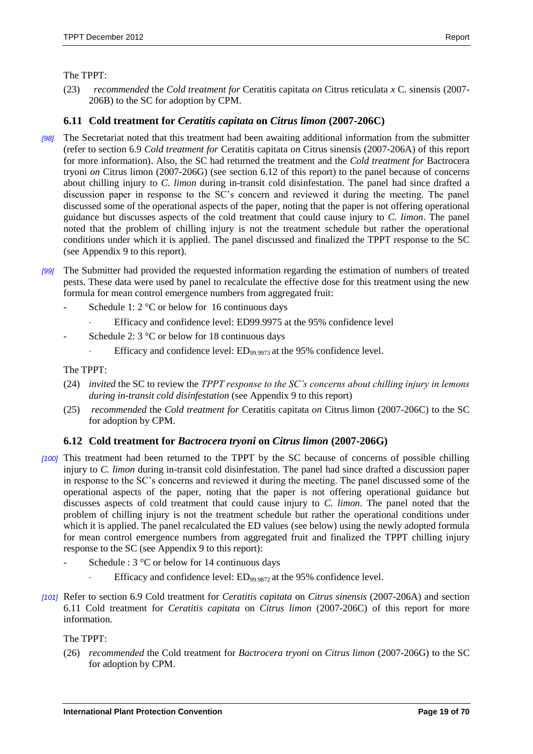The TPPT:

(23) *recommended* the *Cold treatment for* Ceratitis capitata *on* Citrus reticulata *x* C. sinensis (2007-206B) to the SC for adoption by CPM.

## 6.11 Cold treatment for *Ceratitis capitata* on *Citrus limon* (2007-206C)

*[98]* The Secretariat noted that this treatment had been awaiting additional information from the submitter (refer to section 6.9 *Cold treatment for* Ceratitis capitata *on* Citrus sinensis (2007-206A) of this report for more information). Also, the SC had returned the treatment and the *Cold treatment for* Bactrocera tryoni *on* Citrus limon (2007-206G) (see section 6.12 of this report) to the panel because of concerns about chilling injury to *C. limon* during in-transit cold disinfestation. The panel had since drafted a discussion paper in response to the SC's concern and reviewed it during the meeting. The panel discussed some of the operational aspects of the paper, noting that the paper is not offering operational guidance but discusses aspects of the cold treatment that could cause injury to *C. limon*. The panel noted that the problem of chilling injury is not the treatment schedule but rather the operational conditions under which it is applied. The panel discussed and finalized the TPPT response to the SC (see Appendix 9 to this report).

*[99]* The Submitter had provided the requested information regarding the estimation of numbers of treated pests. These data were used by panel to recalculate the effective dose for this treatment using the new formula for mean control emergence numbers from aggregated fruit:

- Schedule 1: 2 °C or below for 16 continuous days
  - Efficacy and confidence level: ED99.9975 at the 95% confidence level
- Schedule 2: 3 °C or below for 18 continuous days
  - Efficacy and confidence level: $ED_{99.9973}$ at the 95% confidence level.

The TPPT:

(24) *invited* the SC to review the *TPPT response to the SC's concerns about chilling injury in lemons during in-transit cold disinfestation* (see Appendix 9 to this report)

(25) *recommended* the *Cold treatment for* Ceratitis capitata *on* Citrus limon (2007-206C) to the SC for adoption by CPM.

## 6.12 Cold treatment for *Bactrocera tryoni* on *Citrus limon* (2007-206G)

*[100]* This treatment had been returned to the TPPT by the SC because of concerns of possible chilling injury to *C. limon* during in-transit cold disinfestation. The panel had since drafted a discussion paper in response to the SC's concerns and reviewed it during the meeting. The panel discussed some of the operational aspects of the paper, noting that the paper is not offering operational guidance but discusses aspects of cold treatment that could cause injury to *C. limon*. The panel noted that the problem of chilling injury is not the treatment schedule but rather the operational conditions under which it is applied. The panel recalculated the ED values (see below) using the newly adopted formula for mean control emergence numbers from aggregated fruit and finalized the TPPT chilling injury response to the SC (see Appendix 9 to this report):

- Schedule : 3 °C or below for 14 continuous days
  - Efficacy and confidence level: $ED_{99.9872}$ at the 95% confidence level.

*[101]* Refer to section 6.9 Cold treatment for *Ceratitis capitata* on *Citrus sinensis* (2007-206A) and section 6.11 Cold treatment for *Ceratitis capitata* on *Citrus limon* (2007-206C) of this report for more information.

The TPPT:

(26) *recommended* the Cold treatment for *Bactrocera tryoni* on *Citrus limon* (2007-206G) to the SC for adoption by CPM.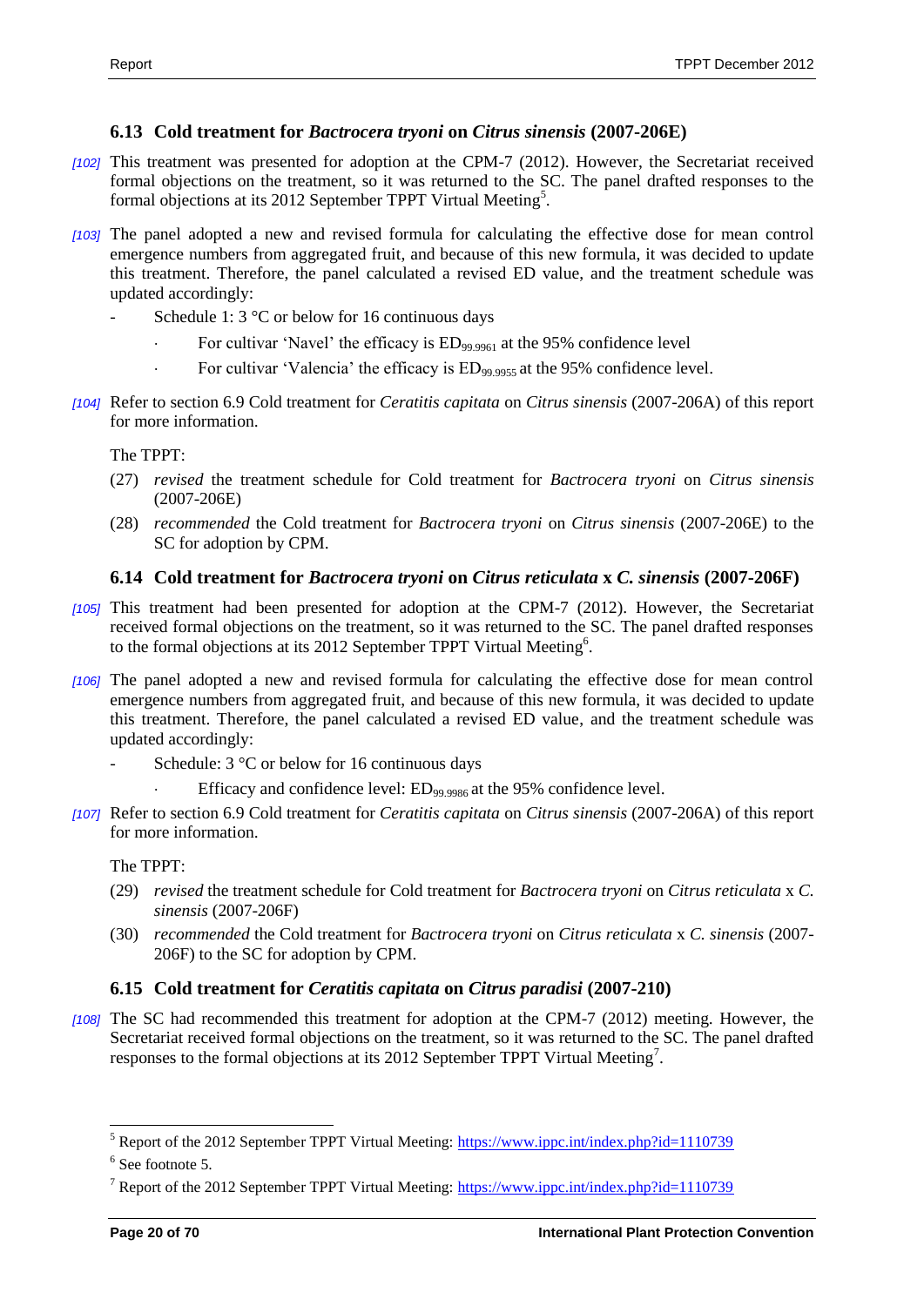### 6.13 Cold treatment for *Bactrocera tryoni* on *Citrus sinensis* (2007-206E)

*[102]* This treatment was presented for adoption at the CPM-7 (2012). However, the Secretariat received formal objections on the treatment, so it was returned to the SC. The panel drafted responses to the formal objections at its 2012 September TPPT Virtual Meeting[5].

*[103]* The panel adopted a new and revised formula for calculating the effective dose for mean control emergence numbers from aggregated fruit, and because of this new formula, it was decided to update this treatment. Therefore, the panel calculated a revised ED value, and the treatment schedule was updated accordingly:

- Schedule 1: 3 °C or below for 16 continuous days
    - For cultivar 'Navel' the efficacy is $ED_{99.9961}$ at the 95% confidence level
    - For cultivar 'Valencia' the efficacy is $ED_{99.9955}$ at the 95% confidence level.

*[104]* Refer to section 6.9 Cold treatment for *Ceratitis capitata* on *Citrus sinensis* (2007-206A) of this report for more information.

The TPPT:

(27) *revised* the treatment schedule for Cold treatment for *Bactrocera tryoni* on *Citrus sinensis* (2007-206E)

(28) *recommended* the Cold treatment for *Bactrocera tryoni* on *Citrus sinensis* (2007-206E) to the SC for adoption by CPM.

### 6.14 Cold treatment for *Bactrocera tryoni* on *Citrus reticulata* x *C. sinensis* (2007-206F)

*[105]* This treatment had been presented for adoption at the CPM-7 (2012). However, the Secretariat received formal objections on the treatment, so it was returned to the SC. The panel drafted responses to the formal objections at its 2012 September TPPT Virtual Meeting[6].

*[106]* The panel adopted a new and revised formula for calculating the effective dose for mean control emergence numbers from aggregated fruit, and because of this new formula, it was decided to update this treatment. Therefore, the panel calculated a revised ED value, and the treatment schedule was updated accordingly:

- Schedule: 3 °C or below for 16 continuous days
    - Efficacy and confidence level: $ED_{99.9986}$ at the 95% confidence level.

*[107]* Refer to section 6.9 Cold treatment for *Ceratitis capitata* on *Citrus sinensis* (2007-206A) of this report for more information.

The TPPT:

(29) *revised* the treatment schedule for Cold treatment for *Bactrocera tryoni* on *Citrus reticulata* x *C. sinensis* (2007-206F)

(30) *recommended* the Cold treatment for *Bactrocera tryoni* on *Citrus reticulata* x *C. sinensis* (2007-206F) to the SC for adoption by CPM.

### 6.15 Cold treatment for *Ceratitis capitata* on *Citrus paradisi* (2007-210)

*[108]* The SC had recommended this treatment for adoption at the CPM-7 (2012) meeting. However, the Secretariat received formal objections on the treatment, so it was returned to the SC. The panel drafted responses to the formal objections at its 2012 September TPPT Virtual Meeting[7].

---

[5] Report of the 2012 September TPPT Virtual Meeting: https://www.ippc.int/index.php?id=1110739

[6] See footnote 5.

[7] Report of the 2012 September TPPT Virtual Meeting: https://www.ippc.int/index.php?id=1110739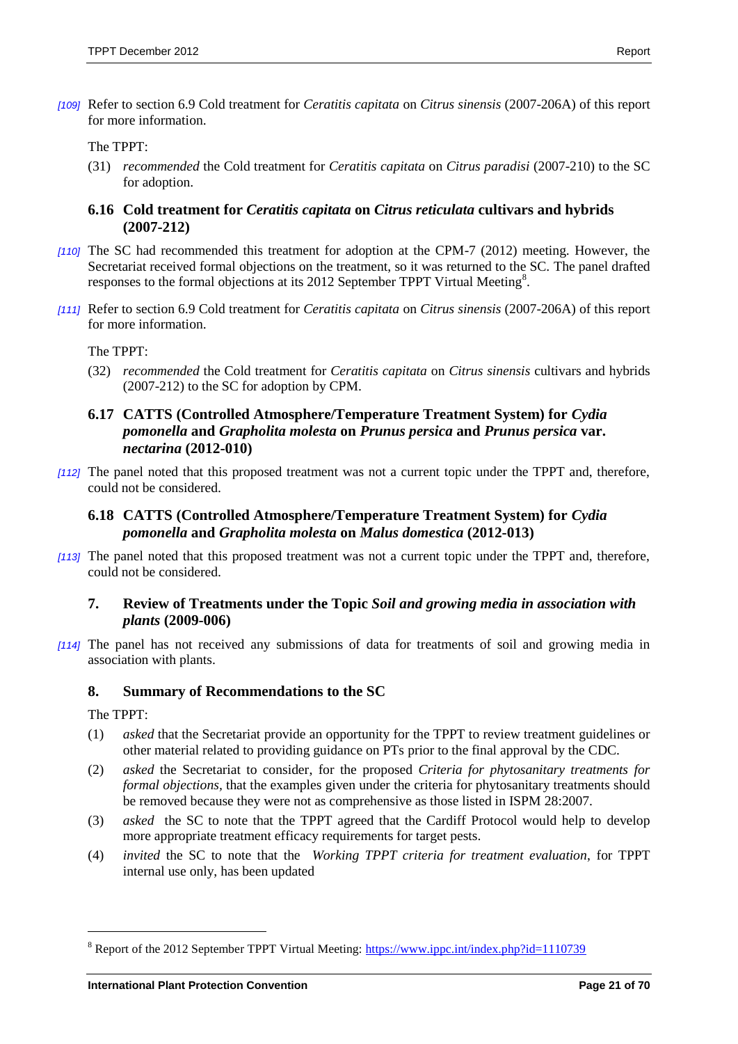*[109]* Refer to section 6.9 Cold treatment for *Ceratitis capitata* on *Citrus sinensis* (2007-206A) of this report for more information.

The TPPT:

(31) *recommended* the Cold treatment for *Ceratitis capitata* on *Citrus paradisi* (2007-210) to the SC for adoption.

### 6.16 Cold treatment for *Ceratitis capitata* on *Citrus reticulata* cultivars and hybrids (2007-212)

*[110]* The SC had recommended this treatment for adoption at the CPM-7 (2012) meeting. However, the Secretariat received formal objections on the treatment, so it was returned to the SC. The panel drafted responses to the formal objections at its 2012 September TPPT Virtual Meeting[8].

*[111]* Refer to section 6.9 Cold treatment for *Ceratitis capitata* on *Citrus sinensis* (2007-206A) of this report for more information.

The TPPT:

(32) *recommended* the Cold treatment for *Ceratitis capitata* on *Citrus sinensis* cultivars and hybrids (2007-212) to the SC for adoption by CPM.

### 6.17 CATTS (Controlled Atmosphere/Temperature Treatment System) for *Cydia pomonella* and *Grapholita molesta* on *Prunus persica* and *Prunus persica* var. *nectarina* (2012-010)

*[112]* The panel noted that this proposed treatment was not a current topic under the TPPT and, therefore, could not be considered.

### 6.18 CATTS (Controlled Atmosphere/Temperature Treatment System) for *Cydia pomonella* and *Grapholita molesta* on *Malus domestica* (2012-013)

*[113]* The panel noted that this proposed treatment was not a current topic under the TPPT and, therefore, could not be considered.

## 7. Review of Treatments under the Topic *Soil and growing media in association with plants* (2009-006)

*[114]* The panel has not received any submissions of data for treatments of soil and growing media in association with plants.

## 8. Summary of Recommendations to the SC

The TPPT:

(1) *asked* that the Secretariat provide an opportunity for the TPPT to review treatment guidelines or other material related to providing guidance on PTs prior to the final approval by the CDC.

(2) *asked* the Secretariat to consider, for the proposed *Criteria for phytosanitary treatments for formal objections*, that the examples given under the criteria for phytosanitary treatments should be removed because they were not as comprehensive as those listed in ISPM 28:2007.

(3) *asked* the SC to note that the TPPT agreed that the Cardiff Protocol would help to develop more appropriate treatment efficacy requirements for target pests.

(4) *invited* the SC to note that the *Working TPPT criteria for treatment evaluation*, for TPPT internal use only, has been updated

---

[8] Report of the 2012 September TPPT Virtual Meeting: https://www.ippc.int/index.php?id=1110739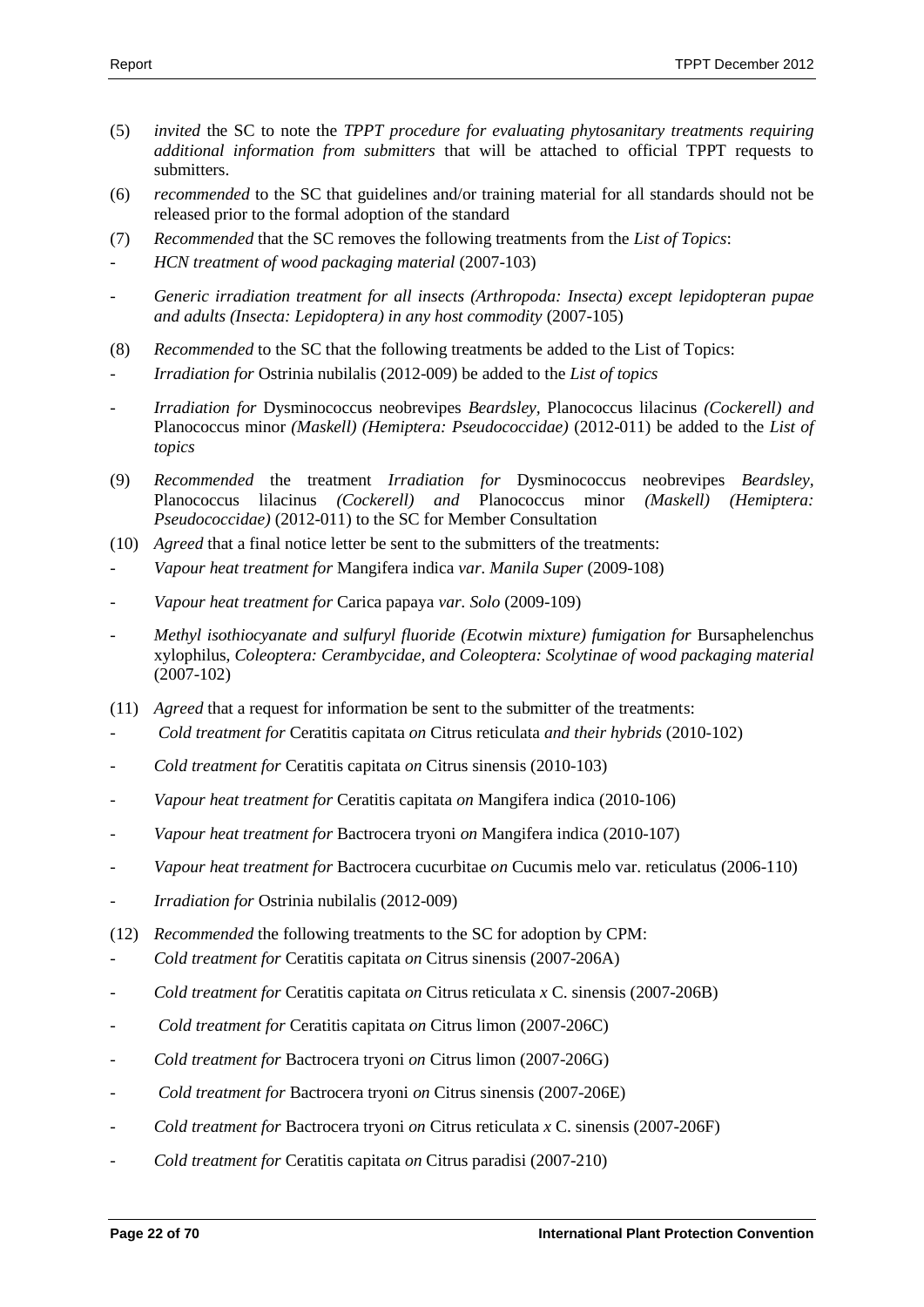(5) *invited* the SC to note the *TPPT procedure for evaluating phytosanitary treatments requiring additional information from submitters* that will be attached to official TPPT requests to submitters.

(6) *recommended* to the SC that guidelines and/or training material for all standards should not be released prior to the formal adoption of the standard

(7) *Recommended* that the SC removes the following treatments from the *List of Topics*:

- *HCN treatment of wood packaging material* (2007-103)
- *Generic irradiation treatment for all insects (Arthropoda: Insecta) except lepidopteran pupae and adults (Insecta: Lepidoptera) in any host commodity* (2007-105)

(8) *Recommended* to the SC that the following treatments be added to the List of Topics:

- *Irradiation for* Ostrinia nubilalis (2012-009) be added to the *List of topics*
- *Irradiation for* Dysminococcus neobrevipes *Beardsley,* Planococcus lilacinus *(Cockerell) and* Planococcus minor *(Maskell) (Hemiptera: Pseudococcidae)* (2012-011) be added to the *List of topics*

(9) *Recommended* the treatment *Irradiation for* Dysminococcus neobrevipes *Beardsley,* Planococcus lilacinus *(Cockerell) and* Planococcus minor *(Maskell) (Hemiptera: Pseudococcidae)* (2012-011) to the SC for Member Consultation

(10) *Agreed* that a final notice letter be sent to the submitters of the treatments:

- *Vapour heat treatment for* Mangifera indica *var. Manila Super* (2009-108)
- *Vapour heat treatment for* Carica papaya *var. Solo* (2009-109)
- *Methyl isothiocyanate and sulfuryl fluoride (Ecotwin mixture) fumigation for* Bursaphelenchus xylophilus, *Coleoptera: Cerambycidae, and Coleoptera: Scolytinae of wood packaging material* (2007-102)

(11) *Agreed* that a request for information be sent to the submitter of the treatments:

- *Cold treatment for* Ceratitis capitata *on* Citrus reticulata *and their hybrids* (2010-102)
- *Cold treatment for* Ceratitis capitata *on* Citrus sinensis (2010-103)
- *Vapour heat treatment for* Ceratitis capitata *on* Mangifera indica (2010-106)
- *Vapour heat treatment for* Bactrocera tryoni *on* Mangifera indica (2010-107)
- *Vapour heat treatment for* Bactrocera cucurbitae *on* Cucumis melo var. reticulatus (2006-110)
- *Irradiation for* Ostrinia nubilalis (2012-009)

(12) *Recommended* the following treatments to the SC for adoption by CPM:

- *Cold treatment for* Ceratitis capitata *on* Citrus sinensis (2007-206A)
- *Cold treatment for* Ceratitis capitata *on* Citrus reticulata *x* C. sinensis (2007-206B)
- *Cold treatment for* Ceratitis capitata *on* Citrus limon (2007-206C)
- *Cold treatment for* Bactrocera tryoni *on* Citrus limon (2007-206G)
- *Cold treatment for* Bactrocera tryoni *on* Citrus sinensis (2007-206E)
- *Cold treatment for* Bactrocera tryoni *on* Citrus reticulata *x* C. sinensis (2007-206F)
- *Cold treatment for* Ceratitis capitata *on* Citrus paradisi (2007-210)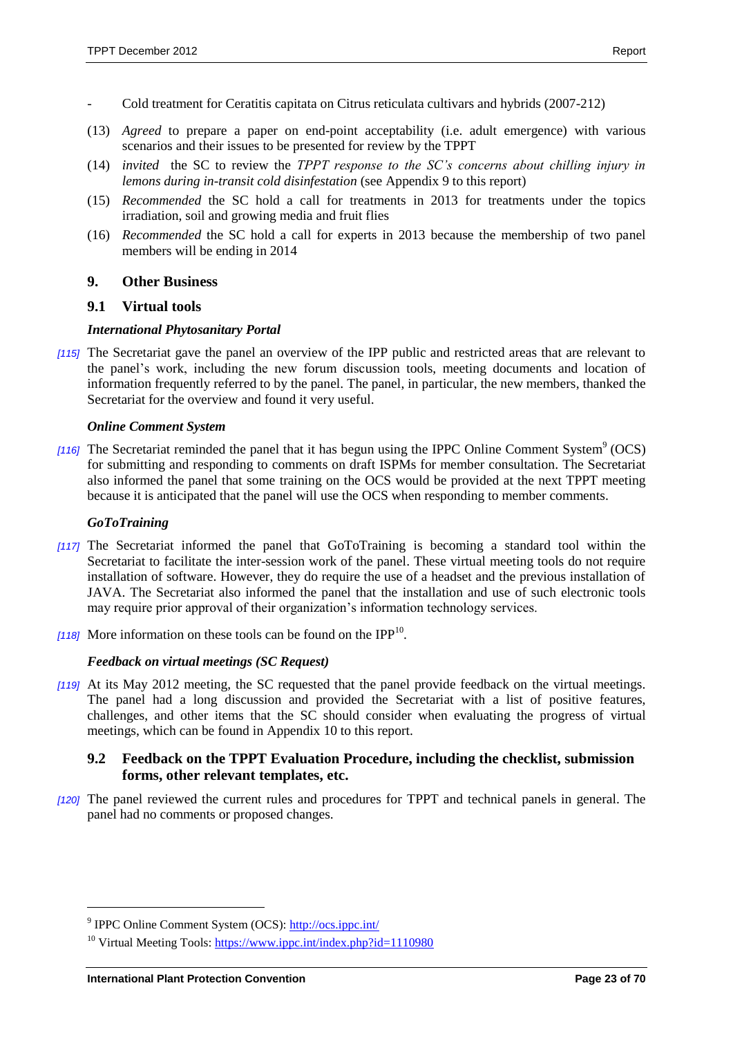- Cold treatment for Ceratitis capitata on Citrus reticulata cultivars and hybrids (2007-212)

(13) *Agreed* to prepare a paper on end-point acceptability (i.e. adult emergence) with various scenarios and their issues to be presented for review by the TPPT

(14) *invited* the SC to review the *TPPT response to the SC's concerns about chilling injury in lemons during in-transit cold disinfestation* (see Appendix 9 to this report)

(15) *Recommended* the SC hold a call for treatments in 2013 for treatments under the topics irradiation, soil and growing media and fruit flies

(16) *Recommended* the SC hold a call for experts in 2013 because the membership of two panel members will be ending in 2014

## 9. Other Business

### 9.1 Virtual tools

#### *International Phytosanitary Portal*

*[115]* The Secretariat gave the panel an overview of the IPP public and restricted areas that are relevant to the panel's work, including the new forum discussion tools, meeting documents and location of information frequently referred to by the panel. The panel, in particular, the new members, thanked the Secretariat for the overview and found it very useful.

#### *Online Comment System*

*[116]* The Secretariat reminded the panel that it has begun using the IPPC Online Comment System[9] (OCS) for submitting and responding to comments on draft ISPMs for member consultation. The Secretariat also informed the panel that some training on the OCS would be provided at the next TPPT meeting because it is anticipated that the panel will use the OCS when responding to member comments.

#### *GoToTraining*

*[117]* The Secretariat informed the panel that GoToTraining is becoming a standard tool within the Secretariat to facilitate the inter-session work of the panel. These virtual meeting tools do not require installation of software. However, they do require the use of a headset and the previous installation of JAVA. The Secretariat also informed the panel that the installation and use of such electronic tools may require prior approval of their organization's information technology services.

*[118]* More information on these tools can be found on the IPP[10].

#### *Feedback on virtual meetings (SC Request)*

*[119]* At its May 2012 meeting, the SC requested that the panel provide feedback on the virtual meetings. The panel had a long discussion and provided the Secretariat with a list of positive features, challenges, and other items that the SC should consider when evaluating the progress of virtual meetings, which can be found in Appendix 10 to this report.

### 9.2 Feedback on the TPPT Evaluation Procedure, including the checklist, submission forms, other relevant templates, etc.

*[120]* The panel reviewed the current rules and procedures for TPPT and technical panels in general. The panel had no comments or proposed changes.

---

[9] IPPC Online Comment System (OCS): http://ocs.ippc.int/

[10] Virtual Meeting Tools: https://www.ippc.int/index.php?id=1110980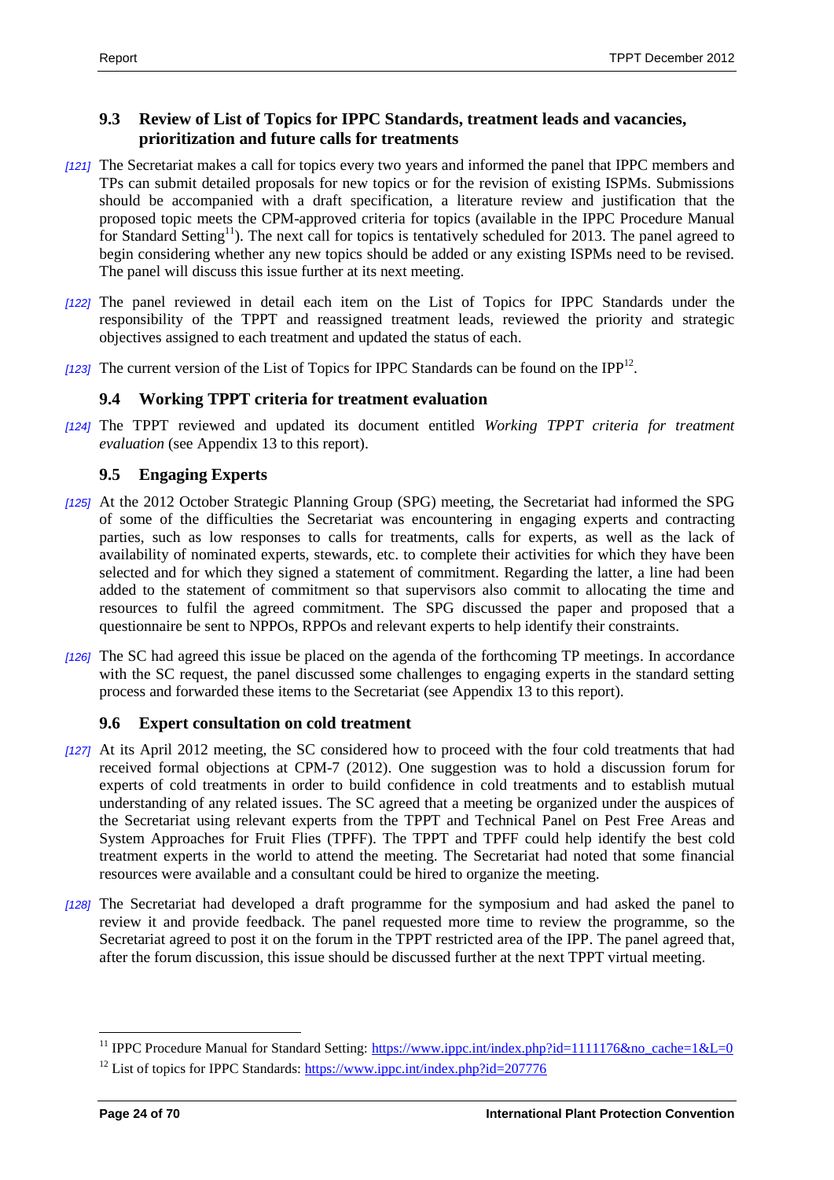### 9.3 Review of List of Topics for IPPC Standards, treatment leads and vacancies, prioritization and future calls for treatments

*[121]* The Secretariat makes a call for topics every two years and informed the panel that IPPC members and TPs can submit detailed proposals for new topics or for the revision of existing ISPMs. Submissions should be accompanied with a draft specification, a literature review and justification that the proposed topic meets the CPM-approved criteria for topics (available in the IPPC Procedure Manual for Standard Setting[11]). The next call for topics is tentatively scheduled for 2013. The panel agreed to begin considering whether any new topics should be added or any existing ISPMs need to be revised. The panel will discuss this issue further at its next meeting.

*[122]* The panel reviewed in detail each item on the List of Topics for IPPC Standards under the responsibility of the TPPT and reassigned treatment leads, reviewed the priority and strategic objectives assigned to each treatment and updated the status of each.

*[123]* The current version of the List of Topics for IPPC Standards can be found on the IPP[12].

### 9.4 Working TPPT criteria for treatment evaluation

*[124]* The TPPT reviewed and updated its document entitled *Working TPPT criteria for treatment evaluation* (see Appendix 13 to this report).

### 9.5 Engaging Experts

*[125]* At the 2012 October Strategic Planning Group (SPG) meeting, the Secretariat had informed the SPG of some of the difficulties the Secretariat was encountering in engaging experts and contracting parties, such as low responses to calls for treatments, calls for experts, as well as the lack of availability of nominated experts, stewards, etc. to complete their activities for which they have been selected and for which they signed a statement of commitment. Regarding the latter, a line had been added to the statement of commitment so that supervisors also commit to allocating the time and resources to fulfil the agreed commitment. The SPG discussed the paper and proposed that a questionnaire be sent to NPPOs, RPPOs and relevant experts to help identify their constraints.

*[126]* The SC had agreed this issue be placed on the agenda of the forthcoming TP meetings. In accordance with the SC request, the panel discussed some challenges to engaging experts in the standard setting process and forwarded these items to the Secretariat (see Appendix 13 to this report).

### 9.6 Expert consultation on cold treatment

*[127]* At its April 2012 meeting, the SC considered how to proceed with the four cold treatments that had received formal objections at CPM-7 (2012). One suggestion was to hold a discussion forum for experts of cold treatments in order to build confidence in cold treatments and to establish mutual understanding of any related issues. The SC agreed that a meeting be organized under the auspices of the Secretariat using relevant experts from the TPPT and Technical Panel on Pest Free Areas and System Approaches for Fruit Flies (TPFF). The TPPT and TPFF could help identify the best cold treatment experts in the world to attend the meeting. The Secretariat had noted that some financial resources were available and a consultant could be hired to organize the meeting.

*[128]* The Secretariat had developed a draft programme for the symposium and had asked the panel to review it and provide feedback. The panel requested more time to review the programme, so the Secretariat agreed to post it on the forum in the TPPT restricted area of the IPP. The panel agreed that, after the forum discussion, this issue should be discussed further at the next TPPT virtual meeting.

---

[11] IPPC Procedure Manual for Standard Setting: https://www.ippc.int/index.php?id=1111176&no_cache=1&L=0

[12] List of topics for IPPC Standards: https://www.ippc.int/index.php?id=207776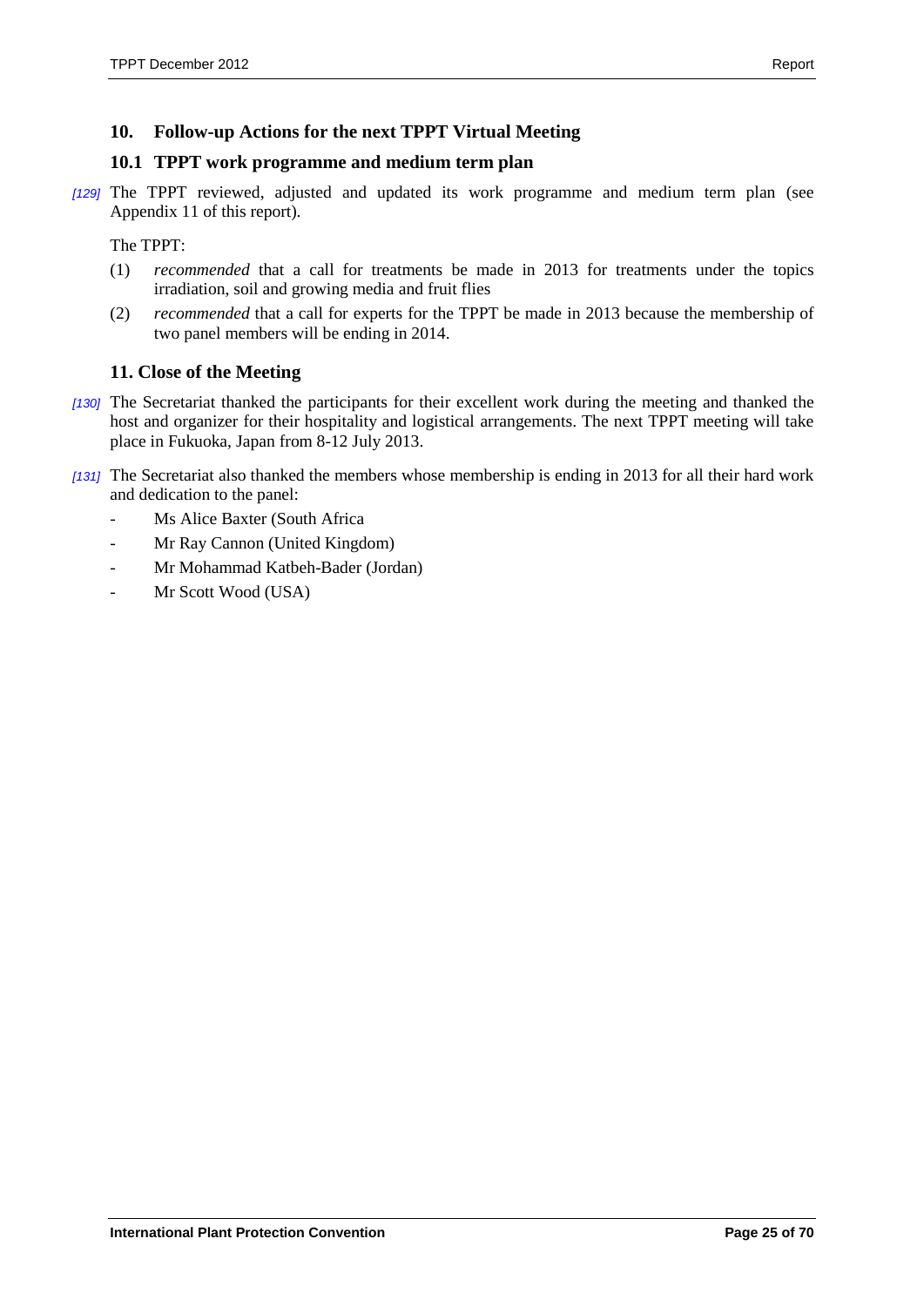## 10. Follow-up Actions for the next TPPT Virtual Meeting

### 10.1 TPPT work programme and medium term plan

[129] The TPPT reviewed, adjusted and updated its work programme and medium term plan (see Appendix 11 of this report).

The TPPT:

(1) *recommended* that a call for treatments be made in 2013 for treatments under the topics irradiation, soil and growing media and fruit flies

(2) *recommended* that a call for experts for the TPPT be made in 2013 because the membership of two panel members will be ending in 2014.

## 11. Close of the Meeting

[130] The Secretariat thanked the participants for their excellent work during the meeting and thanked the host and organizer for their hospitality and logistical arrangements. The next TPPT meeting will take place in Fukuoka, Japan from 8-12 July 2013.

[131] The Secretariat also thanked the members whose membership is ending in 2013 for all their hard work and dedication to the panel:

- Ms Alice Baxter (South Africa
- Mr Ray Cannon (United Kingdom)
- Mr Mohammad Katbeh-Bader (Jordan)
- Mr Scott Wood (USA)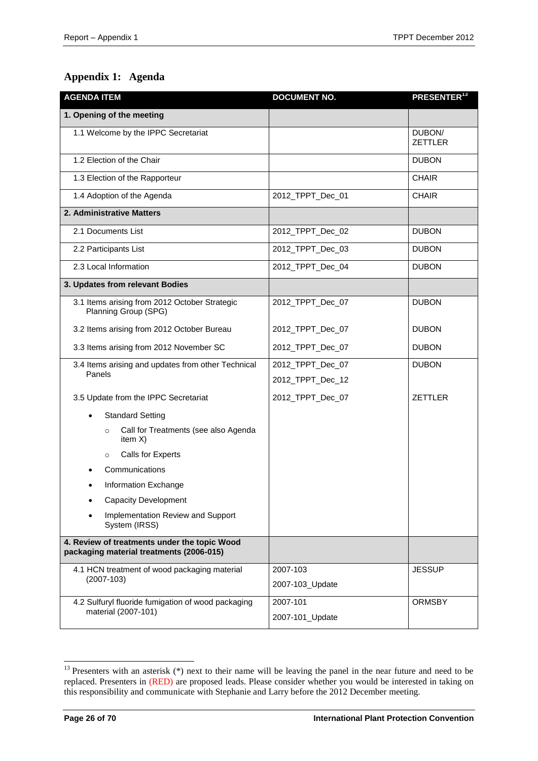# Appendix 1: Agenda

| AGENDA ITEM | DOCUMENT NO. | PRESENTER[13] |
|---|---|---|
| **1. Opening of the meeting** | | |
| 1.1 Welcome by the IPPC Secretariat | | DUBON/ ZETTLER |
| 1.2 Election of the Chair | | DUBON |
| 1.3 Election of the Rapporteur | | CHAIR |
| 1.4 Adoption of the Agenda | 2012_TPPT_Dec_01 | CHAIR |
| **2. Administrative Matters** | | |
| 2.1 Documents List | 2012_TPPT_Dec_02 | DUBON |
| 2.2 Participants List | 2012_TPPT_Dec_03 | DUBON |
| 2.3 Local Information | 2012_TPPT_Dec_04 | DUBON |
| **3. Updates from relevant Bodies** | | |
| 3.1 Items arising from 2012 October Strategic Planning Group (SPG) | 2012_TPPT_Dec_07 | DUBON |
| 3.2 Items arising from 2012 October Bureau | 2012_TPPT_Dec_07 | DUBON |
| 3.3 Items arising from 2012 November SC | 2012_TPPT_Dec_07 | DUBON |
| 3.4 Items arising and updates from other Technical Panels | 2012_TPPT_Dec_07<br>2012_TPPT_Dec_12 | DUBON |
| 3.5 Update from the IPPC Secretariat<br>• Standard Setting<br>  ○ Call for Treatments (see also Agenda item X)<br>  ○ Calls for Experts<br>• Communications<br>• Information Exchange<br>• Capacity Development<br>• Implementation Review and Support System (IRSS) | 2012_TPPT_Dec_07 | ZETTLER |
| **4. Review of treatments under the topic Wood packaging material treatments (2006-015)** | | |
| 4.1 HCN treatment of wood packaging material (2007-103) | 2007-103<br>2007-103_Update | JESSUP |
| 4.2 Sulfuryl fluoride fumigation of wood packaging material (2007-101) | 2007-101<br>2007-101_Update | ORMSBY |

[13] Presenters with an asterisk (*) next to their name will be leaving the panel in the near future and need to be replaced. Presenters in (RED) are proposed leads. Please consider whether you would be interested in taking on this responsibility and communicate with Stephanie and Larry before the 2012 December meeting.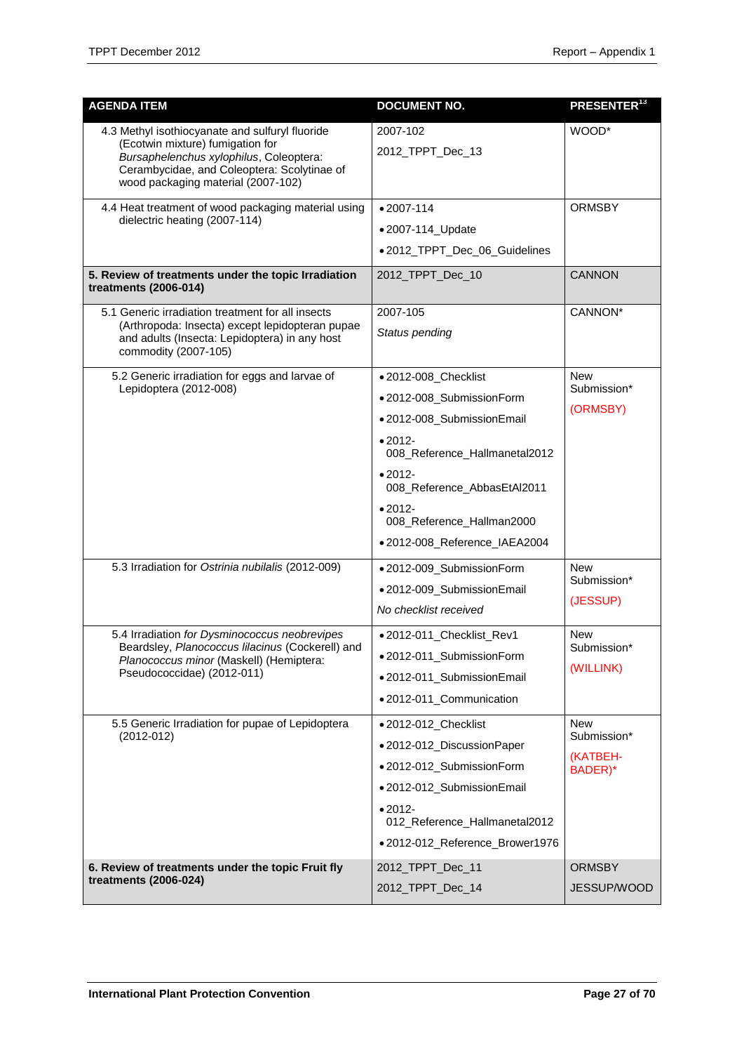| AGENDA ITEM | DOCUMENT NO. | PRESENTER[13] |
|---|---|---|
| 4.3 Methyl isothiocyanate and sulfuryl fluoride (Ecotwin mixture) fumigation for *Bursaphelenchus xylophilus*, Coleoptera: Cerambycidae, and Coleoptera: Scolytinae of wood packaging material (2007-102) | 2007-102<br>2012_TPPT_Dec_13 | WOOD* |
| 4.4 Heat treatment of wood packaging material using dielectric heating (2007-114) | • 2007-114<br>• 2007-114_Update<br>• 2012_TPPT_Dec_06_Guidelines | ORMSBY |
| **5. Review of treatments under the topic Irradiation treatments (2006-014)** | 2012_TPPT_Dec_10 | CANNON |
| 5.1 Generic irradiation treatment for all insects (Arthropoda: Insecta) except lepidopteran pupae and adults (Insecta: Lepidoptera) in any host commodity (2007-105) | 2007-105<br>*Status pending* | CANNON* |
| 5.2 Generic irradiation for eggs and larvae of Lepidoptera (2012-008) | • 2012-008_Checklist<br>• 2012-008_SubmissionForm<br>• 2012-008_SubmissionEmail<br>• 2012-008_Reference_Hallmanetal2012<br>• 2012-008_Reference_AbbasEtAl2011<br>• 2012-008_Reference_Hallman2000<br>• 2012-008_Reference_IAEA2004 | New Submission*<br>(ORMSBY) |
| 5.3 Irradiation for *Ostrinia nubilalis* (2012-009) | • 2012-009_SubmissionForm<br>• 2012-009_SubmissionEmail<br>*No checklist received* | New Submission*<br>(JESSUP) |
| 5.4 Irradiation *for Dysminococcus neobrevipes* Beardsley, *Planococcus lilacinus* (Cockerell) and *Planococcus minor* (Maskell) (Hemiptera: Pseudococcidae) (2012-011) | • 2012-011_Checklist_Rev1<br>• 2012-011_SubmissionForm<br>• 2012-011_SubmissionEmail<br>• 2012-011_Communication | New Submission*<br>(WILLINK) |
| 5.5 Generic Irradiation for pupae of Lepidoptera (2012-012) | • 2012-012_Checklist<br>• 2012-012_DiscussionPaper<br>• 2012-012_SubmissionForm<br>• 2012-012_SubmissionEmail<br>• 2012-012_Reference_Hallmanetal2012<br>• 2012-012_Reference_Brower1976 | New Submission*<br>(KATBEH-BADER)* |
| **6. Review of treatments under the topic Fruit fly treatments (2006-024)** | 2012_TPPT_Dec_11<br>2012_TPPT_Dec_14 | ORMSBY<br>JESSUP/WOOD |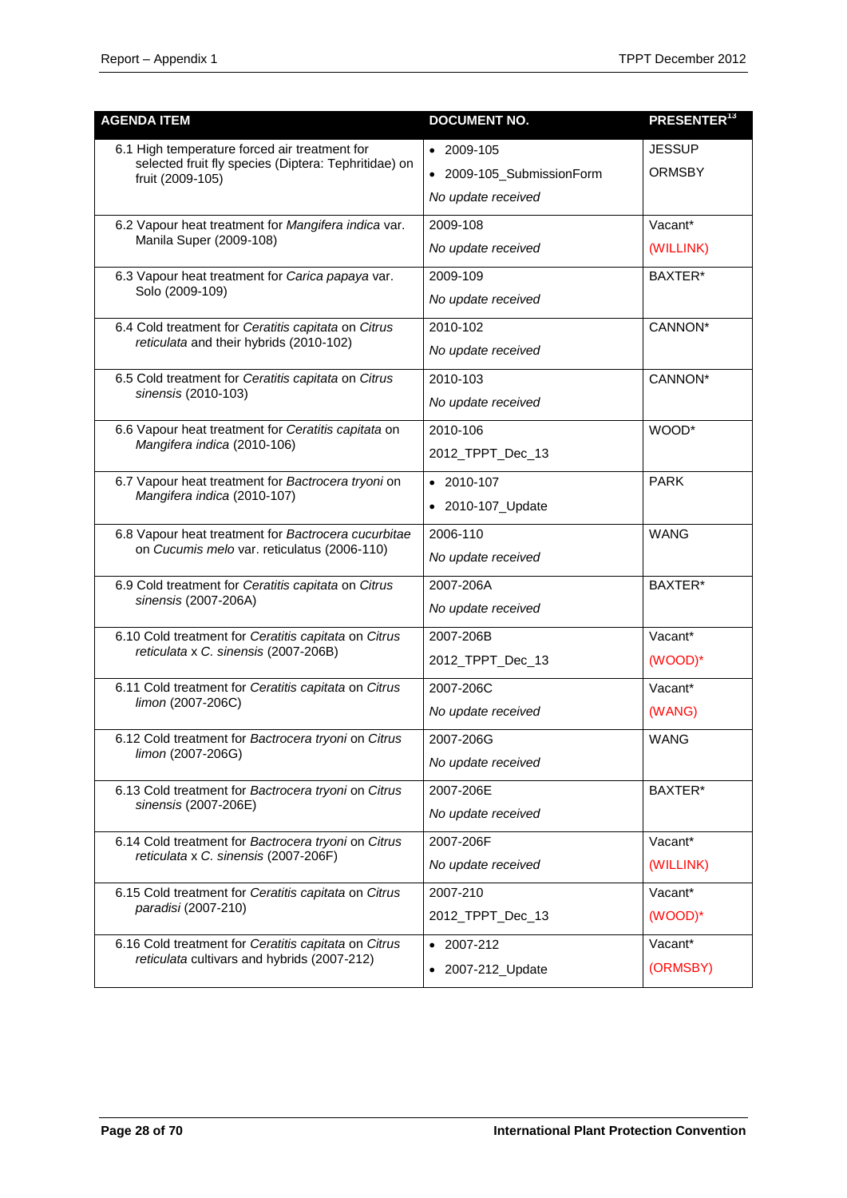| AGENDA ITEM | DOCUMENT NO. | PRESENTER[13] |
|---|---|---|
| 6.1 High temperature forced air treatment for selected fruit fly species (Diptera: Tephritidae) on fruit (2009-105) | • 2009-105<br>• 2009-105_SubmissionForm<br>*No update received* | JESSUP<br>ORMSBY |
| 6.2 Vapour heat treatment for *Mangifera indica* var. Manila Super (2009-108) | 2009-108<br>*No update received* | Vacant*<br>(WILLINK) |
| 6.3 Vapour heat treatment for *Carica papaya* var. Solo (2009-109) | 2009-109<br>*No update received* | BAXTER* |
| 6.4 Cold treatment for *Ceratitis capitata* on *Citrus reticulata* and their hybrids (2010-102) | 2010-102<br>*No update received* | CANNON* |
| 6.5 Cold treatment for *Ceratitis capitata* on *Citrus sinensis* (2010-103) | 2010-103<br>*No update received* | CANNON* |
| 6.6 Vapour heat treatment for *Ceratitis capitata* on *Mangifera indica* (2010-106) | 2010-106<br>2012_TPPT_Dec_13 | WOOD* |
| 6.7 Vapour heat treatment for *Bactrocera tryoni* on *Mangifera indica* (2010-107) | • 2010-107<br>• 2010-107_Update | PARK |
| 6.8 Vapour heat treatment for *Bactrocera cucurbitae* on *Cucumis melo* var. reticulatus (2006-110) | 2006-110<br>*No update received* | WANG |
| 6.9 Cold treatment for *Ceratitis capitata* on *Citrus sinensis* (2007-206A) | 2007-206A<br>*No update received* | BAXTER* |
| 6.10 Cold treatment for *Ceratitis capitata* on *Citrus reticulata* x *C. sinensis* (2007-206B) | 2007-206B<br>2012_TPPT_Dec_13 | Vacant*<br>(WOOD)* |
| 6.11 Cold treatment for *Ceratitis capitata* on *Citrus limon* (2007-206C) | 2007-206C<br>*No update received* | Vacant*<br>(WANG) |
| 6.12 Cold treatment for *Bactrocera tryoni* on *Citrus limon* (2007-206G) | 2007-206G<br>*No update received* | WANG |
| 6.13 Cold treatment for *Bactrocera tryoni* on *Citrus sinensis* (2007-206E) | 2007-206E<br>*No update received* | BAXTER* |
| 6.14 Cold treatment for *Bactrocera tryoni* on *Citrus reticulata* x *C. sinensis* (2007-206F) | 2007-206F<br>*No update received* | Vacant*<br>(WILLINK) |
| 6.15 Cold treatment for *Ceratitis capitata* on *Citrus paradisi* (2007-210) | 2007-210<br>2012_TPPT_Dec_13 | Vacant*<br>(WOOD)* |
| 6.16 Cold treatment for *Ceratitis capitata* on *Citrus reticulata* cultivars and hybrids (2007-212) | • 2007-212<br>• 2007-212_Update | Vacant*<br>(ORMSBY) |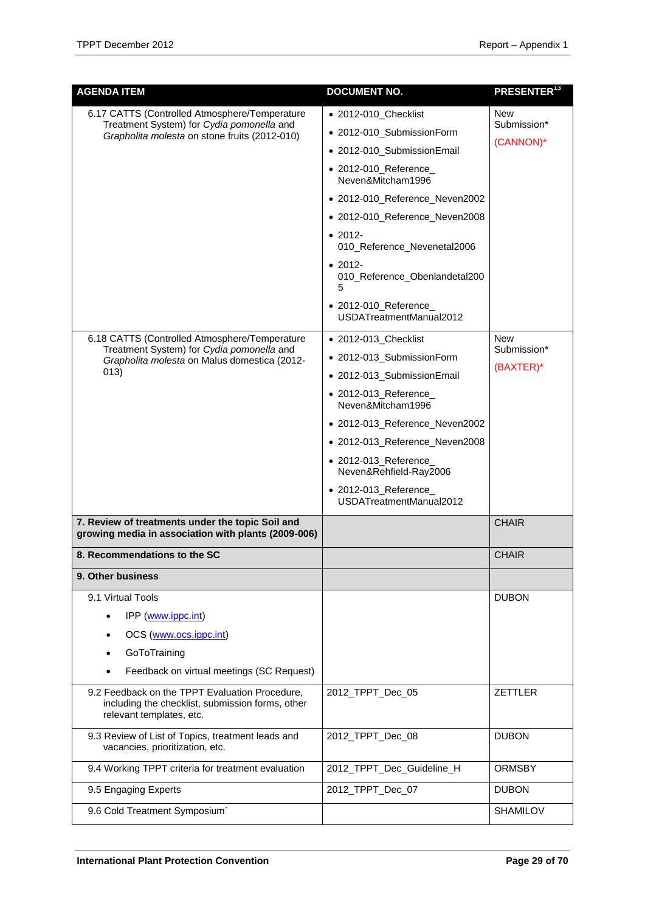| AGENDA ITEM | DOCUMENT NO. | PRESENTER[13] |
|---|---|---|
| 6.17 CATTS (Controlled Atmosphere/Temperature Treatment System) for *Cydia pomonella* and *Grapholita molesta* on stone fruits (2012-010) | • 2012-010_Checklist<br>• 2012-010_SubmissionForm<br>• 2012-010_SubmissionEmail<br>• 2012-010_Reference_ Neven&Mitcham1996<br>• 2012-010_Reference_Neven2002<br>• 2012-010_Reference_Neven2008<br>• 2012-010_Reference_Nevenetal2006<br>• 2012-010_Reference_Obenlandetal2005<br>• 2012-010_Reference_ USDATreatmentManual2012 | New Submission*<br>(CANNON)* |
| 6.18 CATTS (Controlled Atmosphere/Temperature Treatment System) for *Cydia pomonella* and *Grapholita molesta* on Malus domestica (2012-013) | • 2012-013_Checklist<br>• 2012-013_SubmissionForm<br>• 2012-013_SubmissionEmail<br>• 2012-013_Reference_ Neven&Mitcham1996<br>• 2012-013_Reference_Neven2002<br>• 2012-013_Reference_Neven2008<br>• 2012-013_Reference_ Neven&Rehfield-Ray2006<br>• 2012-013_Reference_ USDATreatmentManual2012 | New Submission*<br>(BAXTER)* |
| **7. Review of treatments under the topic Soil and growing media in association with plants (2009-006)** | | CHAIR |
| **8. Recommendations to the SC** | | CHAIR |
| **9. Other business** | | |
| 9.1 Virtual Tools<br>• IPP (www.ippc.int)<br>• OCS (www.ocs.ippc.int)<br>• GoToTraining<br>• Feedback on virtual meetings (SC Request) | | DUBON |
| 9.2 Feedback on the TPPT Evaluation Procedure, including the checklist, submission forms, other relevant templates, etc. | 2012_TPPT_Dec_05 | ZETTLER |
| 9.3 Review of List of Topics, treatment leads and vacancies, prioritization, etc. | 2012_TPPT_Dec_08 | DUBON |
| 9.4 Working TPPT criteria for treatment evaluation | 2012_TPPT_Dec_Guideline_H | ORMSBY |
| 9.5 Engaging Experts | 2012_TPPT_Dec_07 | DUBON |
| 9.6 Cold Treatment Symposium` | | SHAMILOV |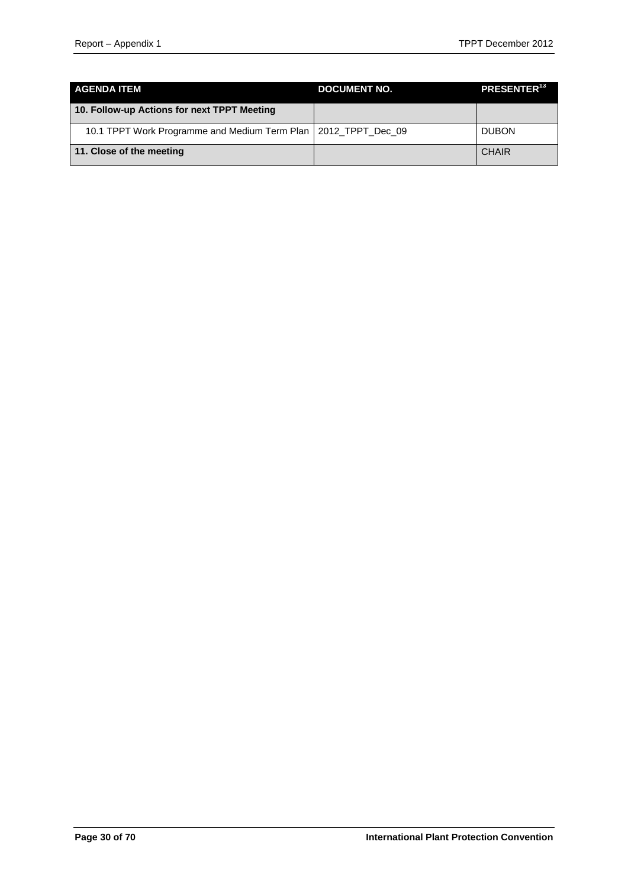| AGENDA ITEM | DOCUMENT NO. | PRESENTER[13] |
|---|---|---|
| **10. Follow-up Actions for next TPPT Meeting** | | |
| 10.1 TPPT Work Programme and Medium Term Plan | 2012_TPPT_Dec_09 | DUBON |
| **11. Close of the meeting** | | CHAIR |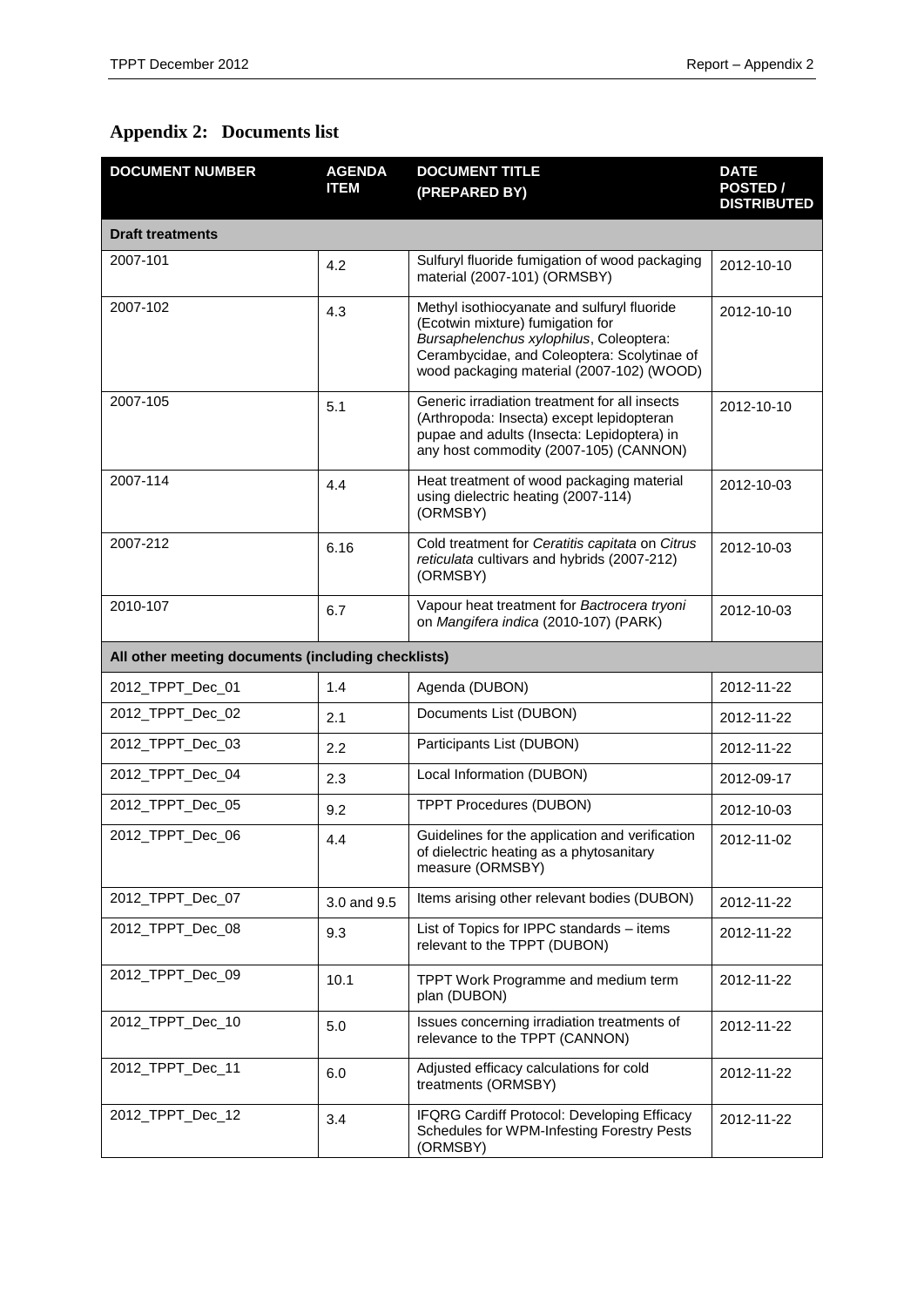## Appendix 2: Documents list

| DOCUMENT NUMBER | AGENDA ITEM | DOCUMENT TITLE (PREPARED BY) | DATE POSTED / DISTRIBUTED |
|---|---|---|---|
| **Draft treatments** | | | |
| 2007-101 | 4.2 | Sulfuryl fluoride fumigation of wood packaging material (2007-101) (ORMSBY) | 2012-10-10 |
| 2007-102 | 4.3 | Methyl isothiocyanate and sulfuryl fluoride (Ecotwin mixture) fumigation for *Bursaphelenchus xylophilus*, Coleoptera: Cerambycidae, and Coleoptera: Scolytinae of wood packaging material (2007-102) (WOOD) | 2012-10-10 |
| 2007-105 | 5.1 | Generic irradiation treatment for all insects (Arthropoda: Insecta) except lepidopteran pupae and adults (Insecta: Lepidoptera) in any host commodity (2007-105) (CANNON) | 2012-10-10 |
| 2007-114 | 4.4 | Heat treatment of wood packaging material using dielectric heating (2007-114) (ORMSBY) | 2012-10-03 |
| 2007-212 | 6.16 | Cold treatment for *Ceratitis capitata* on *Citrus reticulata* cultivars and hybrids (2007-212) (ORMSBY) | 2012-10-03 |
| 2010-107 | 6.7 | Vapour heat treatment for *Bactrocera tryoni* on *Mangifera indica* (2010-107) (PARK) | 2012-10-03 |
| **All other meeting documents (including checklists)** | | | |
| 2012_TPPT_Dec_01 | 1.4 | Agenda (DUBON) | 2012-11-22 |
| 2012_TPPT_Dec_02 | 2.1 | Documents List (DUBON) | 2012-11-22 |
| 2012_TPPT_Dec_03 | 2.2 | Participants List (DUBON) | 2012-11-22 |
| 2012_TPPT_Dec_04 | 2.3 | Local Information (DUBON) | 2012-09-17 |
| 2012_TPPT_Dec_05 | 9.2 | TPPT Procedures (DUBON) | 2012-10-03 |
| 2012_TPPT_Dec_06 | 4.4 | Guidelines for the application and verification of dielectric heating as a phytosanitary measure (ORMSBY) | 2012-11-02 |
| 2012_TPPT_Dec_07 | 3.0 and 9.5 | Items arising other relevant bodies (DUBON) | 2012-11-22 |
| 2012_TPPT_Dec_08 | 9.3 | List of Topics for IPPC standards – items relevant to the TPPT (DUBON) | 2012-11-22 |
| 2012_TPPT_Dec_09 | 10.1 | TPPT Work Programme and medium term plan (DUBON) | 2012-11-22 |
| 2012_TPPT_Dec_10 | 5.0 | Issues concerning irradiation treatments of relevance to the TPPT (CANNON) | 2012-11-22 |
| 2012_TPPT_Dec_11 | 6.0 | Adjusted efficacy calculations for cold treatments (ORMSBY) | 2012-11-22 |
| 2012_TPPT_Dec_12 | 3.4 | IFQRG Cardiff Protocol: Developing Efficacy Schedules for WPM-Infesting Forestry Pests (ORMSBY) | 2012-11-22 |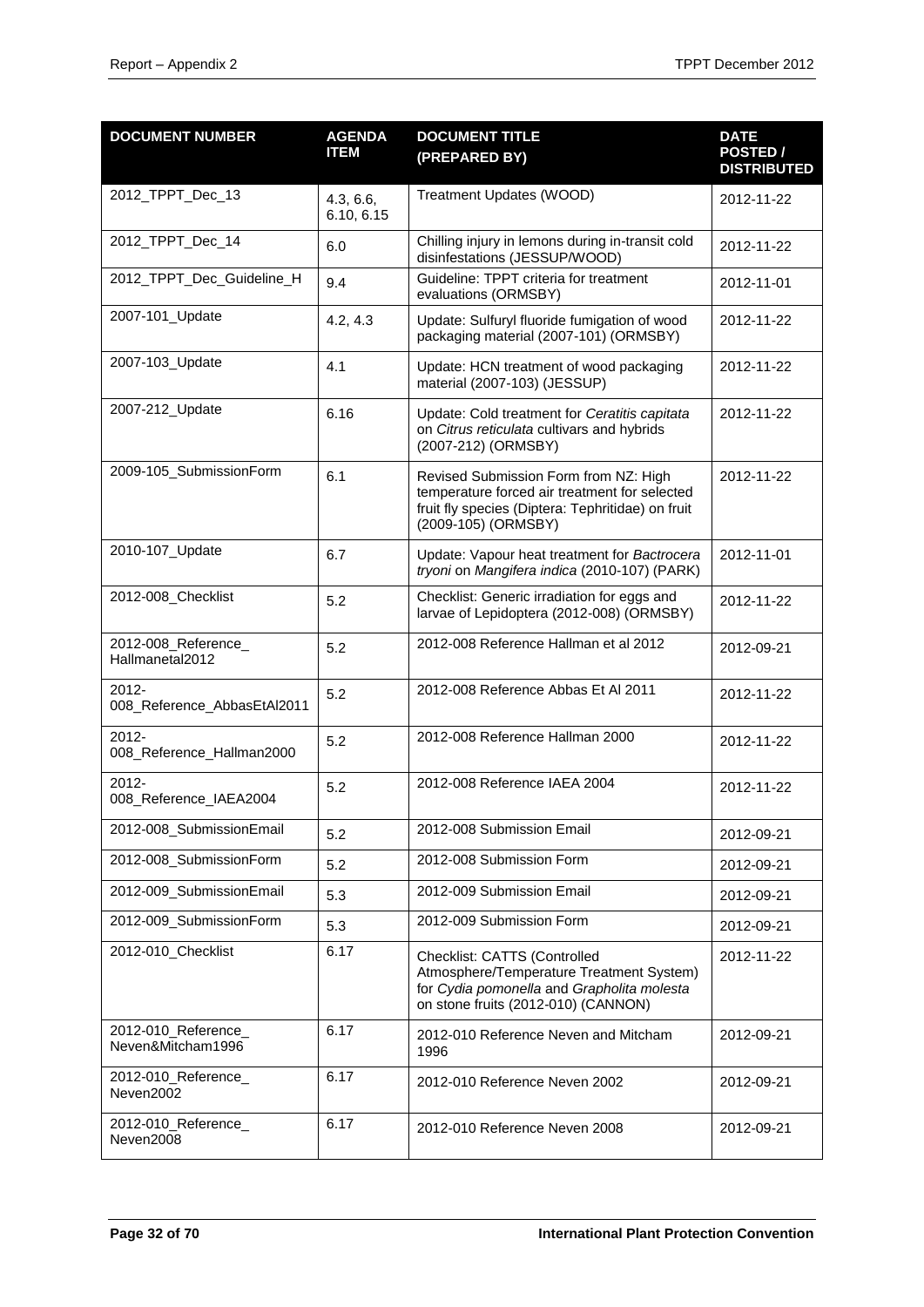| DOCUMENT NUMBER | AGENDA ITEM | DOCUMENT TITLE (PREPARED BY) | DATE POSTED / DISTRIBUTED |
|---|---|---|---|
| 2012_TPPT_Dec_13 | 4.3, 6.6, 6.10, 6.15 | Treatment Updates (WOOD) | 2012-11-22 |
| 2012_TPPT_Dec_14 | 6.0 | Chilling injury in lemons during in-transit cold disinfestations (JESSUP/WOOD) | 2012-11-22 |
| 2012_TPPT_Dec_Guideline_H | 9.4 | Guideline: TPPT criteria for treatment evaluations (ORMSBY) | 2012-11-01 |
| 2007-101_Update | 4.2, 4.3 | Update: Sulfuryl fluoride fumigation of wood packaging material (2007-101) (ORMSBY) | 2012-11-22 |
| 2007-103_Update | 4.1 | Update: HCN treatment of wood packaging material (2007-103) (JESSUP) | 2012-11-22 |
| 2007-212_Update | 6.16 | Update: Cold treatment for *Ceratitis capitata* on *Citrus reticulata* cultivars and hybrids (2007-212) (ORMSBY) | 2012-11-22 |
| 2009-105_SubmissionForm | 6.1 | Revised Submission Form from NZ: High temperature forced air treatment for selected fruit fly species (Diptera: Tephritidae) on fruit (2009-105) (ORMSBY) | 2012-11-22 |
| 2010-107_Update | 6.7 | Update: Vapour heat treatment for *Bactrocera tryoni* on *Mangifera indica* (2010-107) (PARK) | 2012-11-01 |
| 2012-008_Checklist | 5.2 | Checklist: Generic irradiation for eggs and larvae of Lepidoptera (2012-008) (ORMSBY) | 2012-11-22 |
| 2012-008_Reference_Hallmanetal2012 | 5.2 | 2012-008 Reference Hallman et al 2012 | 2012-09-21 |
| 2012-008_Reference_AbbasEtAl2011 | 5.2 | 2012-008 Reference Abbas Et Al 2011 | 2012-11-22 |
| 2012-008_Reference_Hallman2000 | 5.2 | 2012-008 Reference Hallman 2000 | 2012-11-22 |
| 2012-008_Reference_IAEA2004 | 5.2 | 2012-008 Reference IAEA 2004 | 2012-11-22 |
| 2012-008_SubmissionEmail | 5.2 | 2012-008 Submission Email | 2012-09-21 |
| 2012-008_SubmissionForm | 5.2 | 2012-008 Submission Form | 2012-09-21 |
| 2012-009_SubmissionEmail | 5.3 | 2012-009 Submission Email | 2012-09-21 |
| 2012-009_SubmissionForm | 5.3 | 2012-009 Submission Form | 2012-09-21 |
| 2012-010_Checklist | 6.17 | Checklist: CATTS (Controlled Atmosphere/Temperature Treatment System) for *Cydia pomonella* and *Grapholita molesta* on stone fruits (2012-010) (CANNON) | 2012-11-22 |
| 2012-010_Reference_Neven&Mitcham1996 | 6.17 | 2012-010 Reference Neven and Mitcham 1996 | 2012-09-21 |
| 2012-010_Reference_Neven2002 | 6.17 | 2012-010 Reference Neven 2002 | 2012-09-21 |
| 2012-010_Reference_Neven2008 | 6.17 | 2012-010 Reference Neven 2008 | 2012-09-21 |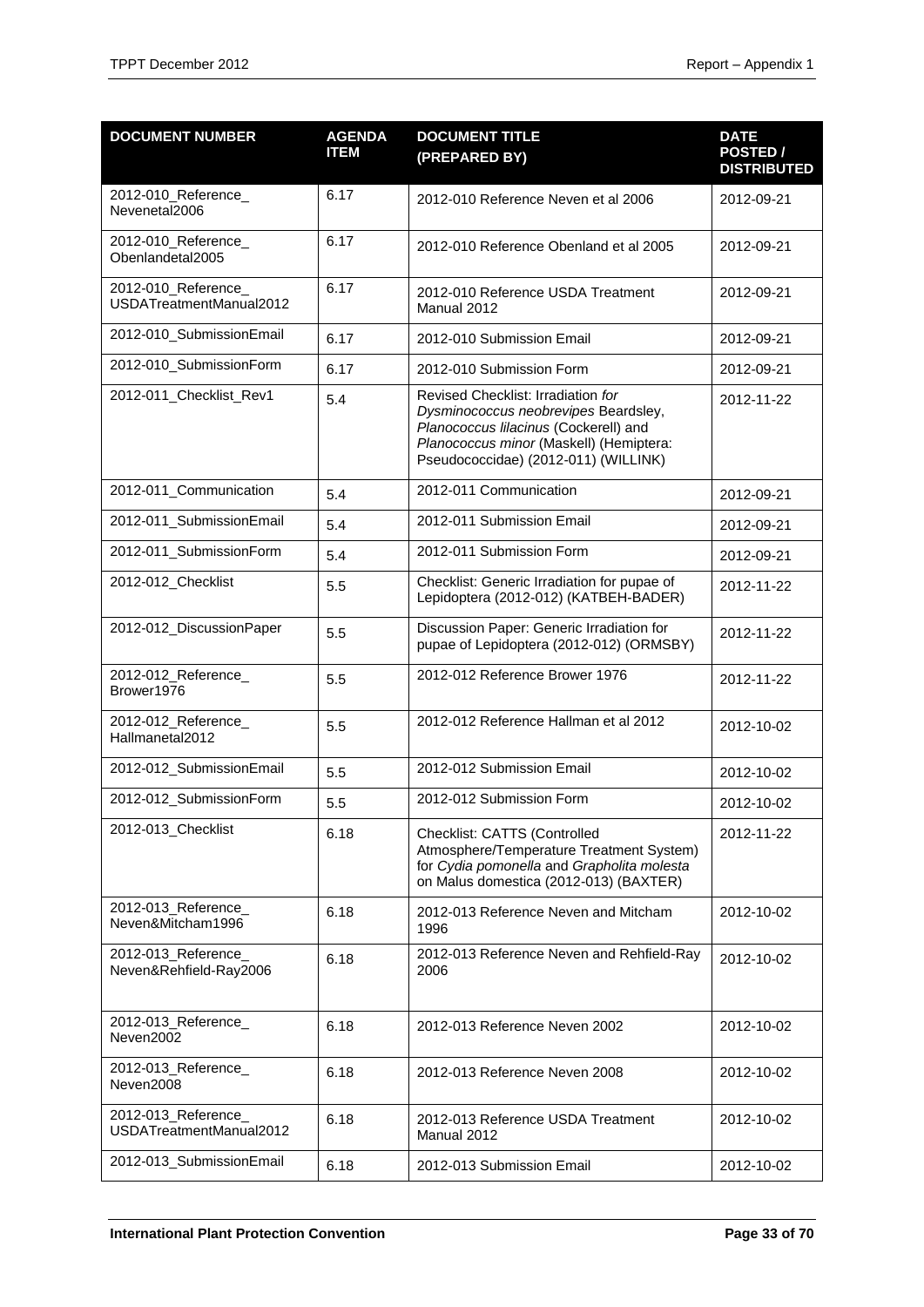| DOCUMENT NUMBER | AGENDA ITEM | DOCUMENT TITLE (PREPARED BY) | DATE POSTED / DISTRIBUTED |
|---|---|---|---|
| 2012-010_Reference_ Nevenetal2006 | 6.17 | 2012-010 Reference Neven et al 2006 | 2012-09-21 |
| 2012-010_Reference_ Obenlandetal2005 | 6.17 | 2012-010 Reference Obenland et al 2005 | 2012-09-21 |
| 2012-010_Reference_ USDATreatmentManual2012 | 6.17 | 2012-010 Reference USDA Treatment Manual 2012 | 2012-09-21 |
| 2012-010_SubmissionEmail | 6.17 | 2012-010 Submission Email | 2012-09-21 |
| 2012-010_SubmissionForm | 6.17 | 2012-010 Submission Form | 2012-09-21 |
| 2012-011_Checklist_Rev1 | 5.4 | Revised Checklist: Irradiation *for Dysminococcus neobrevipes* Beardsley, *Planococcus lilacinus* (Cockerell) and *Planococcus minor* (Maskell) (Hemiptera: Pseudococcidae) (2012-011) (WILLINK) | 2012-11-22 |
| 2012-011_Communication | 5.4 | 2012-011 Communication | 2012-09-21 |
| 2012-011_SubmissionEmail | 5.4 | 2012-011 Submission Email | 2012-09-21 |
| 2012-011_SubmissionForm | 5.4 | 2012-011 Submission Form | 2012-09-21 |
| 2012-012_Checklist | 5.5 | Checklist: Generic Irradiation for pupae of Lepidoptera (2012-012) (KATBEH-BADER) | 2012-11-22 |
| 2012-012_DiscussionPaper | 5.5 | Discussion Paper: Generic Irradiation for pupae of Lepidoptera (2012-012) (ORMSBY) | 2012-11-22 |
| 2012-012_Reference_ Brower1976 | 5.5 | 2012-012 Reference Brower 1976 | 2012-11-22 |
| 2012-012_Reference_ Hallmanetal2012 | 5.5 | 2012-012 Reference Hallman et al 2012 | 2012-10-02 |
| 2012-012_SubmissionEmail | 5.5 | 2012-012 Submission Email | 2012-10-02 |
| 2012-012_SubmissionForm | 5.5 | 2012-012 Submission Form | 2012-10-02 |
| 2012-013_Checklist | 6.18 | Checklist: CATTS (Controlled Atmosphere/Temperature Treatment System) for *Cydia pomonella* and *Grapholita molesta* on Malus domestica (2012-013) (BAXTER) | 2012-11-22 |
| 2012-013_Reference_ Neven&Mitcham1996 | 6.18 | 2012-013 Reference Neven and Mitcham 1996 | 2012-10-02 |
| 2012-013_Reference_ Neven&Rehfield-Ray2006 | 6.18 | 2012-013 Reference Neven and Rehfield-Ray 2006 | 2012-10-02 |
| 2012-013_Reference_ Neven2002 | 6.18 | 2012-013 Reference Neven 2002 | 2012-10-02 |
| 2012-013_Reference_ Neven2008 | 6.18 | 2012-013 Reference Neven 2008 | 2012-10-02 |
| 2012-013_Reference_ USDATreatmentManual2012 | 6.18 | 2012-013 Reference USDA Treatment Manual 2012 | 2012-10-02 |
| 2012-013_SubmissionEmail | 6.18 | 2012-013 Submission Email | 2012-10-02 |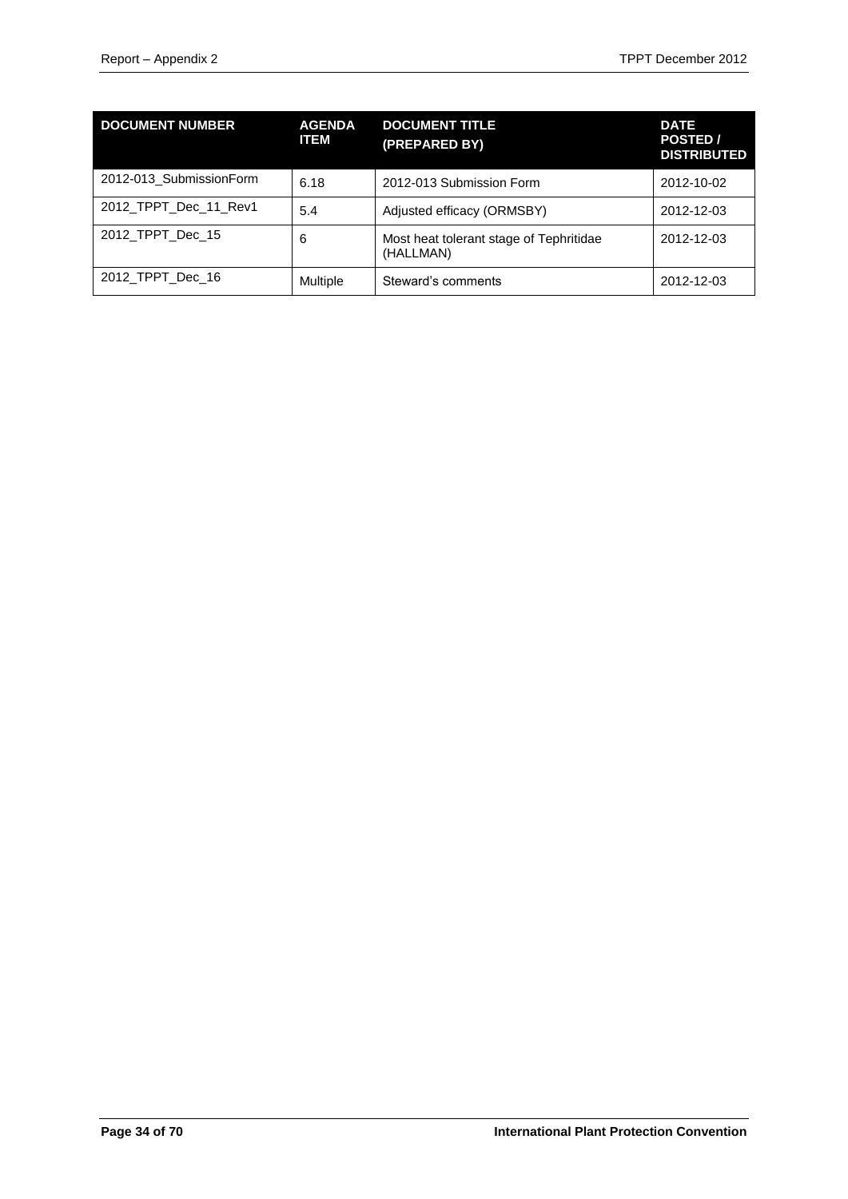| DOCUMENT NUMBER | AGENDA ITEM | DOCUMENT TITLE (PREPARED BY) | DATE POSTED / DISTRIBUTED |
|---|---|---|---|
| 2012-013_SubmissionForm | 6.18 | 2012-013 Submission Form | 2012-10-02 |
| 2012_TPPT_Dec_11_Rev1 | 5.4 | Adjusted efficacy (ORMSBY) | 2012-12-03 |
| 2012_TPPT_Dec_15 | 6 | Most heat tolerant stage of Tephritidae (HALLMAN) | 2012-12-03 |
| 2012_TPPT_Dec_16 | Multiple | Steward's comments | 2012-12-03 |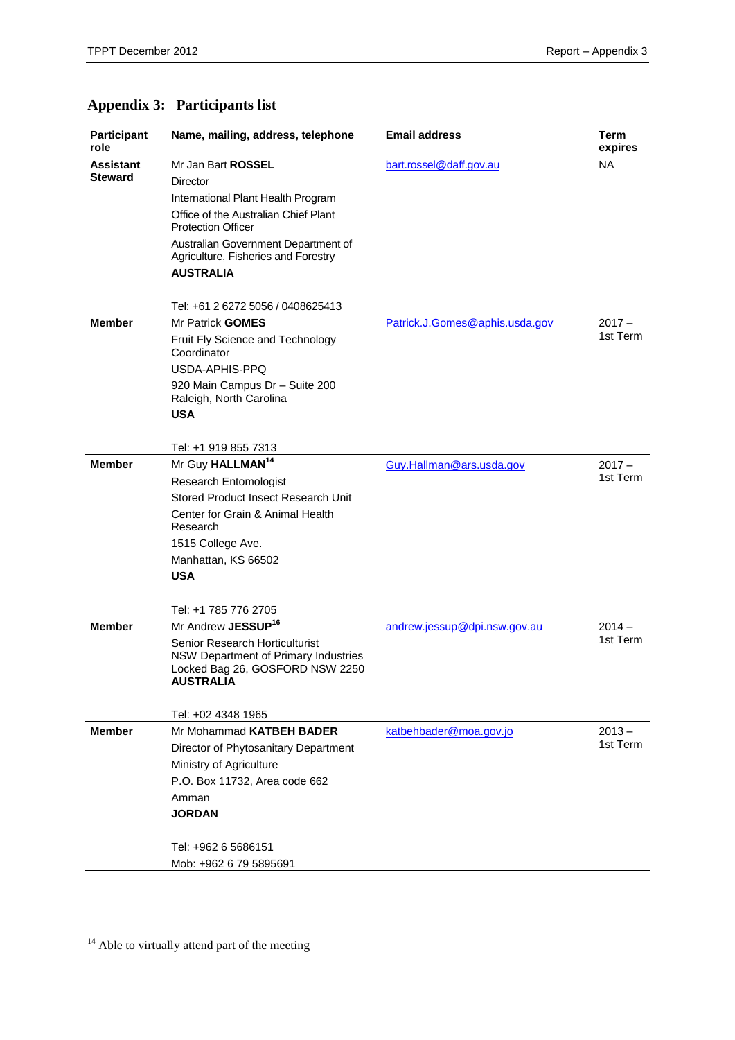# Appendix 3: Participants list

| Participant role | Name, mailing, address, telephone | Email address | Term expires |
|---|---|---|---|
| **Assistant Steward** | Mr Jan Bart **ROSSEL**<br>Director<br>International Plant Health Program<br>Office of the Australian Chief Plant Protection Officer<br>Australian Government Department of Agriculture, Fisheries and Forestry<br>**AUSTRALIA**<br><br>Tel: +61 2 6272 5056 / 0408625413 | bart.rossel@daff.gov.au | NA |
| **Member** | Mr Patrick **GOMES**<br>Fruit Fly Science and Technology Coordinator<br>USDA-APHIS-PPQ<br>920 Main Campus Dr – Suite 200 Raleigh, North Carolina<br>**USA**<br><br>Tel: +1 919 855 7313 | Patrick.J.Gomes@aphis.usda.gov | 2017 – 1st Term |
| **Member** | Mr Guy **HALLMAN**[14]<br>Research Entomologist<br>Stored Product Insect Research Unit<br>Center for Grain & Animal Health Research<br>1515 College Ave.<br>Manhattan, KS 66502<br>**USA**<br><br>Tel: +1 785 776 2705 | Guy.Hallman@ars.usda.gov | 2017 – 1st Term |
| **Member** | Mr Andrew **JESSUP**[16]<br>Senior Research Horticulturist<br>NSW Department of Primary Industries<br>Locked Bag 26, GOSFORD NSW 2250<br>**AUSTRALIA**<br><br>Tel: +02 4348 1965 | andrew.jessup@dpi.nsw.gov.au | 2014 – 1st Term |
| **Member** | Mr Mohammad **KATBEH BADER**<br>Director of Phytosanitary Department<br>Ministry of Agriculture<br>P.O. Box 11732, Area code 662<br>Amman<br>**JORDAN**<br><br>Tel: +962 6 5686151<br>Mob: +962 6 79 5895691 | katbehbader@moa.gov.jo | 2013 – 1st Term |

[14] Able to virtually attend part of the meeting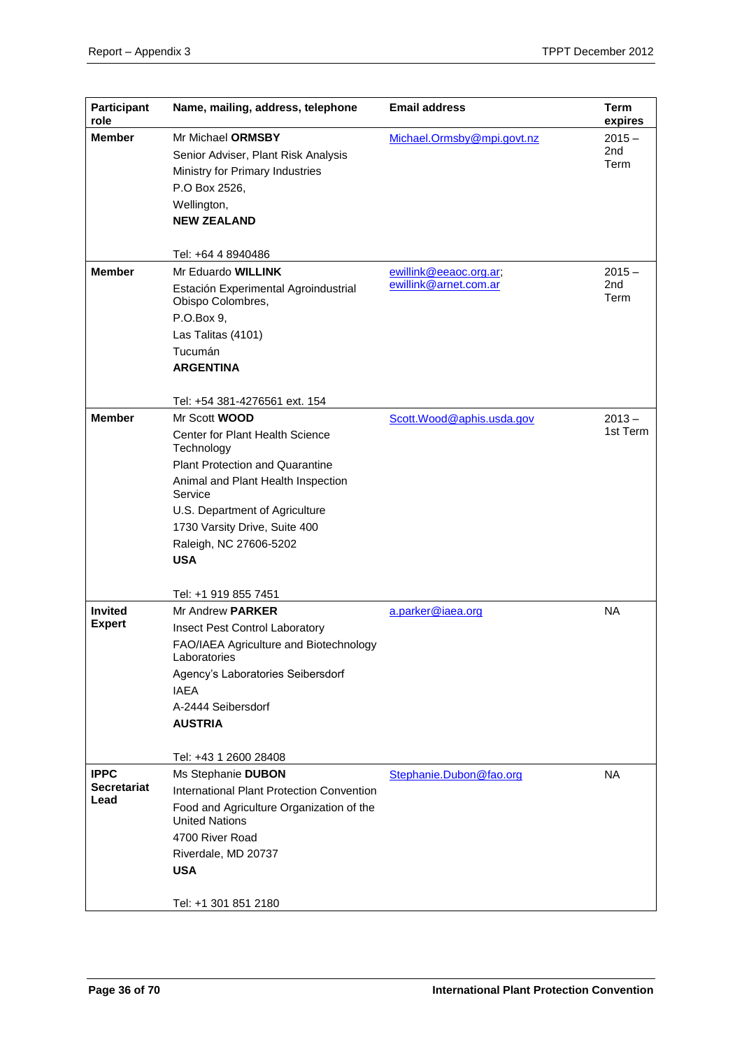| Participant role | Name, mailing, address, telephone | Email address | Term expires |
|---|---|---|---|
| **Member** | Mr Michael **ORMSBY**<br>Senior Adviser, Plant Risk Analysis<br>Ministry for Primary Industries<br>P.O Box 2526,<br>Wellington,<br>**NEW ZEALAND**<br><br>Tel: +64 4 8940486 | Michael.Ormsby@mpi.govt.nz | 2015 – 2nd Term |
| **Member** | Mr Eduardo **WILLINK**<br>Estación Experimental Agroindustrial Obispo Colombres,<br>P.O.Box 9,<br>Las Talitas (4101)<br>Tucumán<br>**ARGENTINA**<br><br>Tel: +54 381-4276561 ext. 154 | ewillink@eeaoc.org.ar;<br>ewillink@arnet.com.ar | 2015 – 2nd Term |
| **Member** | Mr Scott **WOOD**<br>Center for Plant Health Science Technology<br>Plant Protection and Quarantine<br>Animal and Plant Health Inspection Service<br>U.S. Department of Agriculture<br>1730 Varsity Drive, Suite 400<br>Raleigh, NC 27606-5202<br>**USA**<br><br>Tel: +1 919 855 7451 | Scott.Wood@aphis.usda.gov | 2013 – 1st Term |
| **Invited Expert** | Mr Andrew **PARKER**<br>Insect Pest Control Laboratory<br>FAO/IAEA Agriculture and Biotechnology Laboratories<br>Agency's Laboratories Seibersdorf<br>IAEA<br>A-2444 Seibersdorf<br>**AUSTRIA**<br><br>Tel: +43 1 2600 28408 | a.parker@iaea.org | NA |
| **IPPC Secretariat Lead** | Ms Stephanie **DUBON**<br>International Plant Protection Convention<br>Food and Agriculture Organization of the United Nations<br>4700 River Road<br>Riverdale, MD 20737<br>**USA**<br><br>Tel: +1 301 851 2180 | Stephanie.Dubon@fao.org | NA |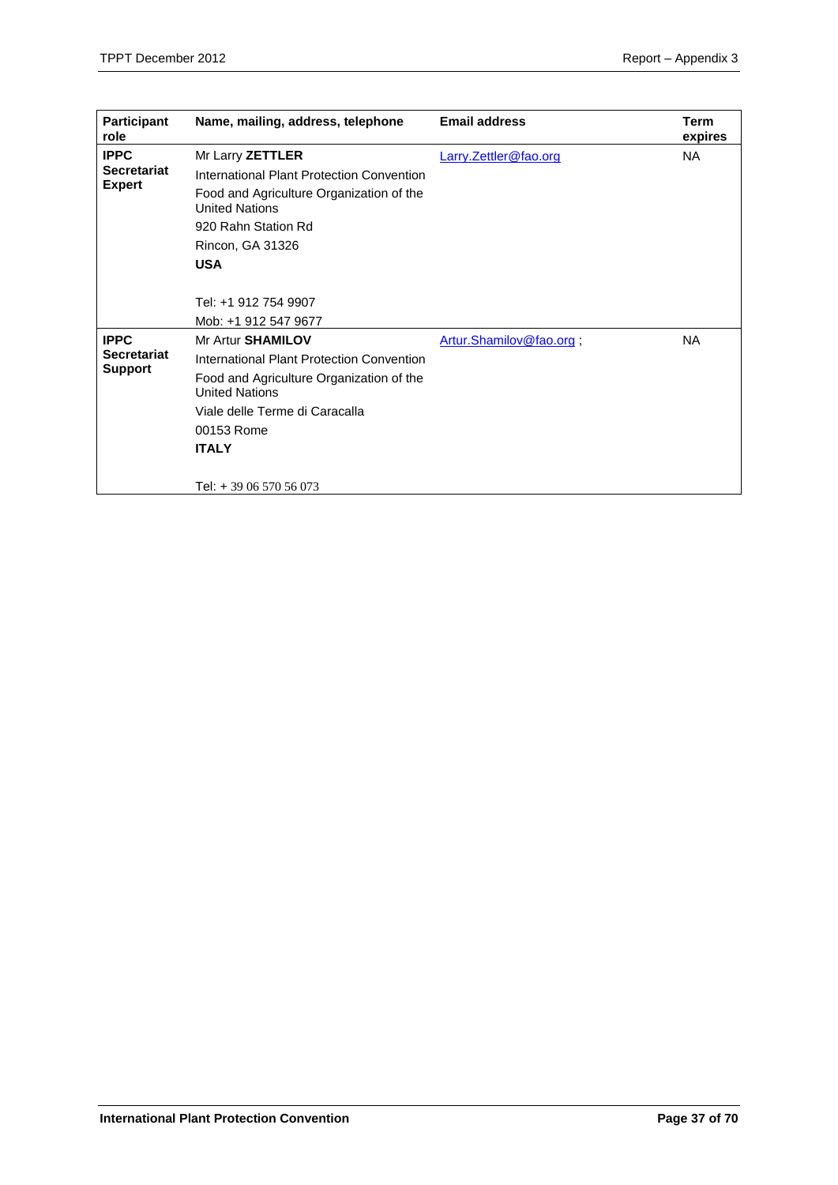| Participant role | Name, mailing, address, telephone | Email address | Term expires |
|---|---|---|---|
| **IPPC Secretariat Expert** | Mr Larry **ZETTLER**<br>International Plant Protection Convention<br>Food and Agriculture Organization of the United Nations<br>920 Rahn Station Rd<br>Rincon, GA 31326<br>**USA**<br><br>Tel: +1 912 754 9907<br>Mob: +1 912 547 9677 | Larry.Zettler@fao.org | NA |
| **IPPC Secretariat Support** | Mr Artur **SHAMILOV**<br>International Plant Protection Convention<br>Food and Agriculture Organization of the United Nations<br>Viale delle Terme di Caracalla<br>00153 Rome<br>**ITALY**<br><br>Tel: + 39 06 570 56 073 | Artur.Shamilov@fao.org ; | NA |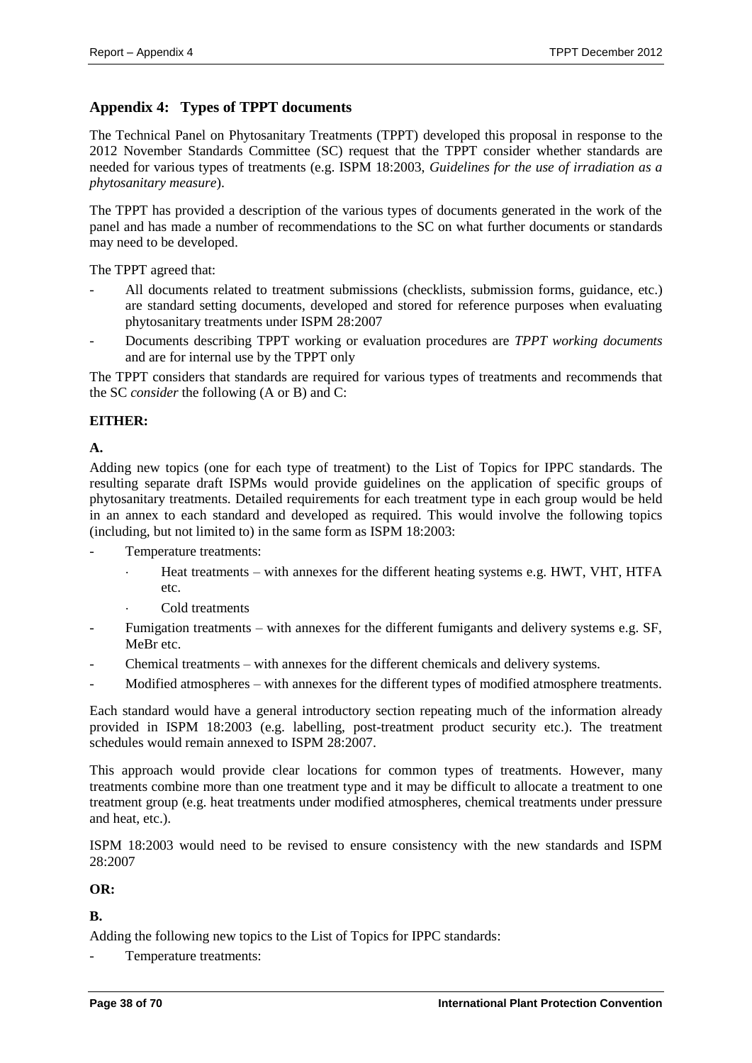## Appendix 4: Types of TPPT documents

The Technical Panel on Phytosanitary Treatments (TPPT) developed this proposal in response to the 2012 November Standards Committee (SC) request that the TPPT consider whether standards are needed for various types of treatments (e.g. ISPM 18:2003, *Guidelines for the use of irradiation as a phytosanitary measure*).

The TPPT has provided a description of the various types of documents generated in the work of the panel and has made a number of recommendations to the SC on what further documents or standards may need to be developed.

The TPPT agreed that:

- All documents related to treatment submissions (checklists, submission forms, guidance, etc.) are standard setting documents, developed and stored for reference purposes when evaluating phytosanitary treatments under ISPM 28:2007
- Documents describing TPPT working or evaluation procedures are *TPPT working documents* and are for internal use by the TPPT only

The TPPT considers that standards are required for various types of treatments and recommends that the SC *consider* the following (A or B) and C:

**EITHER:**

**A.**

Adding new topics (one for each type of treatment) to the List of Topics for IPPC standards. The resulting separate draft ISPMs would provide guidelines on the application of specific groups of phytosanitary treatments. Detailed requirements for each treatment type in each group would be held in an annex to each standard and developed as required. This would involve the following topics (including, but not limited to) in the same form as ISPM 18:2003:

- Temperature treatments:
  - Heat treatments – with annexes for the different heating systems e.g. HWT, VHT, HTFA etc.
  - Cold treatments
- Fumigation treatments – with annexes for the different fumigants and delivery systems e.g. SF, MeBr etc.
- Chemical treatments – with annexes for the different chemicals and delivery systems.
- Modified atmospheres – with annexes for the different types of modified atmosphere treatments.

Each standard would have a general introductory section repeating much of the information already provided in ISPM 18:2003 (e.g. labelling, post-treatment product security etc.). The treatment schedules would remain annexed to ISPM 28:2007.

This approach would provide clear locations for common types of treatments. However, many treatments combine more than one treatment type and it may be difficult to allocate a treatment to one treatment group (e.g. heat treatments under modified atmospheres, chemical treatments under pressure and heat, etc.).

ISPM 18:2003 would need to be revised to ensure consistency with the new standards and ISPM 28:2007

**OR:**

**B.**

Adding the following new topics to the List of Topics for IPPC standards:

- Temperature treatments: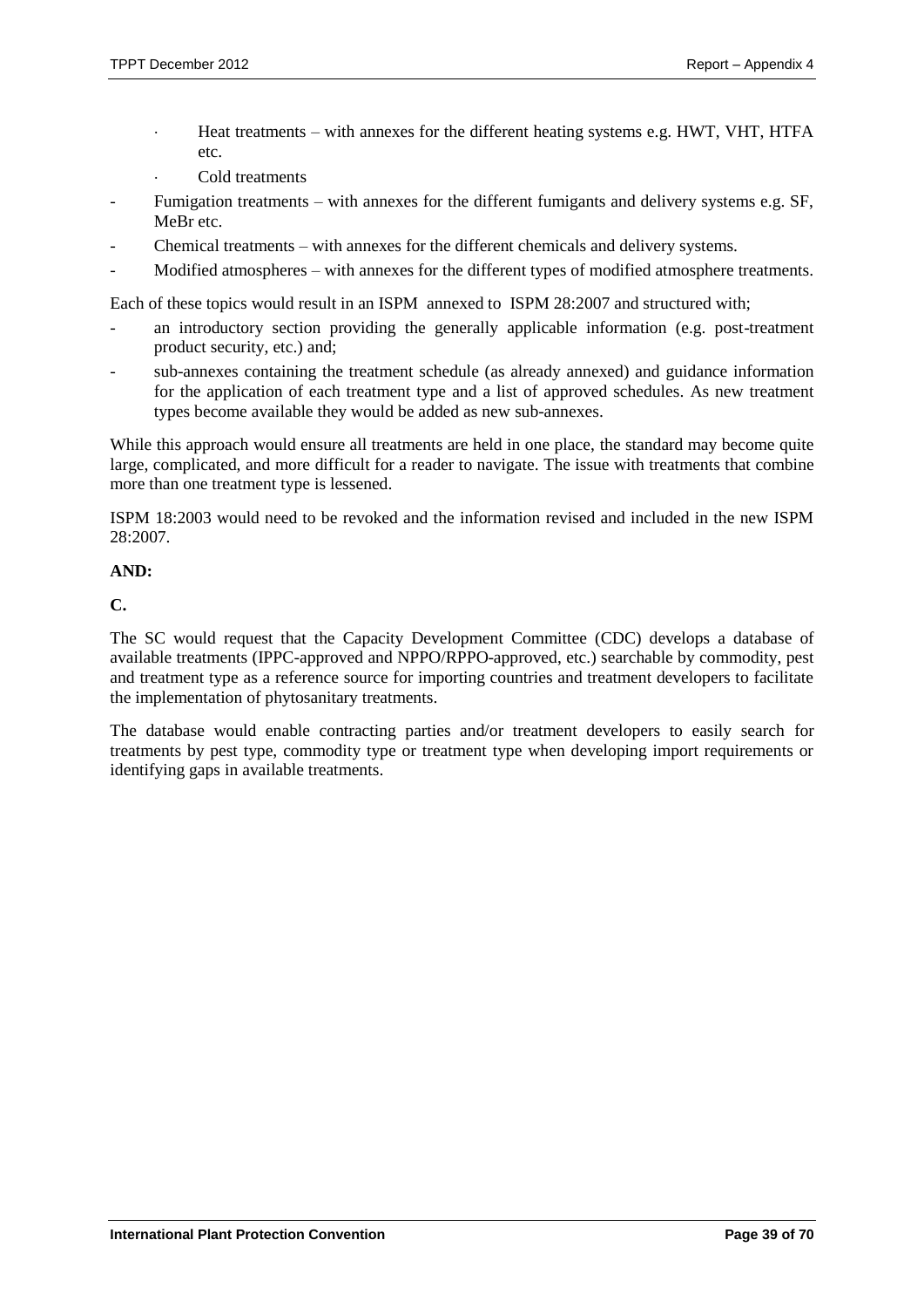- Heat treatments – with annexes for the different heating systems e.g. HWT, VHT, HTFA etc.
- Cold treatments

- Fumigation treatments – with annexes for the different fumigants and delivery systems e.g. SF, MeBr etc.
- Chemical treatments – with annexes for the different chemicals and delivery systems.
- Modified atmospheres – with annexes for the different types of modified atmosphere treatments.

Each of these topics would result in an ISPM annexed to ISPM 28:2007 and structured with;

- an introductory section providing the generally applicable information (e.g. post-treatment product security, etc.) and;
- sub-annexes containing the treatment schedule (as already annexed) and guidance information for the application of each treatment type and a list of approved schedules. As new treatment types become available they would be added as new sub-annexes.

While this approach would ensure all treatments are held in one place, the standard may become quite large, complicated, and more difficult for a reader to navigate. The issue with treatments that combine more than one treatment type is lessened.

ISPM 18:2003 would need to be revoked and the information revised and included in the new ISPM 28:2007.

**AND:**

**C.**

The SC would request that the Capacity Development Committee (CDC) develops a database of available treatments (IPPC-approved and NPPO/RPPO-approved, etc.) searchable by commodity, pest and treatment type as a reference source for importing countries and treatment developers to facilitate the implementation of phytosanitary treatments.

The database would enable contracting parties and/or treatment developers to easily search for treatments by pest type, commodity type or treatment type when developing import requirements or identifying gaps in available treatments.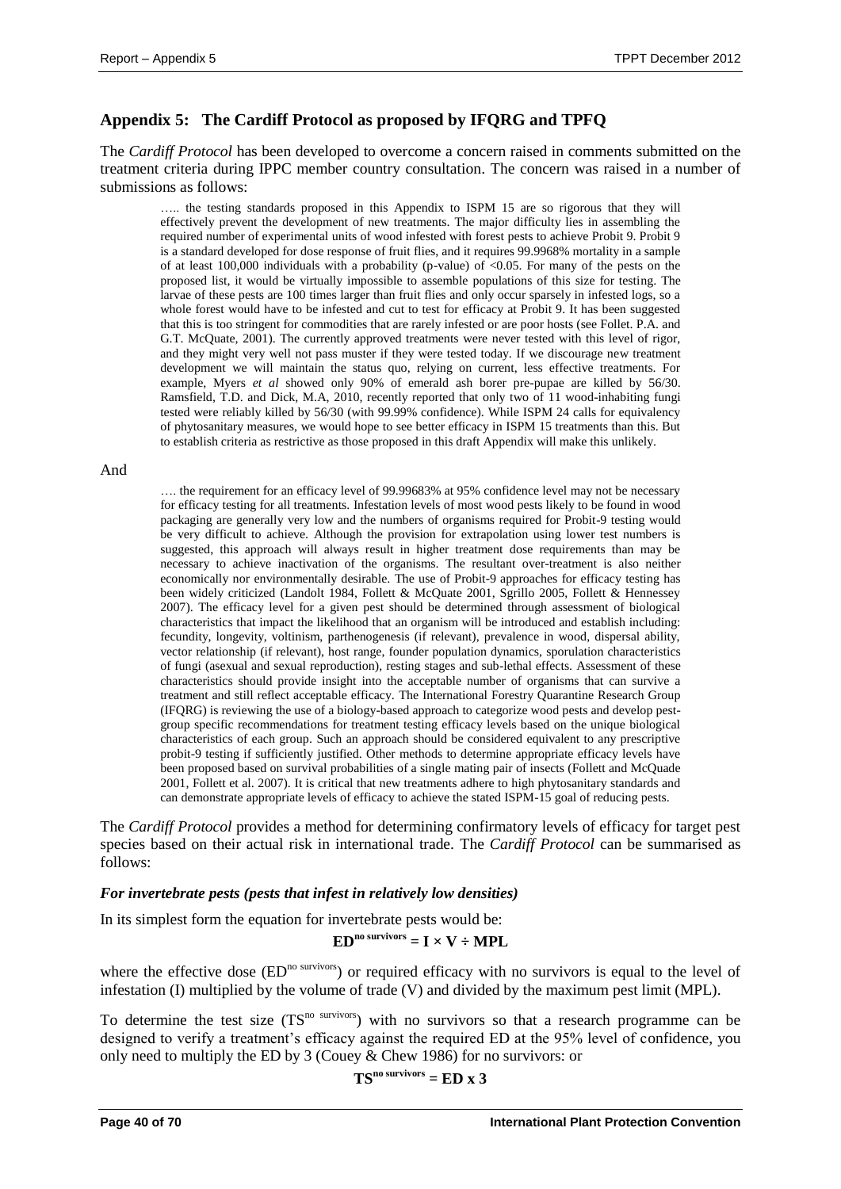## Appendix 5: The Cardiff Protocol as proposed by IFQRG and TPFQ

The *Cardiff Protocol* has been developed to overcome a concern raised in comments submitted on the treatment criteria during IPPC member country consultation. The concern was raised in a number of submissions as follows:

> ….. the testing standards proposed in this Appendix to ISPM 15 are so rigorous that they will effectively prevent the development of new treatments. The major difficulty lies in assembling the required number of experimental units of wood infested with forest pests to achieve Probit 9. Probit 9 is a standard developed for dose response of fruit flies, and it requires 99.9968% mortality in a sample of at least 100,000 individuals with a probability (p-value) of <0.05. For many of the pests on the proposed list, it would be virtually impossible to assemble populations of this size for testing. The larvae of these pests are 100 times larger than fruit flies and only occur sparsely in infested logs, so a whole forest would have to be infested and cut to test for efficacy at Probit 9. It has been suggested that this is too stringent for commodities that are rarely infested or are poor hosts (see Follet. P.A. and G.T. McQuate, 2001). The currently approved treatments were never tested with this level of rigor, and they might very well not pass muster if they were tested today. If we discourage new treatment development we will maintain the status quo, relying on current, less effective treatments. For example, Myers *et al* showed only 90% of emerald ash borer pre-pupae are killed by 56/30. Ramsfield, T.D. and Dick, M.A, 2010, recently reported that only two of 11 wood-inhabiting fungi tested were reliably killed by 56/30 (with 99.99% confidence). While ISPM 24 calls for equivalency of phytosanitary measures, we would hope to see better efficacy in ISPM 15 treatments than this. But to establish criteria as restrictive as those proposed in this draft Appendix will make this unlikely.

And

> …. the requirement for an efficacy level of 99.99683% at 95% confidence level may not be necessary for efficacy testing for all treatments. Infestation levels of most wood pests likely to be found in wood packaging are generally very low and the numbers of organisms required for Probit-9 testing would be very difficult to achieve. Although the provision for extrapolation using lower test numbers is suggested, this approach will always result in higher treatment dose requirements than may be necessary to achieve inactivation of the organisms. The resultant over-treatment is also neither economically nor environmentally desirable. The use of Probit-9 approaches for efficacy testing has been widely criticized (Landolt 1984, Follett & McQuate 2001, Sgrillo 2005, Follett & Hennessey 2007). The efficacy level for a given pest should be determined through assessment of biological characteristics that impact the likelihood that an organism will be introduced and establish including: fecundity, longevity, voltinism, parthenogenesis (if relevant), prevalence in wood, dispersal ability, vector relationship (if relevant), host range, founder population dynamics, sporulation characteristics of fungi (asexual and sexual reproduction), resting stages and sub-lethal effects. Assessment of these characteristics should provide insight into the acceptable number of organisms that can survive a treatment and still reflect acceptable efficacy. The International Forestry Quarantine Research Group (IFQRG) is reviewing the use of a biology-based approach to categorize wood pests and develop pest-group specific recommendations for treatment testing efficacy levels based on the unique biological characteristics of each group. Such an approach should be considered equivalent to any prescriptive probit-9 testing if sufficiently justified. Other methods to determine appropriate efficacy levels have been proposed based on survival probabilities of a single mating pair of insects (Follett and McQuade 2001, Follett et al. 2007). It is critical that new treatments adhere to high phytosanitary standards and can demonstrate appropriate levels of efficacy to achieve the stated ISPM-15 goal of reducing pests.

The *Cardiff Protocol* provides a method for determining confirmatory levels of efficacy for target pest species based on their actual risk in international trade. The *Cardiff Protocol* can be summarised as follows:

### *For invertebrate pests (pests that infest in relatively low densities)*

In its simplest form the equation for invertebrate pests would be:

$$\mathbf{ED^{no\ survivors} = I \times V \div MPL}$$

where the effective dose ($ED^{no\ survivors}$) or required efficacy with no survivors is equal to the level of infestation (I) multiplied by the volume of trade (V) and divided by the maximum pest limit (MPL).

To determine the test size ($TS^{no\ survivors}$) with no survivors so that a research programme can be designed to verify a treatment's efficacy against the required ED at the 95% level of confidence, you only need to multiply the ED by 3 (Couey & Chew 1986) for no survivors: or

$$\mathbf{TS^{no\ survivors} = ED \times 3}$$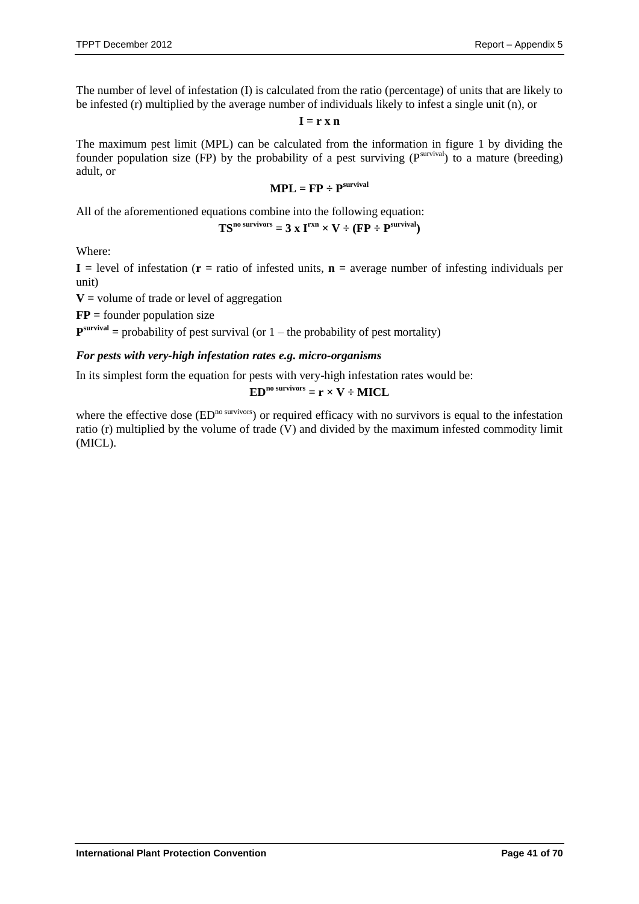The number of level of infestation (I) is calculated from the ratio (percentage) of units that are likely to be infested (r) multiplied by the average number of individuals likely to infest a single unit (n), or

$$\mathbf{I = r \times n}$$

The maximum pest limit (MPL) can be calculated from the information in figure 1 by dividing the founder population size (FP) by the probability of a pest surviving ($P^{survival}$) to a mature (breeding) adult, or

$$\mathbf{MPL = FP \div P^{survival}}$$

All of the aforementioned equations combine into the following equation:

$$\mathbf{TS^{no\ survivors} = 3 \times I^{rxn} \times V \div (FP \div P^{survival})}$$

Where:

**I =** level of infestation (**r =** ratio of infested units, **n =** average number of infesting individuals per unit)

**V =** volume of trade or level of aggregation

**FP =** founder population size

$\mathbf{P^{survival}}$ **=** probability of pest survival (or 1 – the probability of pest mortality)

***For pests with very-high infestation rates e.g. micro-organisms***

In its simplest form the equation for pests with very-high infestation rates would be:

$$\mathbf{ED^{no\ survivors} = r \times V \div MICL}$$

where the effective dose ($ED^{no\ survivors}$) or required efficacy with no survivors is equal to the infestation ratio (r) multiplied by the volume of trade (V) and divided by the maximum infested commodity limit (MICL).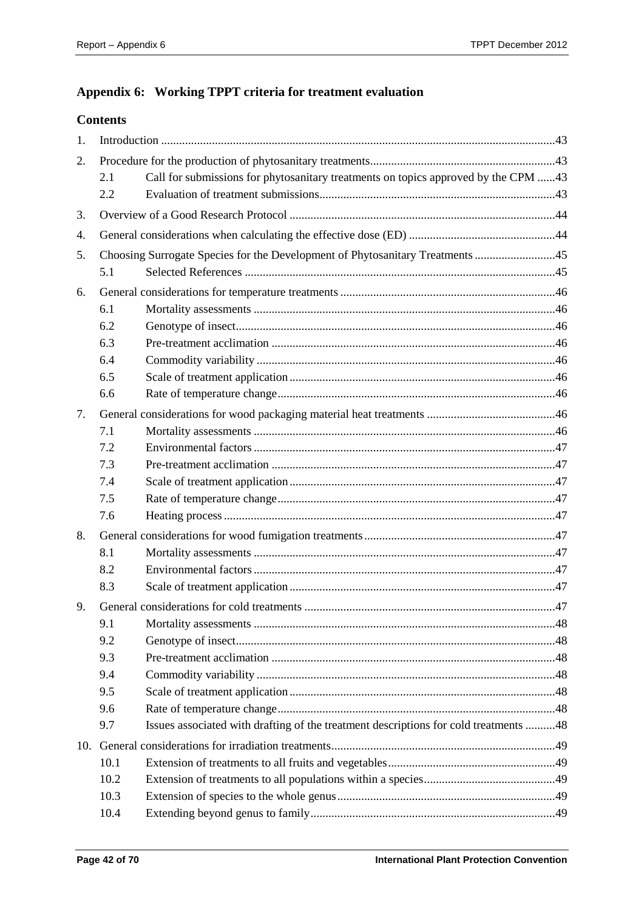## Appendix 6: Working TPPT criteria for treatment evaluation

### Contents

1. Introduction ....................................................................................................................................43
2. Procedure for the production of phytosanitary treatments.............................................................43
   - 2.1 Call for submissions for phytosanitary treatments on topics approved by the CPM ......43
   - 2.2 Evaluation of treatment submissions..............................................................................43
3. Overview of a Good Research Protocol .........................................................................................44
4. General considerations when calculating the effective dose (ED) .................................................44
5. Choosing Surrogate Species for the Development of Phytosanitary Treatments ...........................45
   - 5.1 Selected References .......................................................................................................45
6. General considerations for temperature treatments ........................................................................46
   - 6.1 Mortality assessments ....................................................................................................46
   - 6.2 Genotype of insect..........................................................................................................46
   - 6.3 Pre-treatment acclimation ..............................................................................................46
   - 6.4 Commodity variability ...................................................................................................46
   - 6.5 Scale of treatment application ........................................................................................46
   - 6.6 Rate of temperature change............................................................................................46
7. General considerations for wood packaging material heat treatments ...........................................46
   - 7.1 Mortality assessments ....................................................................................................46
   - 7.2 Environmental factors ....................................................................................................47
   - 7.3 Pre-treatment acclimation ..............................................................................................47
   - 7.4 Scale of treatment application ........................................................................................47
   - 7.5 Rate of temperature change............................................................................................47
   - 7.6 Heating process ..............................................................................................................47
8. General considerations for wood fumigation treatments ................................................................47
   - 8.1 Mortality assessments ....................................................................................................47
   - 8.2 Environmental factors ....................................................................................................47
   - 8.3 Scale of treatment application ........................................................................................47
9. General considerations for cold treatments ...................................................................................47
   - 9.1 Mortality assessments ....................................................................................................48
   - 9.2 Genotype of insect..........................................................................................................48
   - 9.3 Pre-treatment acclimation ..............................................................................................48
   - 9.4 Commodity variability ...................................................................................................48
   - 9.5 Scale of treatment application ........................................................................................48
   - 9.6 Rate of temperature change............................................................................................48
   - 9.7 Issues associated with drafting of the treatment descriptions for cold treatments ..........48
10. General considerations for irradiation treatments...........................................................................49
    - 10.1 Extension of treatments to all fruits and vegetables........................................................49
    - 10.2 Extension of treatments to all populations within a species............................................49
    - 10.3 Extension of species to the whole genus.........................................................................49
    - 10.4 Extending beyond genus to family..................................................................................49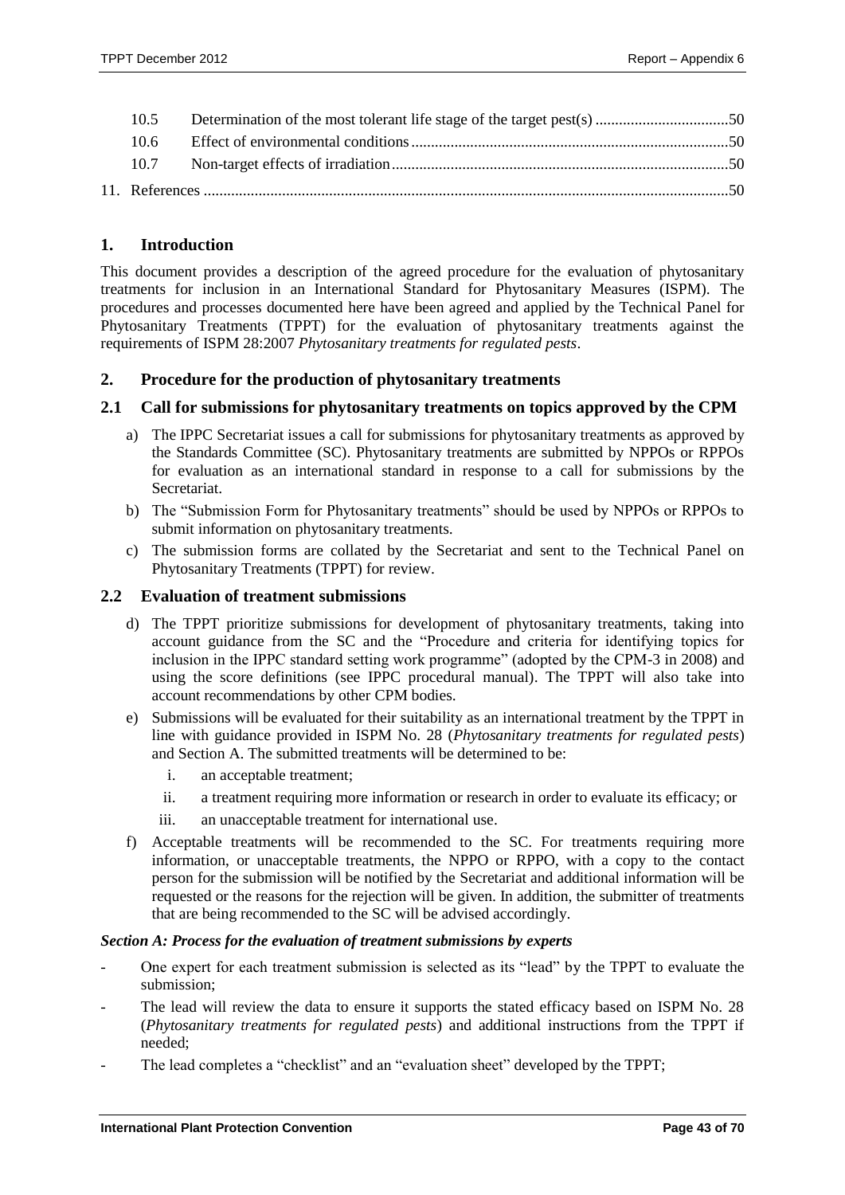| | | |
|---|---|---|
| 10.5 | Determination of the most tolerant life stage of the target pest(s) | 50 |
| 10.6 | Effect of environmental conditions | 50 |
| 10.7 | Non-target effects of irradiation | 50 |
| 11. | References | 50 |

## 1. Introduction

This document provides a description of the agreed procedure for the evaluation of phytosanitary treatments for inclusion in an International Standard for Phytosanitary Measures (ISPM). The procedures and processes documented here have been agreed and applied by the Technical Panel for Phytosanitary Treatments (TPPT) for the evaluation of phytosanitary treatments against the requirements of ISPM 28:2007 *Phytosanitary treatments for regulated pests*.

## 2. Procedure for the production of phytosanitary treatments

### 2.1 Call for submissions for phytosanitary treatments on topics approved by the CPM

a) The IPPC Secretariat issues a call for submissions for phytosanitary treatments as approved by the Standards Committee (SC). Phytosanitary treatments are submitted by NPPOs or RPPOs for evaluation as an international standard in response to a call for submissions by the Secretariat.

b) The "Submission Form for Phytosanitary treatments" should be used by NPPOs or RPPOs to submit information on phytosanitary treatments.

c) The submission forms are collated by the Secretariat and sent to the Technical Panel on Phytosanitary Treatments (TPPT) for review.

### 2.2 Evaluation of treatment submissions

d) The TPPT prioritize submissions for development of phytosanitary treatments, taking into account guidance from the SC and the "Procedure and criteria for identifying topics for inclusion in the IPPC standard setting work programme" (adopted by the CPM-3 in 2008) and using the score definitions (see IPPC procedural manual). The TPPT will also take into account recommendations by other CPM bodies.

e) Submissions will be evaluated for their suitability as an international treatment by the TPPT in line with guidance provided in ISPM No. 28 (*Phytosanitary treatments for regulated pests*) and Section A. The submitted treatments will be determined to be:

   i. an acceptable treatment;

   ii. a treatment requiring more information or research in order to evaluate its efficacy; or

   iii. an unacceptable treatment for international use.

f) Acceptable treatments will be recommended to the SC. For treatments requiring more information, or unacceptable treatments, the NPPO or RPPO, with a copy to the contact person for the submission will be notified by the Secretariat and additional information will be requested or the reasons for the rejection will be given. In addition, the submitter of treatments that are being recommended to the SC will be advised accordingly.

***Section A: Process for the evaluation of treatment submissions by experts***

- One expert for each treatment submission is selected as its "lead" by the TPPT to evaluate the submission;
- The lead will review the data to ensure it supports the stated efficacy based on ISPM No. 28 (*Phytosanitary treatments for regulated pests*) and additional instructions from the TPPT if needed;
- The lead completes a "checklist" and an "evaluation sheet" developed by the TPPT;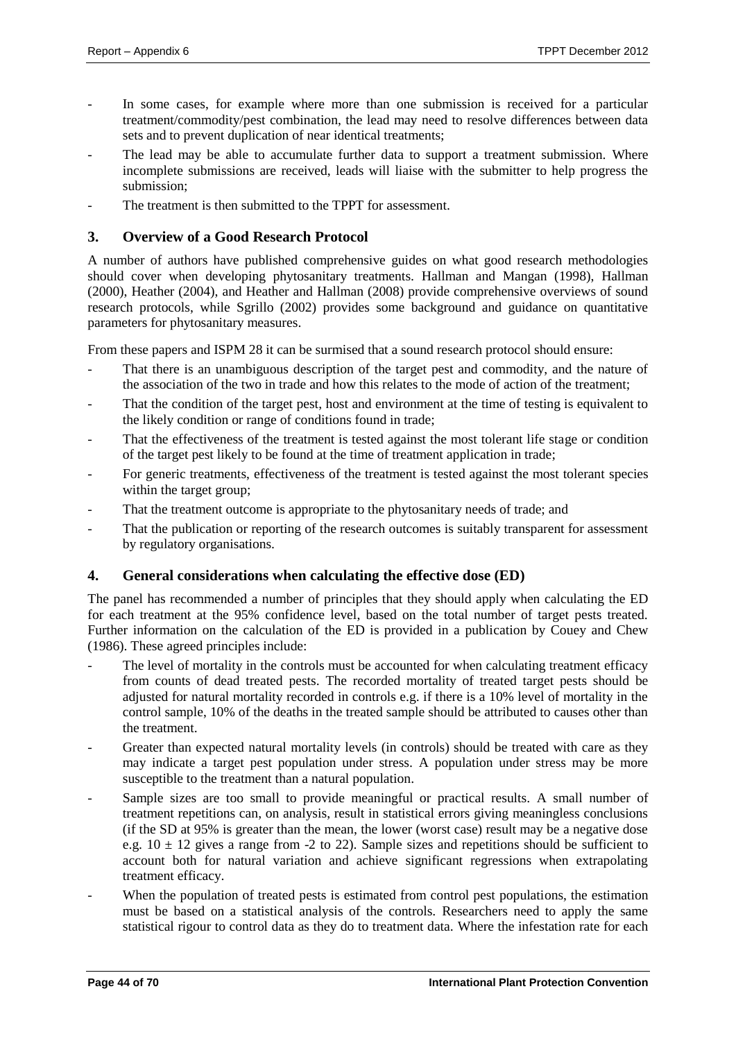- In some cases, for example where more than one submission is received for a particular treatment/commodity/pest combination, the lead may need to resolve differences between data sets and to prevent duplication of near identical treatments;
- The lead may be able to accumulate further data to support a treatment submission. Where incomplete submissions are received, leads will liaise with the submitter to help progress the submission;
- The treatment is then submitted to the TPPT for assessment.

## 3. Overview of a Good Research Protocol

A number of authors have published comprehensive guides on what good research methodologies should cover when developing phytosanitary treatments. Hallman and Mangan (1998), Hallman (2000), Heather (2004), and Heather and Hallman (2008) provide comprehensive overviews of sound research protocols, while Sgrillo (2002) provides some background and guidance on quantitative parameters for phytosanitary measures.

From these papers and ISPM 28 it can be surmised that a sound research protocol should ensure:

- That there is an unambiguous description of the target pest and commodity, and the nature of the association of the two in trade and how this relates to the mode of action of the treatment;
- That the condition of the target pest, host and environment at the time of testing is equivalent to the likely condition or range of conditions found in trade;
- That the effectiveness of the treatment is tested against the most tolerant life stage or condition of the target pest likely to be found at the time of treatment application in trade;
- For generic treatments, effectiveness of the treatment is tested against the most tolerant species within the target group;
- That the treatment outcome is appropriate to the phytosanitary needs of trade; and
- That the publication or reporting of the research outcomes is suitably transparent for assessment by regulatory organisations.

## 4. General considerations when calculating the effective dose (ED)

The panel has recommended a number of principles that they should apply when calculating the ED for each treatment at the 95% confidence level, based on the total number of target pests treated. Further information on the calculation of the ED is provided in a publication by Couey and Chew (1986). These agreed principles include:

- The level of mortality in the controls must be accounted for when calculating treatment efficacy from counts of dead treated pests. The recorded mortality of treated target pests should be adjusted for natural mortality recorded in controls e.g. if there is a 10% level of mortality in the control sample, 10% of the deaths in the treated sample should be attributed to causes other than the treatment.
- Greater than expected natural mortality levels (in controls) should be treated with care as they may indicate a target pest population under stress. A population under stress may be more susceptible to the treatment than a natural population.
- Sample sizes are too small to provide meaningful or practical results. A small number of treatment repetitions can, on analysis, result in statistical errors giving meaningless conclusions (if the SD at 95% is greater than the mean, the lower (worst case) result may be a negative dose e.g. $10 \pm 12$ gives a range from -2 to 22). Sample sizes and repetitions should be sufficient to account both for natural variation and achieve significant regressions when extrapolating treatment efficacy.
- When the population of treated pests is estimated from control pest populations, the estimation must be based on a statistical analysis of the controls. Researchers need to apply the same statistical rigour to control data as they do to treatment data. Where the infestation rate for each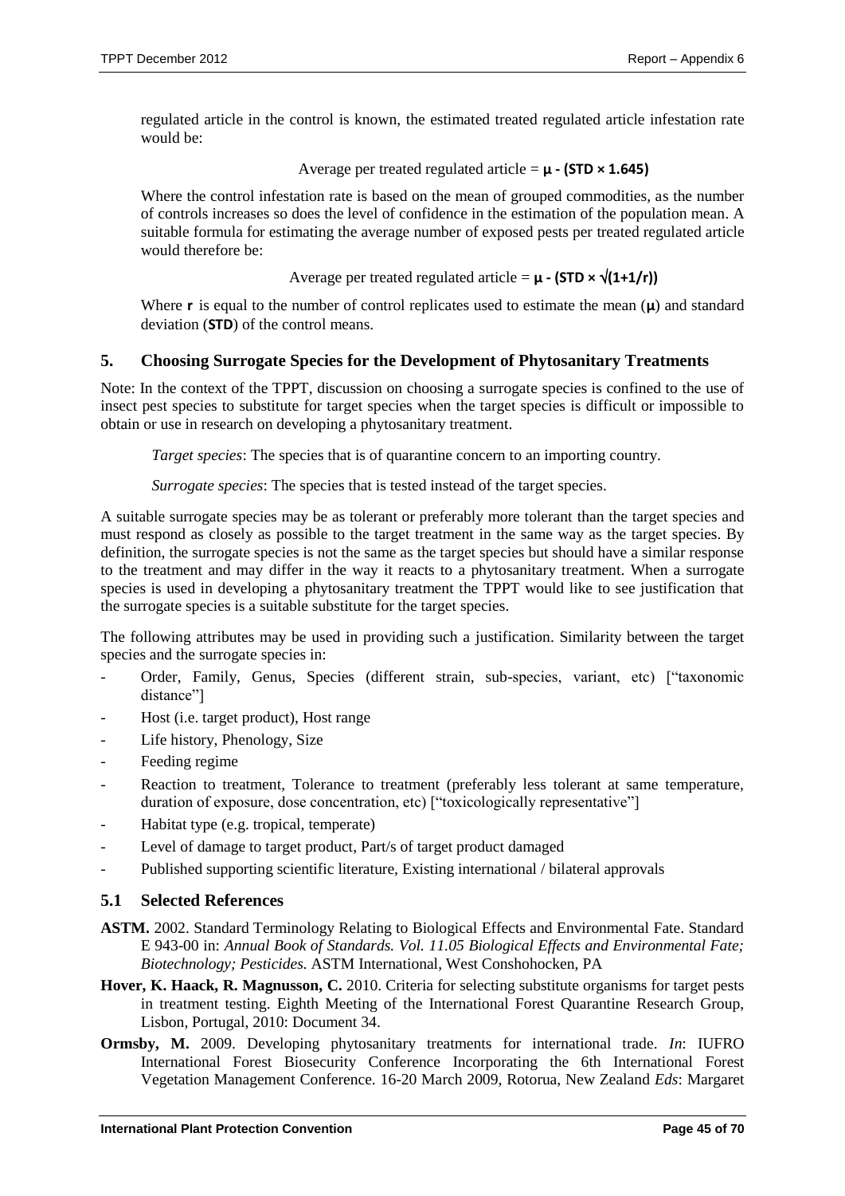regulated article in the control is known, the estimated treated regulated article infestation rate would be:

$$\text{Average per treated regulated article} = \mu - (\text{STD} \times 1.645)$$

Where the control infestation rate is based on the mean of grouped commodities, as the number of controls increases so does the level of confidence in the estimation of the population mean. A suitable formula for estimating the average number of exposed pests per treated regulated article would therefore be:

$$\text{Average per treated regulated article} = \mu - (\text{STD} \times \sqrt{(1+1/r)})$$

Where $r$ is equal to the number of control replicates used to estimate the mean ($\mu$) and standard deviation (**STD**) of the control means.

## 5. Choosing Surrogate Species for the Development of Phytosanitary Treatments

Note: In the context of the TPPT, discussion on choosing a surrogate species is confined to the use of insect pest species to substitute for target species when the target species is difficult or impossible to obtain or use in research on developing a phytosanitary treatment.

*Target species*: The species that is of quarantine concern to an importing country.

*Surrogate species*: The species that is tested instead of the target species.

A suitable surrogate species may be as tolerant or preferably more tolerant than the target species and must respond as closely as possible to the target treatment in the same way as the target species. By definition, the surrogate species is not the same as the target species but should have a similar response to the treatment and may differ in the way it reacts to a phytosanitary treatment. When a surrogate species is used in developing a phytosanitary treatment the TPPT would like to see justification that the surrogate species is a suitable substitute for the target species.

The following attributes may be used in providing such a justification. Similarity between the target species and the surrogate species in:

- Order, Family, Genus, Species (different strain, sub-species, variant, etc) ["taxonomic distance"]
- Host (i.e. target product), Host range
- Life history, Phenology, Size
- Feeding regime
- Reaction to treatment, Tolerance to treatment (preferably less tolerant at same temperature, duration of exposure, dose concentration, etc) ["toxicologically representative"]
- Habitat type (e.g. tropical, temperate)
- Level of damage to target product, Part/s of target product damaged
- Published supporting scientific literature, Existing international / bilateral approvals

### 5.1 Selected References

**ASTM.** 2002. Standard Terminology Relating to Biological Effects and Environmental Fate. Standard E 943-00 in: *Annual Book of Standards. Vol. 11.05 Biological Effects and Environmental Fate; Biotechnology; Pesticides.* ASTM International, West Conshohocken, PA

**Hover, K. Haack, R. Magnusson, C.** 2010. Criteria for selecting substitute organisms for target pests in treatment testing. Eighth Meeting of the International Forest Quarantine Research Group, Lisbon, Portugal, 2010: Document 34.

**Ormsby, M.** 2009. Developing phytosanitary treatments for international trade. *In*: IUFRO International Forest Biosecurity Conference Incorporating the 6th International Forest Vegetation Management Conference. 16-20 March 2009, Rotorua, New Zealand *Eds*: Margaret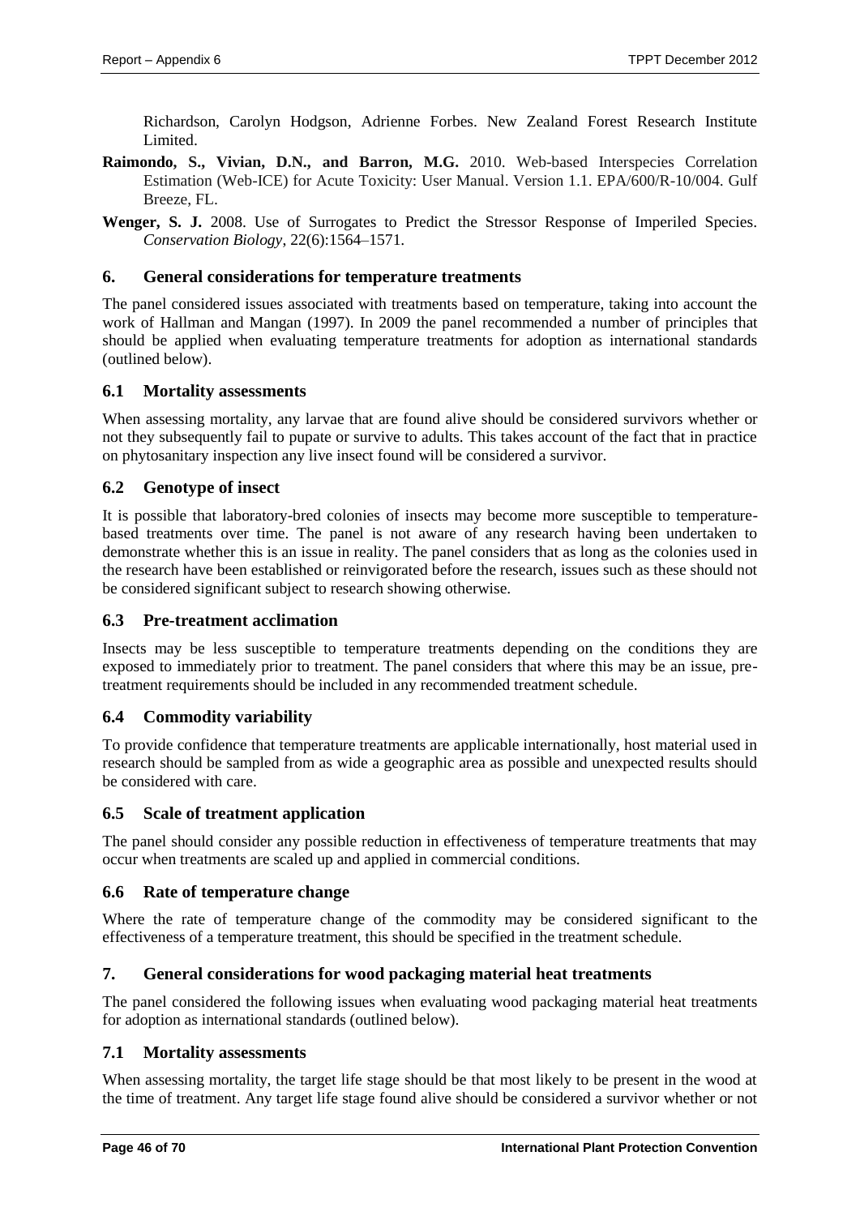Richardson, Carolyn Hodgson, Adrienne Forbes. New Zealand Forest Research Institute Limited.

**Raimondo, S., Vivian, D.N., and Barron, M.G.** 2010. Web-based Interspecies Correlation Estimation (Web-ICE) for Acute Toxicity: User Manual. Version 1.1. EPA/600/R-10/004. Gulf Breeze, FL.

**Wenger, S. J.** 2008. Use of Surrogates to Predict the Stressor Response of Imperiled Species. *Conservation Biology*, 22(6):1564–1571.

## 6. General considerations for temperature treatments

The panel considered issues associated with treatments based on temperature, taking into account the work of Hallman and Mangan (1997). In 2009 the panel recommended a number of principles that should be applied when evaluating temperature treatments for adoption as international standards (outlined below).

### 6.1 Mortality assessments

When assessing mortality, any larvae that are found alive should be considered survivors whether or not they subsequently fail to pupate or survive to adults. This takes account of the fact that in practice on phytosanitary inspection any live insect found will be considered a survivor.

### 6.2 Genotype of insect

It is possible that laboratory-bred colonies of insects may become more susceptible to temperature-based treatments over time. The panel is not aware of any research having been undertaken to demonstrate whether this is an issue in reality. The panel considers that as long as the colonies used in the research have been established or reinvigorated before the research, issues such as these should not be considered significant subject to research showing otherwise.

### 6.3 Pre-treatment acclimation

Insects may be less susceptible to temperature treatments depending on the conditions they are exposed to immediately prior to treatment. The panel considers that where this may be an issue, pre-treatment requirements should be included in any recommended treatment schedule.

### 6.4 Commodity variability

To provide confidence that temperature treatments are applicable internationally, host material used in research should be sampled from as wide a geographic area as possible and unexpected results should be considered with care.

### 6.5 Scale of treatment application

The panel should consider any possible reduction in effectiveness of temperature treatments that may occur when treatments are scaled up and applied in commercial conditions.

### 6.6 Rate of temperature change

Where the rate of temperature change of the commodity may be considered significant to the effectiveness of a temperature treatment, this should be specified in the treatment schedule.

## 7. General considerations for wood packaging material heat treatments

The panel considered the following issues when evaluating wood packaging material heat treatments for adoption as international standards (outlined below).

### 7.1 Mortality assessments

When assessing mortality, the target life stage should be that most likely to be present in the wood at the time of treatment. Any target life stage found alive should be considered a survivor whether or not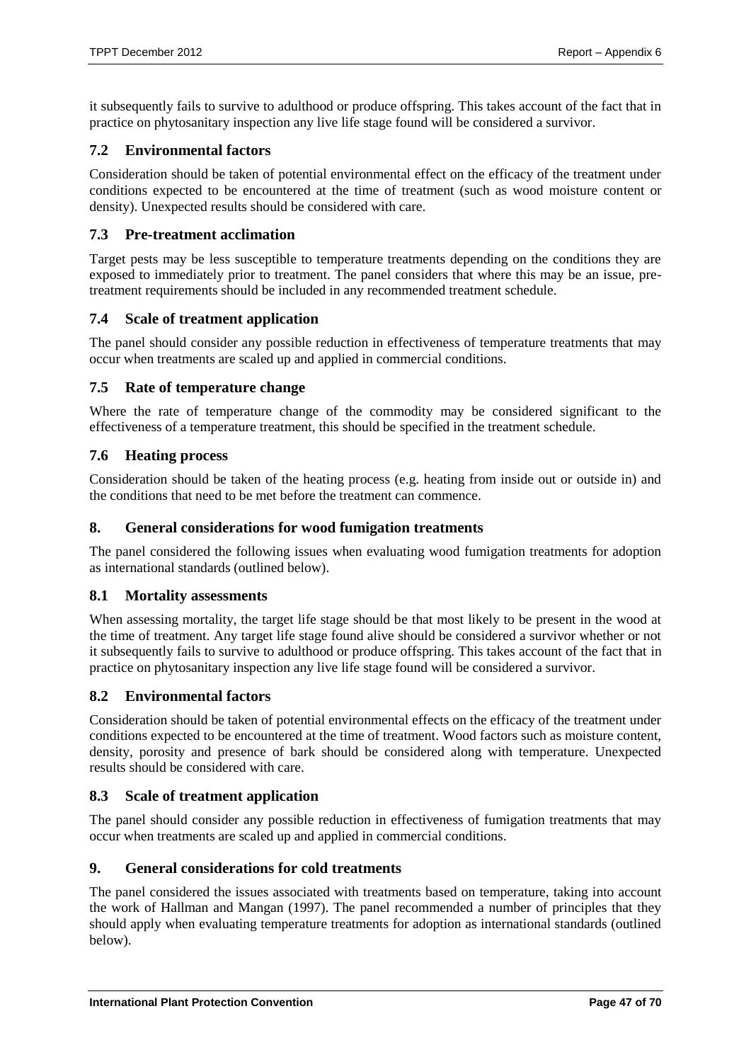it subsequently fails to survive to adulthood or produce offspring. This takes account of the fact that in practice on phytosanitary inspection any live life stage found will be considered a survivor.

### 7.2 Environmental factors

Consideration should be taken of potential environmental effect on the efficacy of the treatment under conditions expected to be encountered at the time of treatment (such as wood moisture content or density). Unexpected results should be considered with care.

### 7.3 Pre-treatment acclimation

Target pests may be less susceptible to temperature treatments depending on the conditions they are exposed to immediately prior to treatment. The panel considers that where this may be an issue, pre-treatment requirements should be included in any recommended treatment schedule.

### 7.4 Scale of treatment application

The panel should consider any possible reduction in effectiveness of temperature treatments that may occur when treatments are scaled up and applied in commercial conditions.

### 7.5 Rate of temperature change

Where the rate of temperature change of the commodity may be considered significant to the effectiveness of a temperature treatment, this should be specified in the treatment schedule.

### 7.6 Heating process

Consideration should be taken of the heating process (e.g. heating from inside out or outside in) and the conditions that need to be met before the treatment can commence.

## 8. General considerations for wood fumigation treatments

The panel considered the following issues when evaluating wood fumigation treatments for adoption as international standards (outlined below).

### 8.1 Mortality assessments

When assessing mortality, the target life stage should be that most likely to be present in the wood at the time of treatment. Any target life stage found alive should be considered a survivor whether or not it subsequently fails to survive to adulthood or produce offspring. This takes account of the fact that in practice on phytosanitary inspection any live life stage found will be considered a survivor.

### 8.2 Environmental factors

Consideration should be taken of potential environmental effects on the efficacy of the treatment under conditions expected to be encountered at the time of treatment. Wood factors such as moisture content, density, porosity and presence of bark should be considered along with temperature. Unexpected results should be considered with care.

### 8.3 Scale of treatment application

The panel should consider any possible reduction in effectiveness of fumigation treatments that may occur when treatments are scaled up and applied in commercial conditions.

## 9. General considerations for cold treatments

The panel considered the issues associated with treatments based on temperature, taking into account the work of Hallman and Mangan (1997). The panel recommended a number of principles that they should apply when evaluating temperature treatments for adoption as international standards (outlined below).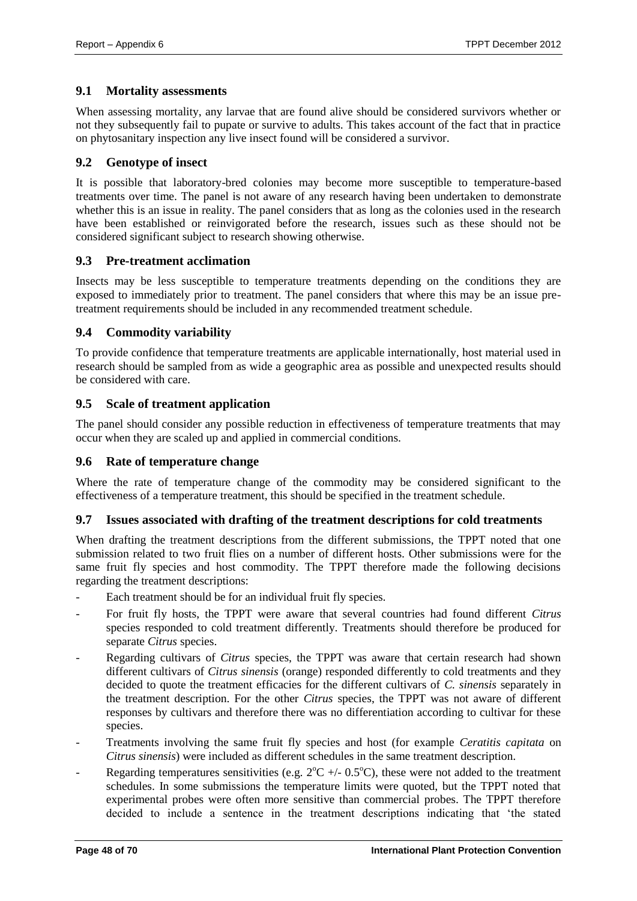## 9.1 Mortality assessments

When assessing mortality, any larvae that are found alive should be considered survivors whether or not they subsequently fail to pupate or survive to adults. This takes account of the fact that in practice on phytosanitary inspection any live insect found will be considered a survivor.

## 9.2 Genotype of insect

It is possible that laboratory-bred colonies may become more susceptible to temperature-based treatments over time. The panel is not aware of any research having been undertaken to demonstrate whether this is an issue in reality. The panel considers that as long as the colonies used in the research have been established or reinvigorated before the research, issues such as these should not be considered significant subject to research showing otherwise.

## 9.3 Pre-treatment acclimation

Insects may be less susceptible to temperature treatments depending on the conditions they are exposed to immediately prior to treatment. The panel considers that where this may be an issue pre-treatment requirements should be included in any recommended treatment schedule.

## 9.4 Commodity variability

To provide confidence that temperature treatments are applicable internationally, host material used in research should be sampled from as wide a geographic area as possible and unexpected results should be considered with care.

## 9.5 Scale of treatment application

The panel should consider any possible reduction in effectiveness of temperature treatments that may occur when they are scaled up and applied in commercial conditions.

## 9.6 Rate of temperature change

Where the rate of temperature change of the commodity may be considered significant to the effectiveness of a temperature treatment, this should be specified in the treatment schedule.

## 9.7 Issues associated with drafting of the treatment descriptions for cold treatments

When drafting the treatment descriptions from the different submissions, the TPPT noted that one submission related to two fruit flies on a number of different hosts. Other submissions were for the same fruit fly species and host commodity. The TPPT therefore made the following decisions regarding the treatment descriptions:

- Each treatment should be for an individual fruit fly species.
- For fruit fly hosts, the TPPT were aware that several countries had found different *Citrus* species responded to cold treatment differently. Treatments should therefore be produced for separate *Citrus* species.
- Regarding cultivars of *Citrus* species, the TPPT was aware that certain research had shown different cultivars of *Citrus sinensis* (orange) responded differently to cold treatments and they decided to quote the treatment efficacies for the different cultivars of *C. sinensis* separately in the treatment description. For the other *Citrus* species, the TPPT was not aware of different responses by cultivars and therefore there was no differentiation according to cultivar for these species.
- Treatments involving the same fruit fly species and host (for example *Ceratitis capitata* on *Citrus sinensis*) were included as different schedules in the same treatment description.
- Regarding temperatures sensitivities (e.g. $2^{o}C$ +/- $0.5^{o}C$), these were not added to the treatment schedules. In some submissions the temperature limits were quoted, but the TPPT noted that experimental probes were often more sensitive than commercial probes. The TPPT therefore decided to include a sentence in the treatment descriptions indicating that 'the stated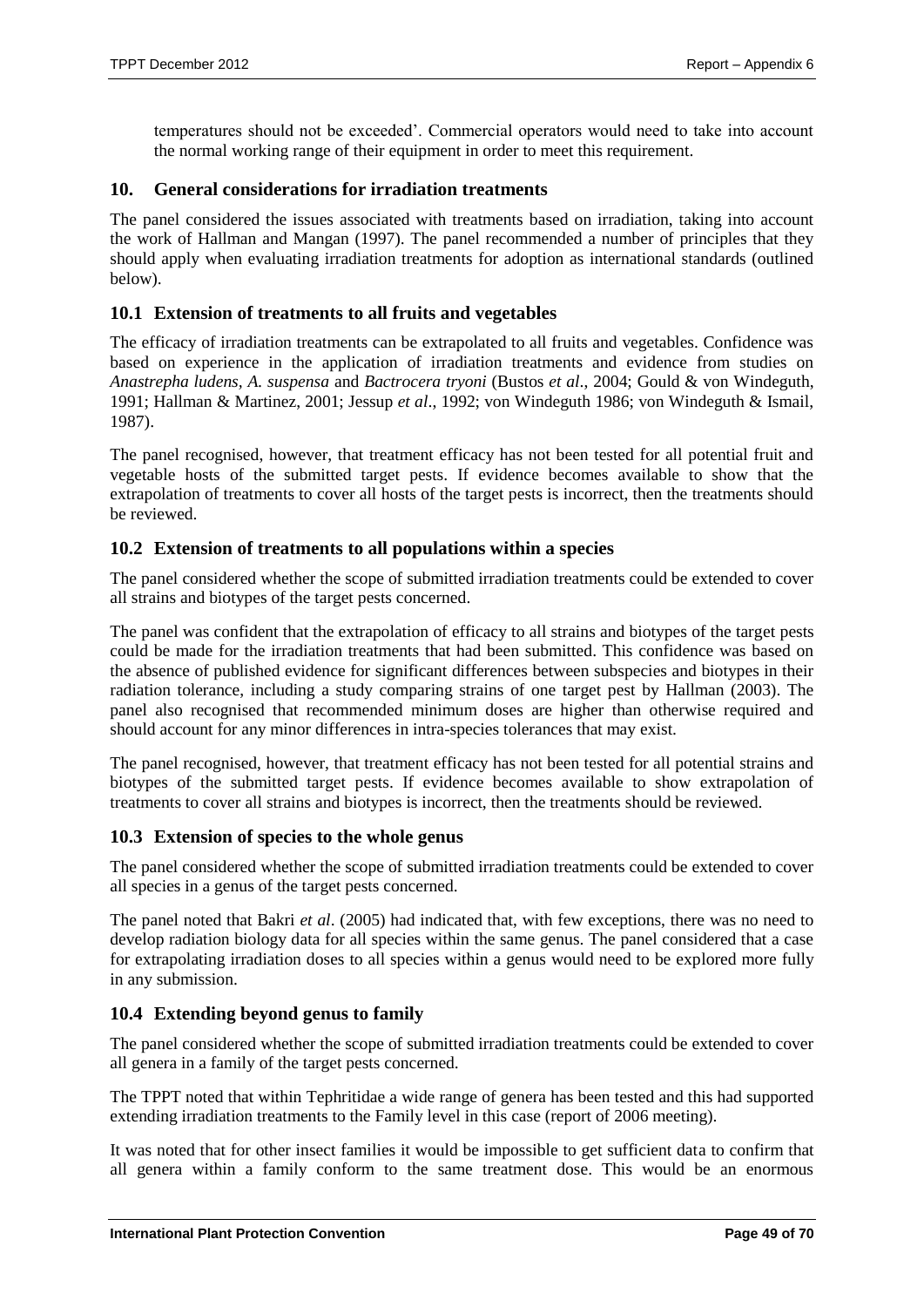temperatures should not be exceeded'. Commercial operators would need to take into account the normal working range of their equipment in order to meet this requirement.

## 10. General considerations for irradiation treatments

The panel considered the issues associated with treatments based on irradiation, taking into account the work of Hallman and Mangan (1997). The panel recommended a number of principles that they should apply when evaluating irradiation treatments for adoption as international standards (outlined below).

### 10.1 Extension of treatments to all fruits and vegetables

The efficacy of irradiation treatments can be extrapolated to all fruits and vegetables. Confidence was based on experience in the application of irradiation treatments and evidence from studies on *Anastrepha ludens*, *A. suspensa* and *Bactrocera tryoni* (Bustos *et al*., 2004; Gould & von Windeguth, 1991; Hallman & Martinez, 2001; Jessup *et al*., 1992; von Windeguth 1986; von Windeguth & Ismail, 1987).

The panel recognised, however, that treatment efficacy has not been tested for all potential fruit and vegetable hosts of the submitted target pests. If evidence becomes available to show that the extrapolation of treatments to cover all hosts of the target pests is incorrect, then the treatments should be reviewed.

### 10.2 Extension of treatments to all populations within a species

The panel considered whether the scope of submitted irradiation treatments could be extended to cover all strains and biotypes of the target pests concerned.

The panel was confident that the extrapolation of efficacy to all strains and biotypes of the target pests could be made for the irradiation treatments that had been submitted. This confidence was based on the absence of published evidence for significant differences between subspecies and biotypes in their radiation tolerance, including a study comparing strains of one target pest by Hallman (2003). The panel also recognised that recommended minimum doses are higher than otherwise required and should account for any minor differences in intra-species tolerances that may exist.

The panel recognised, however, that treatment efficacy has not been tested for all potential strains and biotypes of the submitted target pests. If evidence becomes available to show extrapolation of treatments to cover all strains and biotypes is incorrect, then the treatments should be reviewed.

### 10.3 Extension of species to the whole genus

The panel considered whether the scope of submitted irradiation treatments could be extended to cover all species in a genus of the target pests concerned.

The panel noted that Bakri *et al*. (2005) had indicated that, with few exceptions, there was no need to develop radiation biology data for all species within the same genus. The panel considered that a case for extrapolating irradiation doses to all species within a genus would need to be explored more fully in any submission.

### 10.4 Extending beyond genus to family

The panel considered whether the scope of submitted irradiation treatments could be extended to cover all genera in a family of the target pests concerned.

The TPPT noted that within Tephritidae a wide range of genera has been tested and this had supported extending irradiation treatments to the Family level in this case (report of 2006 meeting).

It was noted that for other insect families it would be impossible to get sufficient data to confirm that all genera within a family conform to the same treatment dose. This would be an enormous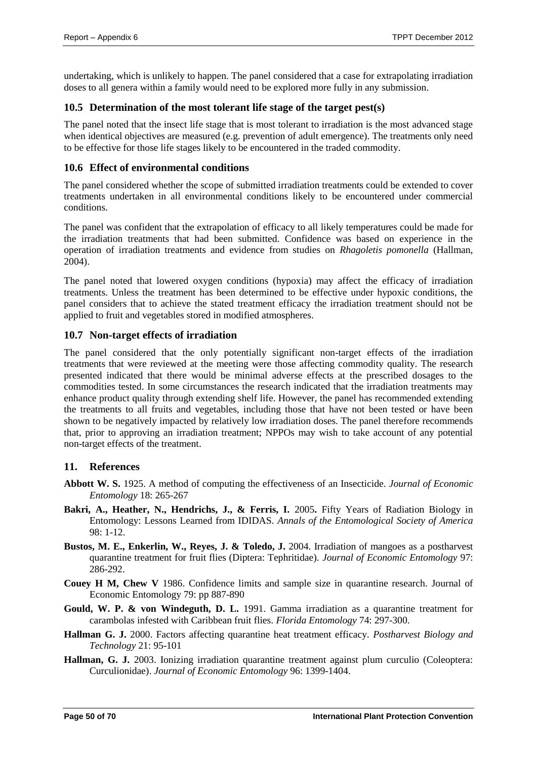undertaking, which is unlikely to happen. The panel considered that a case for extrapolating irradiation doses to all genera within a family would need to be explored more fully in any submission.

### 10.5 Determination of the most tolerant life stage of the target pest(s)

The panel noted that the insect life stage that is most tolerant to irradiation is the most advanced stage when identical objectives are measured (e.g. prevention of adult emergence). The treatments only need to be effective for those life stages likely to be encountered in the traded commodity.

### 10.6 Effect of environmental conditions

The panel considered whether the scope of submitted irradiation treatments could be extended to cover treatments undertaken in all environmental conditions likely to be encountered under commercial conditions.

The panel was confident that the extrapolation of efficacy to all likely temperatures could be made for the irradiation treatments that had been submitted. Confidence was based on experience in the operation of irradiation treatments and evidence from studies on *Rhagoletis pomonella* (Hallman, 2004).

The panel noted that lowered oxygen conditions (hypoxia) may affect the efficacy of irradiation treatments. Unless the treatment has been determined to be effective under hypoxic conditions, the panel considers that to achieve the stated treatment efficacy the irradiation treatment should not be applied to fruit and vegetables stored in modified atmospheres.

### 10.7 Non-target effects of irradiation

The panel considered that the only potentially significant non-target effects of the irradiation treatments that were reviewed at the meeting were those affecting commodity quality. The research presented indicated that there would be minimal adverse effects at the prescribed dosages to the commodities tested. In some circumstances the research indicated that the irradiation treatments may enhance product quality through extending shelf life. However, the panel has recommended extending the treatments to all fruits and vegetables, including those that have not been tested or have been shown to be negatively impacted by relatively low irradiation doses. The panel therefore recommends that, prior to approving an irradiation treatment; NPPOs may wish to take account of any potential non-target effects of the treatment.

## 11. References

**Abbott W. S.** 1925. A method of computing the effectiveness of an Insecticide. *Journal of Economic Entomology* 18: 265-267

**Bakri, A., Heather, N., Hendrichs, J., & Ferris, I.** 2005**.** Fifty Years of Radiation Biology in Entomology: Lessons Learned from IDIDAS. *Annals of the Entomological Society of America* 98: 1-12.

**Bustos, M. E., Enkerlin, W., Reyes, J. & Toledo, J.** 2004. Irradiation of mangoes as a postharvest quarantine treatment for fruit flies (Diptera: Tephritidae). *Journal of Economic Entomology* 97: 286-292.

**Couey H M, Chew V** 1986. Confidence limits and sample size in quarantine research. Journal of Economic Entomology 79: pp 887-890

**Gould, W. P. & von Windeguth, D. L.** 1991. Gamma irradiation as a quarantine treatment for carambolas infested with Caribbean fruit flies. *Florida Entomology* 74: 297-300.

**Hallman G. J.** 2000. Factors affecting quarantine heat treatment efficacy. *Postharvest Biology and Technology* 21: 95-101

**Hallman, G. J.** 2003. Ionizing irradiation quarantine treatment against plum curculio (Coleoptera: Curculionidae). *Journal of Economic Entomology* 96: 1399-1404.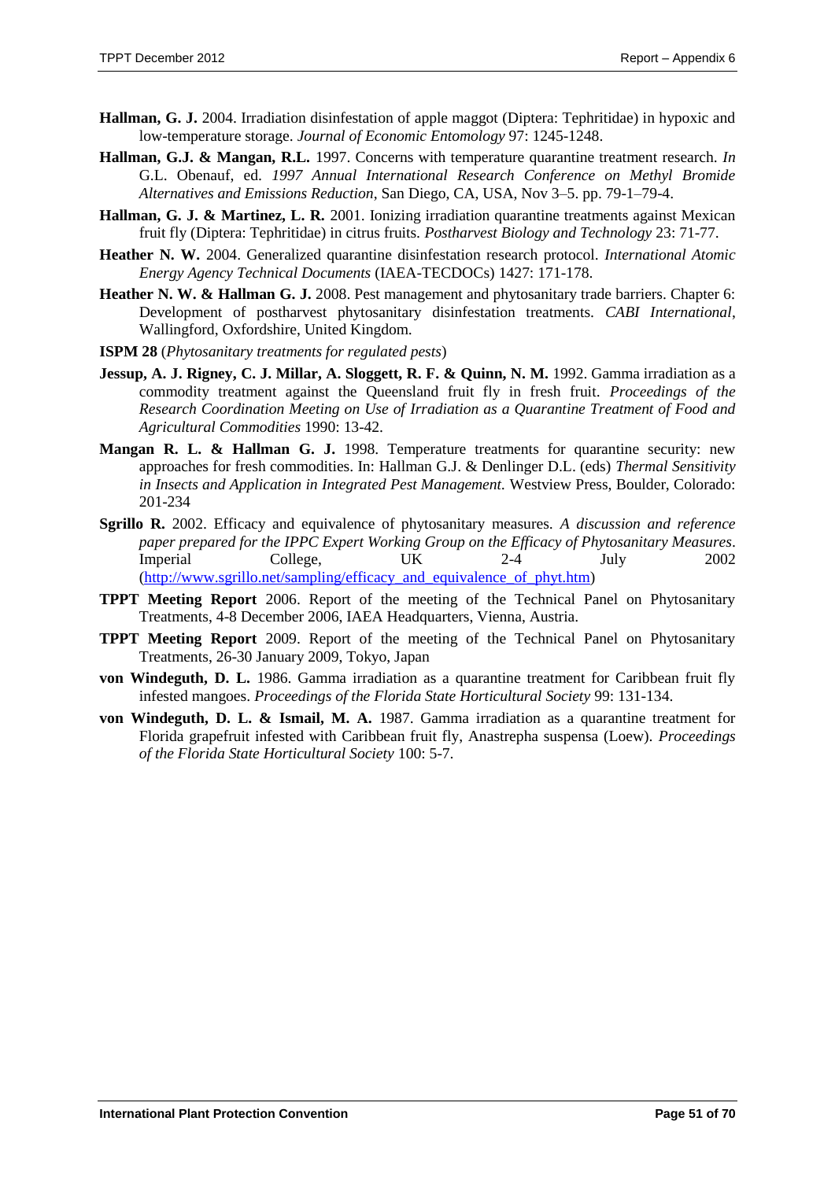**Hallman, G. J.** 2004. Irradiation disinfestation of apple maggot (Diptera: Tephritidae) in hypoxic and low-temperature storage. *Journal of Economic Entomology* 97: 1245-1248.

**Hallman, G.J. & Mangan, R.L.** 1997. Concerns with temperature quarantine treatment research. *In* G.L. Obenauf, ed. *1997 Annual International Research Conference on Methyl Bromide Alternatives and Emissions Reduction*, San Diego, CA, USA, Nov 3–5. pp. 79-1–79-4.

**Hallman, G. J. & Martinez, L. R.** 2001. Ionizing irradiation quarantine treatments against Mexican fruit fly (Diptera: Tephritidae) in citrus fruits. *Postharvest Biology and Technology* 23: 71-77.

**Heather N. W.** 2004. Generalized quarantine disinfestation research protocol. *International Atomic Energy Agency Technical Documents* (IAEA-TECDOCs) 1427: 171-178.

**Heather N. W. & Hallman G. J.** 2008. Pest management and phytosanitary trade barriers. Chapter 6: Development of postharvest phytosanitary disinfestation treatments. *CABI International*, Wallingford, Oxfordshire, United Kingdom.

**ISPM 28** (*Phytosanitary treatments for regulated pests*)

**Jessup, A. J. Rigney, C. J. Millar, A. Sloggett, R. F. & Quinn, N. M.** 1992. Gamma irradiation as a commodity treatment against the Queensland fruit fly in fresh fruit. *Proceedings of the Research Coordination Meeting on Use of Irradiation as a Quarantine Treatment of Food and Agricultural Commodities* 1990: 13-42.

**Mangan R. L. & Hallman G. J.** 1998. Temperature treatments for quarantine security: new approaches for fresh commodities. In: Hallman G.J. & Denlinger D.L. (eds) *Thermal Sensitivity in Insects and Application in Integrated Pest Management*. Westview Press, Boulder, Colorado: 201-234

**Sgrillo R.** 2002. Efficacy and equivalence of phytosanitary measures. *A discussion and reference paper prepared for the IPPC Expert Working Group on the Efficacy of Phytosanitary Measures*. Imperial College, UK 2-4 July 2002 (http://www.sgrillo.net/sampling/efficacy_and_equivalence_of_phyt.htm)

**TPPT Meeting Report** 2006. Report of the meeting of the Technical Panel on Phytosanitary Treatments, 4-8 December 2006, IAEA Headquarters, Vienna, Austria.

**TPPT Meeting Report** 2009. Report of the meeting of the Technical Panel on Phytosanitary Treatments, 26-30 January 2009, Tokyo, Japan

**von Windeguth, D. L.** 1986. Gamma irradiation as a quarantine treatment for Caribbean fruit fly infested mangoes. *Proceedings of the Florida State Horticultural Society* 99: 131-134.

**von Windeguth, D. L. & Ismail, M. A.** 1987. Gamma irradiation as a quarantine treatment for Florida grapefruit infested with Caribbean fruit fly, Anastrepha suspensa (Loew). *Proceedings of the Florida State Horticultural Society* 100: 5-7.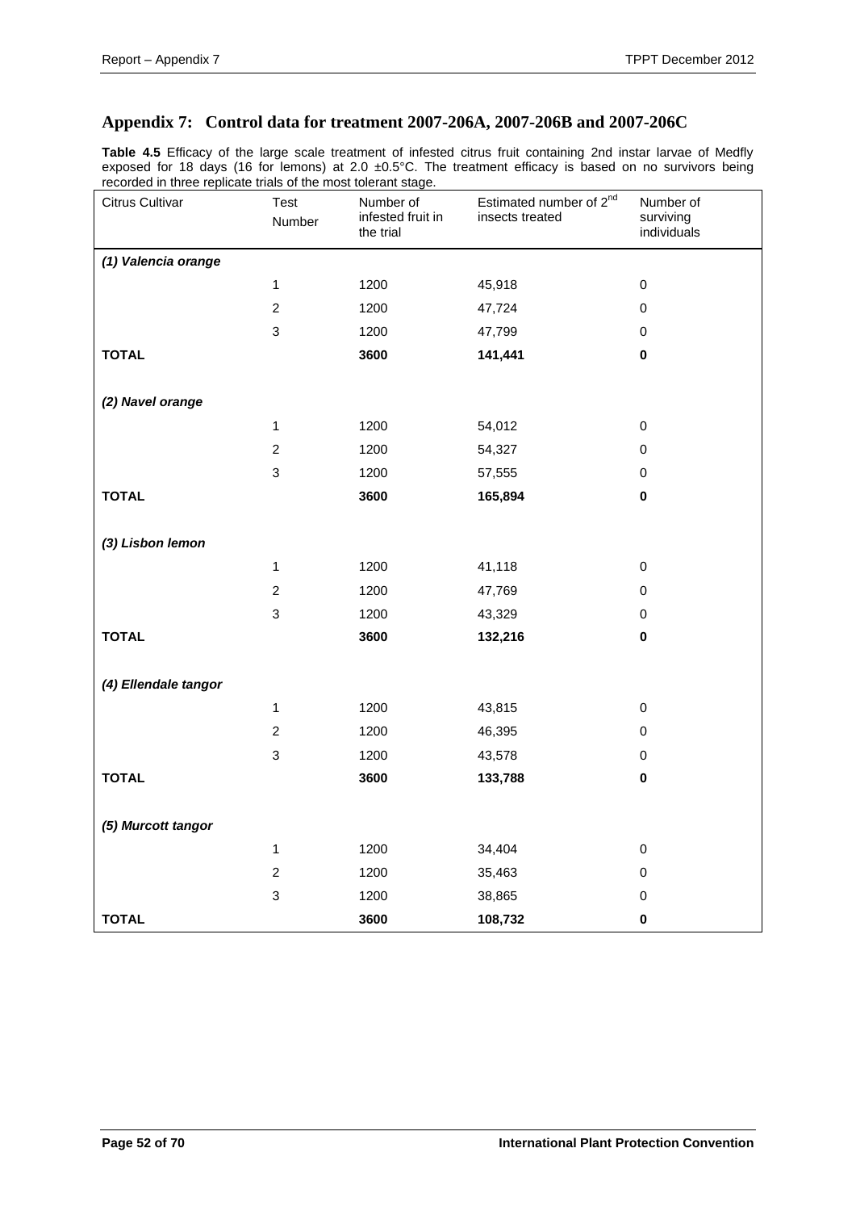## Appendix 7: Control data for treatment 2007-206A, 2007-206B and 2007-206C

**Table 4.5** Efficacy of the large scale treatment of infested citrus fruit containing 2nd instar larvae of Medfly exposed for 18 days (16 for lemons) at 2.0 ±0.5°C. The treatment efficacy is based on no survivors being recorded in three replicate trials of the most tolerant stage.

| Citrus Cultivar | Test Number | Number of infested fruit in the trial | Estimated number of 2nd insects treated | Number of surviving individuals |
|---|---|---|---|---|
| ***(1) Valencia orange*** | | | | |
| | 1 | 1200 | 45,918 | 0 |
| | 2 | 1200 | 47,724 | 0 |
| | 3 | 1200 | 47,799 | 0 |
| **TOTAL** | | **3600** | **141,441** | **0** |
| ***(2) Navel orange*** | | | | |
| | 1 | 1200 | 54,012 | 0 |
| | 2 | 1200 | 54,327 | 0 |
| | 3 | 1200 | 57,555 | 0 |
| **TOTAL** | | **3600** | **165,894** | **0** |
| ***(3) Lisbon lemon*** | | | | |
| | 1 | 1200 | 41,118 | 0 |
| | 2 | 1200 | 47,769 | 0 |
| | 3 | 1200 | 43,329 | 0 |
| **TOTAL** | | **3600** | **132,216** | **0** |
| ***(4) Ellendale tangor*** | | | | |
| | 1 | 1200 | 43,815 | 0 |
| | 2 | 1200 | 46,395 | 0 |
| | 3 | 1200 | 43,578 | 0 |
| **TOTAL** | | **3600** | **133,788** | **0** |
| ***(5) Murcott tangor*** | | | | |
| | 1 | 1200 | 34,404 | 0 |
| | 2 | 1200 | 35,463 | 0 |
| | 3 | 1200 | 38,865 | 0 |
| **TOTAL** | | **3600** | **108,732** | **0** |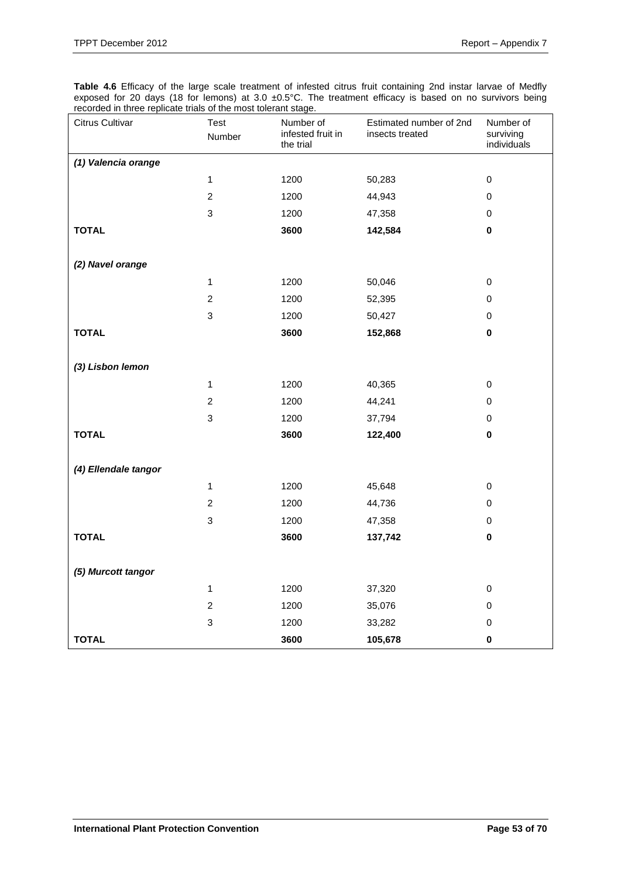**Table 4.6** Efficacy of the large scale treatment of infested citrus fruit containing 2nd instar larvae of Medfly exposed for 20 days (18 for lemons) at 3.0 ±0.5°C. The treatment efficacy is based on no survivors being recorded in three replicate trials of the most tolerant stage.

| Citrus Cultivar | Test Number | Number of infested fruit in the trial | Estimated number of 2nd insects treated | Number of surviving individuals |
|---|---|---|---|---|
| ***(1) Valencia orange*** | | | | |
| | 1 | 1200 | 50,283 | 0 |
| | 2 | 1200 | 44,943 | 0 |
| | 3 | 1200 | 47,358 | 0 |
| **TOTAL** | | **3600** | **142,584** | **0** |
| ***(2) Navel orange*** | | | | |
| | 1 | 1200 | 50,046 | 0 |
| | 2 | 1200 | 52,395 | 0 |
| | 3 | 1200 | 50,427 | 0 |
| **TOTAL** | | **3600** | **152,868** | **0** |
| ***(3) Lisbon lemon*** | | | | |
| | 1 | 1200 | 40,365 | 0 |
| | 2 | 1200 | 44,241 | 0 |
| | 3 | 1200 | 37,794 | 0 |
| **TOTAL** | | **3600** | **122,400** | **0** |
| ***(4) Ellendale tangor*** | | | | |
| | 1 | 1200 | 45,648 | 0 |
| | 2 | 1200 | 44,736 | 0 |
| | 3 | 1200 | 47,358 | 0 |
| **TOTAL** | | **3600** | **137,742** | **0** |
| ***(5) Murcott tangor*** | | | | |
| | 1 | 1200 | 37,320 | 0 |
| | 2 | 1200 | 35,076 | 0 |
| | 3 | 1200 | 33,282 | 0 |
| **TOTAL** | | **3600** | **105,678** | **0** |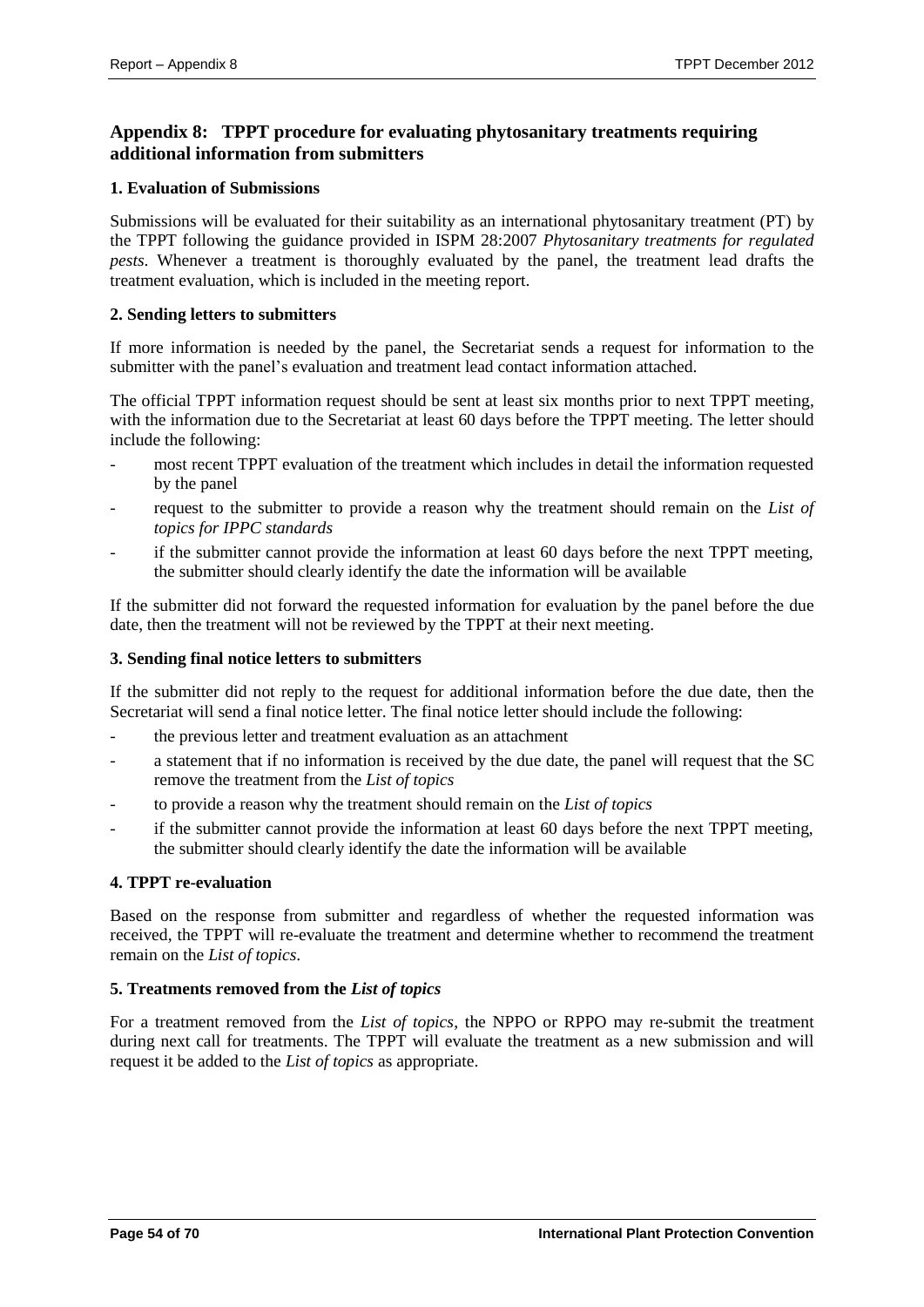## Appendix 8: TPPT procedure for evaluating phytosanitary treatments requiring additional information from submitters

### 1. Evaluation of Submissions

Submissions will be evaluated for their suitability as an international phytosanitary treatment (PT) by the TPPT following the guidance provided in ISPM 28:2007 *Phytosanitary treatments for regulated pests*. Whenever a treatment is thoroughly evaluated by the panel, the treatment lead drafts the treatment evaluation, which is included in the meeting report.

### 2. Sending letters to submitters

If more information is needed by the panel, the Secretariat sends a request for information to the submitter with the panel's evaluation and treatment lead contact information attached.

The official TPPT information request should be sent at least six months prior to next TPPT meeting, with the information due to the Secretariat at least 60 days before the TPPT meeting. The letter should include the following:

- most recent TPPT evaluation of the treatment which includes in detail the information requested by the panel
- request to the submitter to provide a reason why the treatment should remain on the *List of topics for IPPC standards*
- if the submitter cannot provide the information at least 60 days before the next TPPT meeting, the submitter should clearly identify the date the information will be available

If the submitter did not forward the requested information for evaluation by the panel before the due date, then the treatment will not be reviewed by the TPPT at their next meeting.

### 3. Sending final notice letters to submitters

If the submitter did not reply to the request for additional information before the due date, then the Secretariat will send a final notice letter. The final notice letter should include the following:

- the previous letter and treatment evaluation as an attachment
- a statement that if no information is received by the due date, the panel will request that the SC remove the treatment from the *List of topics*
- to provide a reason why the treatment should remain on the *List of topics*
- if the submitter cannot provide the information at least 60 days before the next TPPT meeting, the submitter should clearly identify the date the information will be available

### 4. TPPT re-evaluation

Based on the response from submitter and regardless of whether the requested information was received, the TPPT will re-evaluate the treatment and determine whether to recommend the treatment remain on the *List of topics*.

### 5. Treatments removed from the *List of topics*

For a treatment removed from the *List of topics*, the NPPO or RPPO may re-submit the treatment during next call for treatments. The TPPT will evaluate the treatment as a new submission and will request it be added to the *List of topics* as appropriate.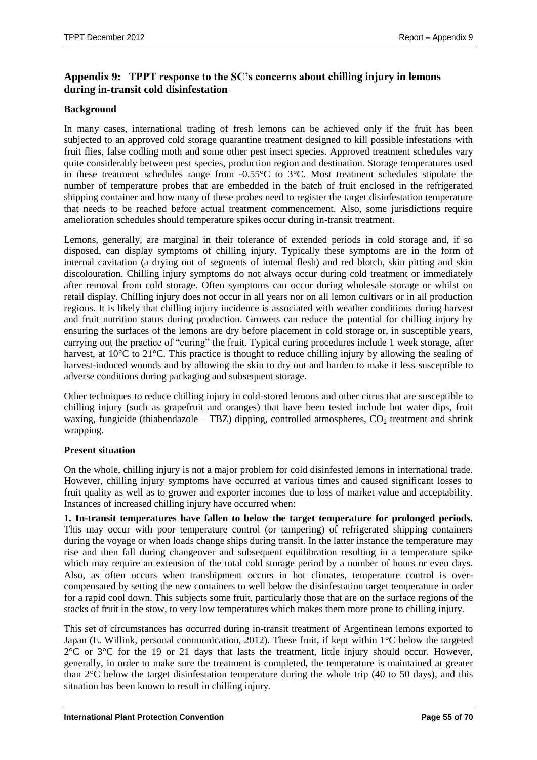## Appendix 9: TPPT response to the SC's concerns about chilling injury in lemons during in-transit cold disinfestation

### Background

In many cases, international trading of fresh lemons can be achieved only if the fruit has been subjected to an approved cold storage quarantine treatment designed to kill possible infestations with fruit flies, false codling moth and some other pest insect species. Approved treatment schedules vary quite considerably between pest species, production region and destination. Storage temperatures used in these treatment schedules range from -0.55°C to 3°C. Most treatment schedules stipulate the number of temperature probes that are embedded in the batch of fruit enclosed in the refrigerated shipping container and how many of these probes need to register the target disinfestation temperature that needs to be reached before actual treatment commencement. Also, some jurisdictions require amelioration schedules should temperature spikes occur during in-transit treatment.

Lemons, generally, are marginal in their tolerance of extended periods in cold storage and, if so disposed, can display symptoms of chilling injury. Typically these symptoms are in the form of internal cavitation (a drying out of segments of internal flesh) and red blotch, skin pitting and skin discolouration. Chilling injury symptoms do not always occur during cold treatment or immediately after removal from cold storage. Often symptoms can occur during wholesale storage or whilst on retail display. Chilling injury does not occur in all years nor on all lemon cultivars or in all production regions. It is likely that chilling injury incidence is associated with weather conditions during harvest and fruit nutrition status during production. Growers can reduce the potential for chilling injury by ensuring the surfaces of the lemons are dry before placement in cold storage or, in susceptible years, carrying out the practice of "curing" the fruit. Typical curing procedures include 1 week storage, after harvest, at 10°C to 21°C. This practice is thought to reduce chilling injury by allowing the sealing of harvest-induced wounds and by allowing the skin to dry out and harden to make it less susceptible to adverse conditions during packaging and subsequent storage.

Other techniques to reduce chilling injury in cold-stored lemons and other citrus that are susceptible to chilling injury (such as grapefruit and oranges) that have been tested include hot water dips, fruit waxing, fungicide (thiabendazole – TBZ) dipping, controlled atmospheres, $CO_2$ treatment and shrink wrapping.

### Present situation

On the whole, chilling injury is not a major problem for cold disinfested lemons in international trade. However, chilling injury symptoms have occurred at various times and caused significant losses to fruit quality as well as to grower and exporter incomes due to loss of market value and acceptability. Instances of increased chilling injury have occurred when:

**1. In-transit temperatures have fallen to below the target temperature for prolonged periods.** This may occur with poor temperature control (or tampering) of refrigerated shipping containers during the voyage or when loads change ships during transit. In the latter instance the temperature may rise and then fall during changeover and subsequent equilibration resulting in a temperature spike which may require an extension of the total cold storage period by a number of hours or even days. Also, as often occurs when transhipment occurs in hot climates, temperature control is over-compensated by setting the new containers to well below the disinfestation target temperature in order for a rapid cool down. This subjects some fruit, particularly those that are on the surface regions of the stacks of fruit in the stow, to very low temperatures which makes them more prone to chilling injury.

This set of circumstances has occurred during in-transit treatment of Argentinean lemons exported to Japan (E. Willink, personal communication, 2012). These fruit, if kept within 1°C below the targeted 2°C or 3°C for the 19 or 21 days that lasts the treatment, little injury should occur. However, generally, in order to make sure the treatment is completed, the temperature is maintained at greater than 2°C below the target disinfestation temperature during the whole trip (40 to 50 days), and this situation has been known to result in chilling injury.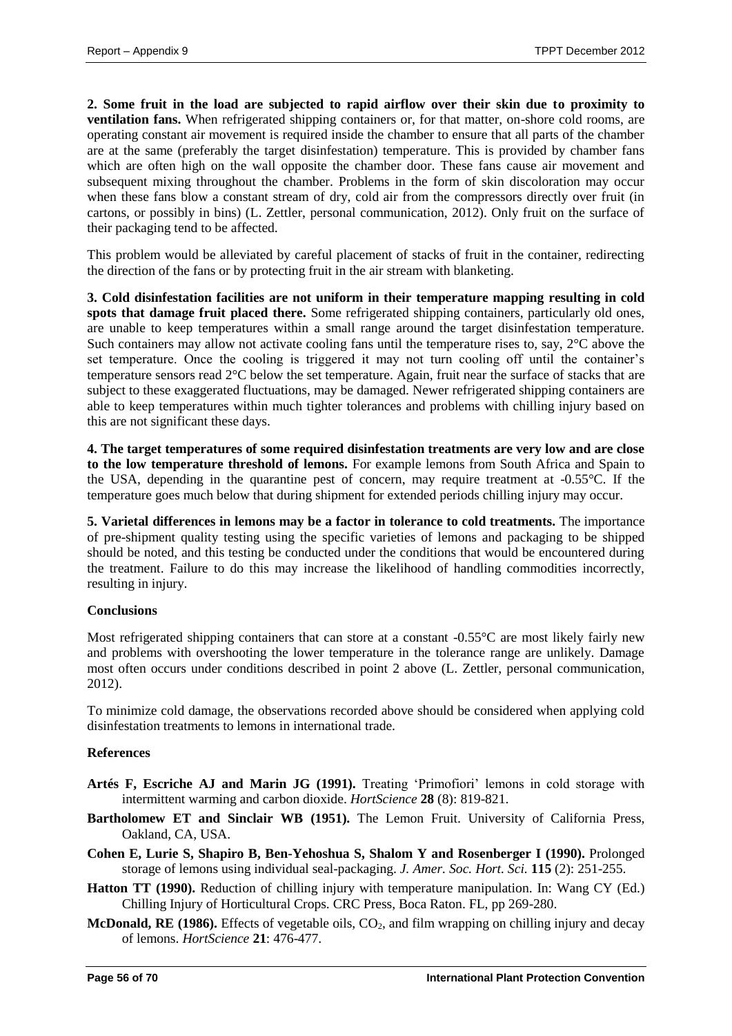**2. Some fruit in the load are subjected to rapid airflow over their skin due to proximity to ventilation fans.** When refrigerated shipping containers or, for that matter, on-shore cold rooms, are operating constant air movement is required inside the chamber to ensure that all parts of the chamber are at the same (preferably the target disinfestation) temperature. This is provided by chamber fans which are often high on the wall opposite the chamber door. These fans cause air movement and subsequent mixing throughout the chamber. Problems in the form of skin discoloration may occur when these fans blow a constant stream of dry, cold air from the compressors directly over fruit (in cartons, or possibly in bins) (L. Zettler, personal communication, 2012). Only fruit on the surface of their packaging tend to be affected.

This problem would be alleviated by careful placement of stacks of fruit in the container, redirecting the direction of the fans or by protecting fruit in the air stream with blanketing.

**3. Cold disinfestation facilities are not uniform in their temperature mapping resulting in cold spots that damage fruit placed there.** Some refrigerated shipping containers, particularly old ones, are unable to keep temperatures within a small range around the target disinfestation temperature. Such containers may allow not activate cooling fans until the temperature rises to, say, 2°C above the set temperature. Once the cooling is triggered it may not turn cooling off until the container's temperature sensors read 2°C below the set temperature. Again, fruit near the surface of stacks that are subject to these exaggerated fluctuations, may be damaged. Newer refrigerated shipping containers are able to keep temperatures within much tighter tolerances and problems with chilling injury based on this are not significant these days.

**4. The target temperatures of some required disinfestation treatments are very low and are close to the low temperature threshold of lemons.** For example lemons from South Africa and Spain to the USA, depending in the quarantine pest of concern, may require treatment at -0.55°C. If the temperature goes much below that during shipment for extended periods chilling injury may occur.

**5. Varietal differences in lemons may be a factor in tolerance to cold treatments.** The importance of pre-shipment quality testing using the specific varieties of lemons and packaging to be shipped should be noted, and this testing be conducted under the conditions that would be encountered during the treatment. Failure to do this may increase the likelihood of handling commodities incorrectly, resulting in injury.

**Conclusions**

Most refrigerated shipping containers that can store at a constant -0.55°C are most likely fairly new and problems with overshooting the lower temperature in the tolerance range are unlikely. Damage most often occurs under conditions described in point 2 above (L. Zettler, personal communication, 2012).

To minimize cold damage, the observations recorded above should be considered when applying cold disinfestation treatments to lemons in international trade.

**References**

**Artés F, Escriche AJ and Marin JG (1991).** Treating 'Primofiori' lemons in cold storage with intermittent warming and carbon dioxide. *HortScience* **28** (8): 819-821.

**Bartholomew ET and Sinclair WB (1951).** The Lemon Fruit. University of California Press, Oakland, CA, USA.

**Cohen E, Lurie S, Shapiro B, Ben-Yehoshua S, Shalom Y and Rosenberger I (1990).** Prolonged storage of lemons using individual seal-packaging. *J. Amer. Soc. Hort. Sci.* **115** (2): 251-255.

**Hatton TT (1990).** Reduction of chilling injury with temperature manipulation. In: Wang CY (Ed.) Chilling Injury of Horticultural Crops. CRC Press, Boca Raton. FL, pp 269-280.

**McDonald, RE (1986).** Effects of vegetable oils, $CO_2$, and film wrapping on chilling injury and decay of lemons. *HortScience* **21**: 476-477.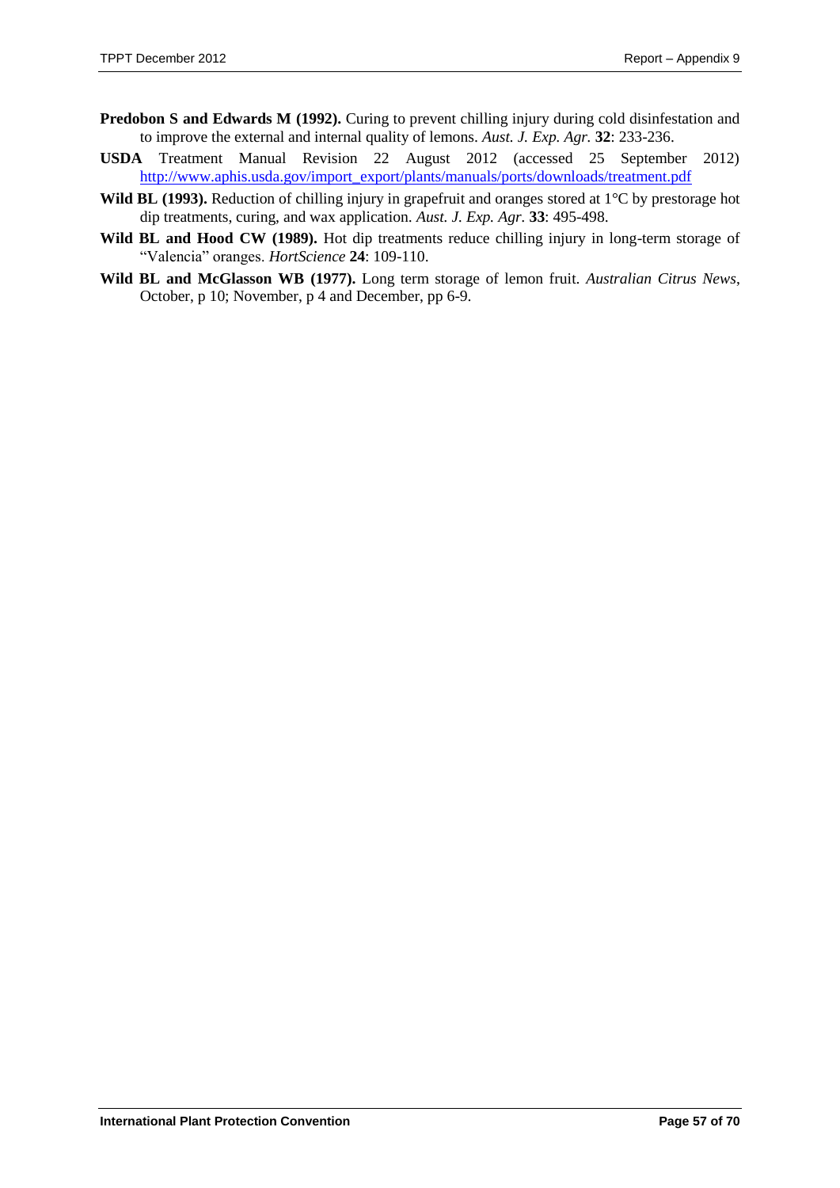**Predobon S and Edwards M (1992).** Curing to prevent chilling injury during cold disinfestation and to improve the external and internal quality of lemons. *Aust. J. Exp. Agr.* **32**: 233-236.

**USDA** Treatment Manual Revision 22 August 2012 (accessed 25 September 2012) http://www.aphis.usda.gov/import_export/plants/manuals/ports/downloads/treatment.pdf

**Wild BL (1993).** Reduction of chilling injury in grapefruit and oranges stored at 1°C by prestorage hot dip treatments, curing, and wax application. *Aust. J. Exp. Agr.* **33**: 495-498.

**Wild BL and Hood CW (1989).** Hot dip treatments reduce chilling injury in long-term storage of "Valencia" oranges. *HortScience* **24**: 109-110.

**Wild BL and McGlasson WB (1977).** Long term storage of lemon fruit. *Australian Citrus News*, October, p 10; November, p 4 and December, pp 6-9.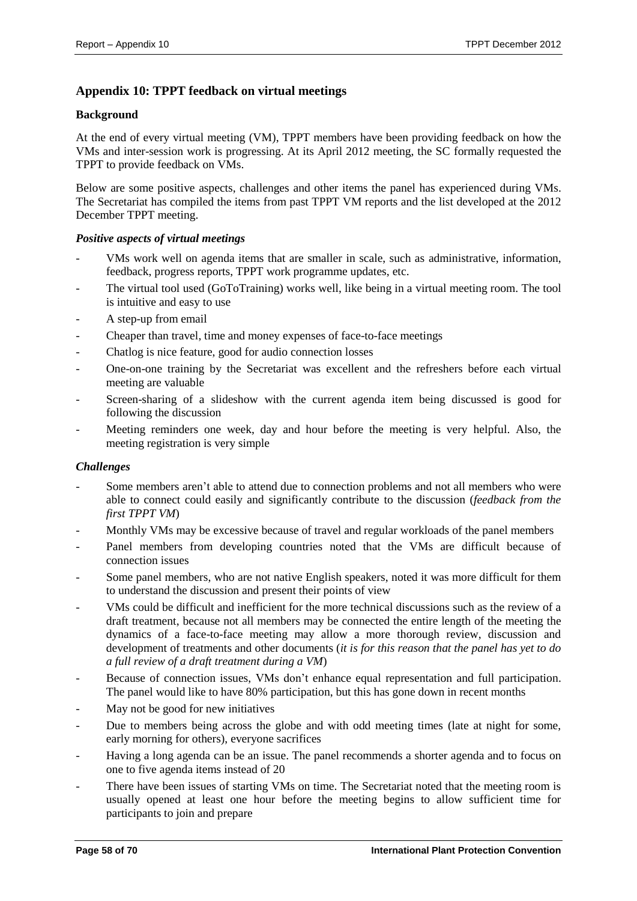## Appendix 10: TPPT feedback on virtual meetings

### Background

At the end of every virtual meeting (VM), TPPT members have been providing feedback on how the VMs and inter-session work is progressing. At its April 2012 meeting, the SC formally requested the TPPT to provide feedback on VMs.

Below are some positive aspects, challenges and other items the panel has experienced during VMs. The Secretariat has compiled the items from past TPPT VM reports and the list developed at the 2012 December TPPT meeting.

#### *Positive aspects of virtual meetings*

- VMs work well on agenda items that are smaller in scale, such as administrative, information, feedback, progress reports, TPPT work programme updates, etc.
- The virtual tool used (GoToTraining) works well, like being in a virtual meeting room. The tool is intuitive and easy to use
- A step-up from email
- Cheaper than travel, time and money expenses of face-to-face meetings
- Chatlog is nice feature, good for audio connection losses
- One-on-one training by the Secretariat was excellent and the refreshers before each virtual meeting are valuable
- Screen-sharing of a slideshow with the current agenda item being discussed is good for following the discussion
- Meeting reminders one week, day and hour before the meeting is very helpful. Also, the meeting registration is very simple

#### *Challenges*

- Some members aren't able to attend due to connection problems and not all members who were able to connect could easily and significantly contribute to the discussion (*feedback from the first TPPT VM*)
- Monthly VMs may be excessive because of travel and regular workloads of the panel members
- Panel members from developing countries noted that the VMs are difficult because of connection issues
- Some panel members, who are not native English speakers, noted it was more difficult for them to understand the discussion and present their points of view
- VMs could be difficult and inefficient for the more technical discussions such as the review of a draft treatment, because not all members may be connected the entire length of the meeting the dynamics of a face-to-face meeting may allow a more thorough review, discussion and development of treatments and other documents (*it is for this reason that the panel has yet to do a full review of a draft treatment during a VM*)
- Because of connection issues, VMs don't enhance equal representation and full participation. The panel would like to have 80% participation, but this has gone down in recent months
- May not be good for new initiatives
- Due to members being across the globe and with odd meeting times (late at night for some, early morning for others), everyone sacrifices
- Having a long agenda can be an issue. The panel recommends a shorter agenda and to focus on one to five agenda items instead of 20
- There have been issues of starting VMs on time. The Secretariat noted that the meeting room is usually opened at least one hour before the meeting begins to allow sufficient time for participants to join and prepare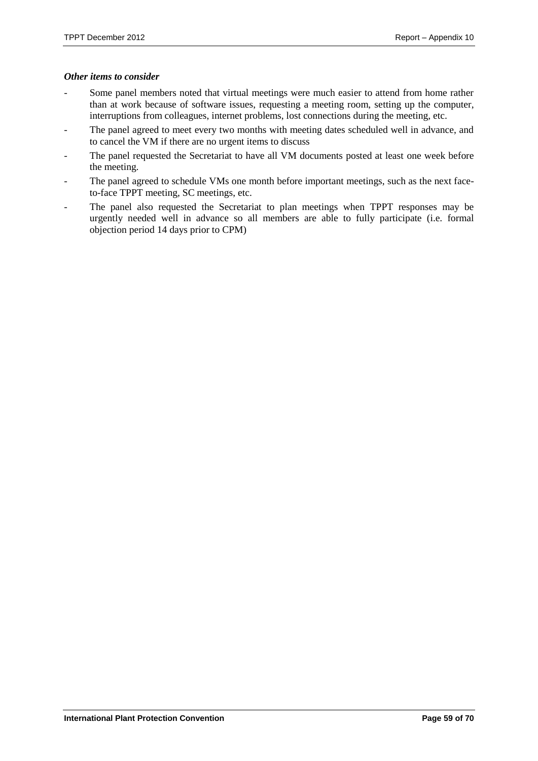***Other items to consider***

- Some panel members noted that virtual meetings were much easier to attend from home rather than at work because of software issues, requesting a meeting room, setting up the computer, interruptions from colleagues, internet problems, lost connections during the meeting, etc.
- The panel agreed to meet every two months with meeting dates scheduled well in advance, and to cancel the VM if there are no urgent items to discuss
- The panel requested the Secretariat to have all VM documents posted at least one week before the meeting.
- The panel agreed to schedule VMs one month before important meetings, such as the next face-to-face TPPT meeting, SC meetings, etc.
- The panel also requested the Secretariat to plan meetings when TPPT responses may be urgently needed well in advance so all members are able to fully participate (i.e. formal objection period 14 days prior to CPM)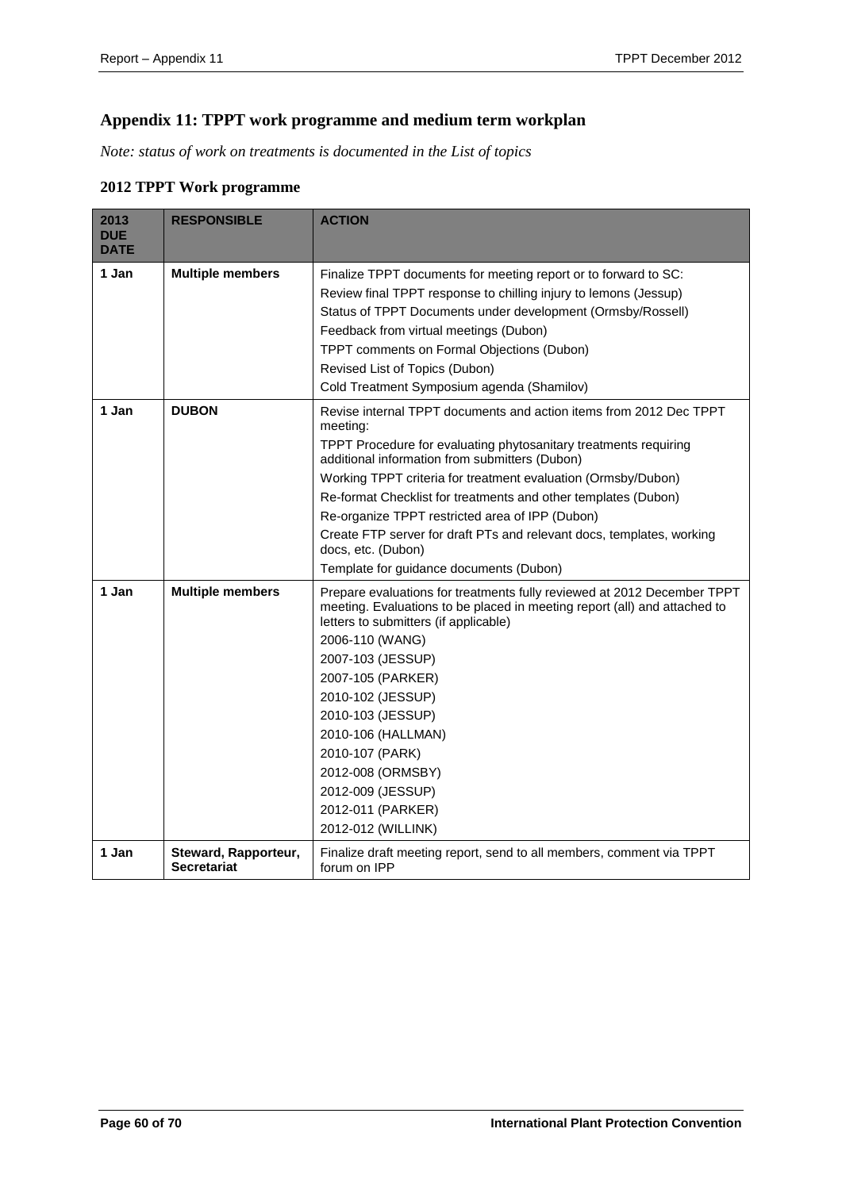## Appendix 11: TPPT work programme and medium term workplan

*Note: status of work on treatments is documented in the List of topics*

### 2012 TPPT Work programme

| 2013 DUE DATE | RESPONSIBLE | ACTION |
|---|---|---|
| 1 Jan | Multiple members | Finalize TPPT documents for meeting report or to forward to SC:<br>Review final TPPT response to chilling injury to lemons (Jessup)<br>Status of TPPT Documents under development (Ormsby/Rossell)<br>Feedback from virtual meetings (Dubon)<br>TPPT comments on Formal Objections (Dubon)<br>Revised List of Topics (Dubon)<br>Cold Treatment Symposium agenda (Shamilov) |
| 1 Jan | DUBON | Revise internal TPPT documents and action items from 2012 Dec TPPT meeting:<br>TPPT Procedure for evaluating phytosanitary treatments requiring additional information from submitters (Dubon)<br>Working TPPT criteria for treatment evaluation (Ormsby/Dubon)<br>Re-format Checklist for treatments and other templates (Dubon)<br>Re-organize TPPT restricted area of IPP (Dubon)<br>Create FTP server for draft PTs and relevant docs, templates, working docs, etc. (Dubon)<br>Template for guidance documents (Dubon) |
| 1 Jan | Multiple members | Prepare evaluations for treatments fully reviewed at 2012 December TPPT meeting. Evaluations to be placed in meeting report (all) and attached to letters to submitters (if applicable)<br>2006-110 (WANG)<br>2007-103 (JESSUP)<br>2007-105 (PARKER)<br>2010-102 (JESSUP)<br>2010-103 (JESSUP)<br>2010-106 (HALLMAN)<br>2010-107 (PARK)<br>2012-008 (ORMSBY)<br>2012-009 (JESSUP)<br>2012-011 (PARKER)<br>2012-012 (WILLINK) |
| 1 Jan | Steward, Rapporteur, Secretariat | Finalize draft meeting report, send to all members, comment via TPPT forum on IPP |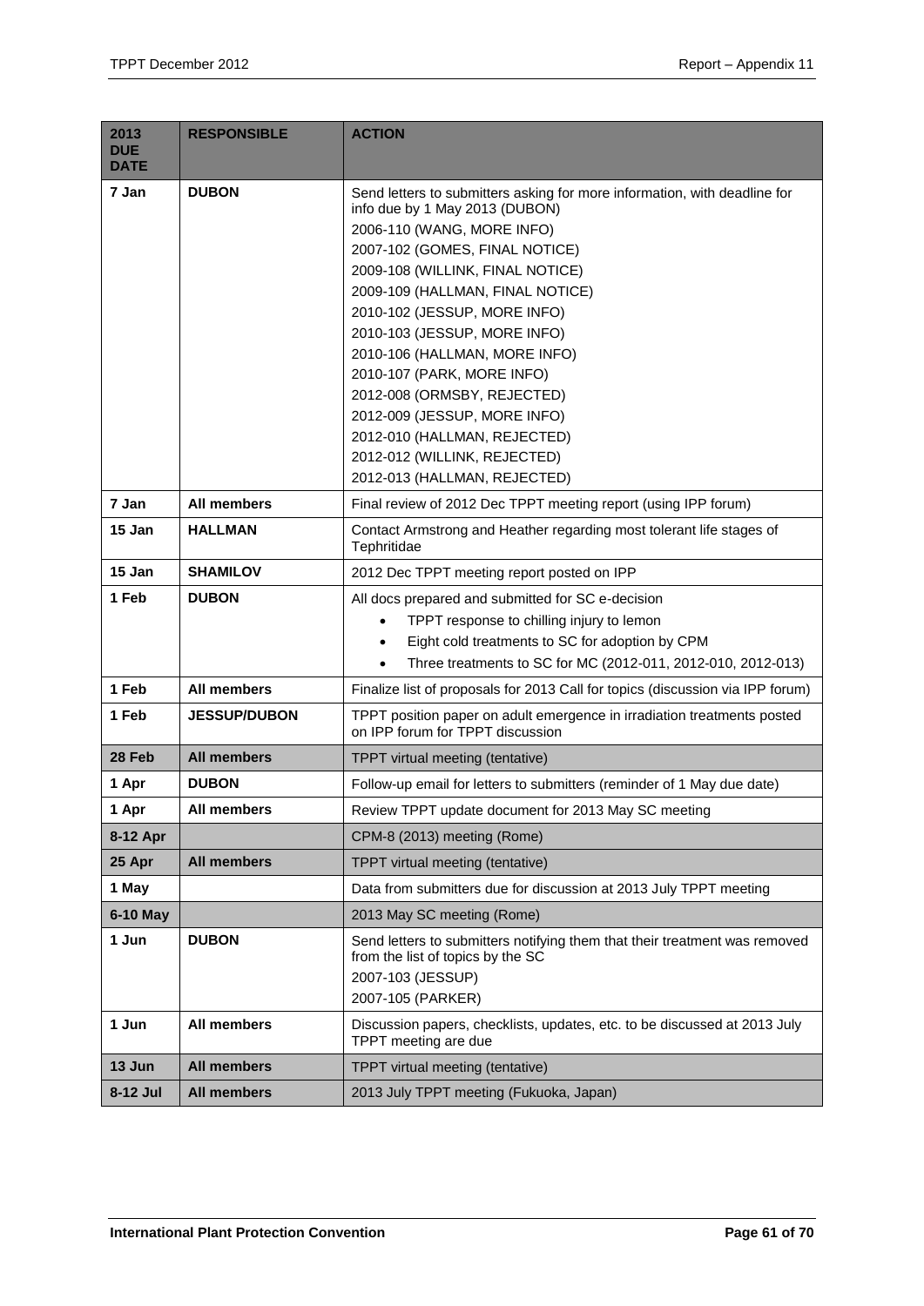| 2013 DUE DATE | RESPONSIBLE | ACTION |
|---|---|---|
| **7 Jan** | **DUBON** | Send letters to submitters asking for more information, with deadline for info due by 1 May 2013 (DUBON)<br>2006-110 (WANG, MORE INFO)<br>2007-102 (GOMES, FINAL NOTICE)<br>2009-108 (WILLINK, FINAL NOTICE)<br>2009-109 (HALLMAN, FINAL NOTICE)<br>2010-102 (JESSUP, MORE INFO)<br>2010-103 (JESSUP, MORE INFO)<br>2010-106 (HALLMAN, MORE INFO)<br>2010-107 (PARK, MORE INFO)<br>2012-008 (ORMSBY, REJECTED)<br>2012-009 (JESSUP, MORE INFO)<br>2012-010 (HALLMAN, REJECTED)<br>2012-012 (WILLINK, REJECTED)<br>2012-013 (HALLMAN, REJECTED) |
| **7 Jan** | **All members** | Final review of 2012 Dec TPPT meeting report (using IPP forum) |
| **15 Jan** | **HALLMAN** | Contact Armstrong and Heather regarding most tolerant life stages of Tephritidae |
| **15 Jan** | **SHAMILOV** | 2012 Dec TPPT meeting report posted on IPP |
| **1 Feb** | **DUBON** | All docs prepared and submitted for SC e-decision<br>• TPPT response to chilling injury to lemon<br>• Eight cold treatments to SC for adoption by CPM<br>• Three treatments to SC for MC (2012-011, 2012-010, 2012-013) |
| **1 Feb** | **All members** | Finalize list of proposals for 2013 Call for topics (discussion via IPP forum) |
| **1 Feb** | **JESSUP/DUBON** | TPPT position paper on adult emergence in irradiation treatments posted on IPP forum for TPPT discussion |
| **28 Feb** | **All members** | TPPT virtual meeting (tentative) |
| **1 Apr** | **DUBON** | Follow-up email for letters to submitters (reminder of 1 May due date) |
| **1 Apr** | **All members** | Review TPPT update document for 2013 May SC meeting |
| **8-12 Apr** | | CPM-8 (2013) meeting (Rome) |
| **25 Apr** | **All members** | TPPT virtual meeting (tentative) |
| **1 May** | | Data from submitters due for discussion at 2013 July TPPT meeting |
| **6-10 May** | | 2013 May SC meeting (Rome) |
| **1 Jun** | **DUBON** | Send letters to submitters notifying them that their treatment was removed from the list of topics by the SC<br>2007-103 (JESSUP)<br>2007-105 (PARKER) |
| **1 Jun** | **All members** | Discussion papers, checklists, updates, etc. to be discussed at 2013 July TPPT meeting are due |
| **13 Jun** | **All members** | TPPT virtual meeting (tentative) |
| **8-12 Jul** | **All members** | 2013 July TPPT meeting (Fukuoka, Japan) |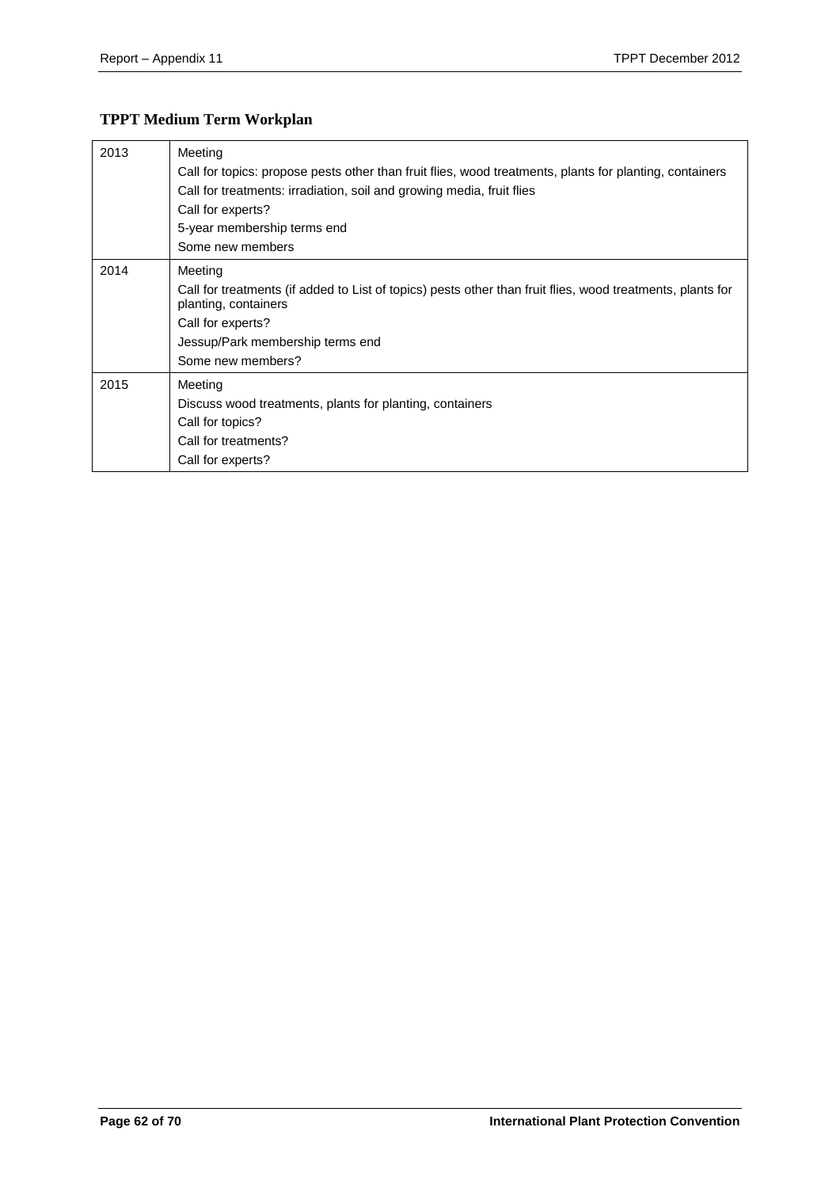### TPPT Medium Term Workplan

| | |
|---|---|
| 2013 | Meeting<br>Call for topics: propose pests other than fruit flies, wood treatments, plants for planting, containers<br>Call for treatments: irradiation, soil and growing media, fruit flies<br>Call for experts?<br>5-year membership terms end<br>Some new members |
| 2014 | Meeting<br>Call for treatments (if added to List of topics) pests other than fruit flies, wood treatments, plants for planting, containers<br>Call for experts?<br>Jessup/Park membership terms end<br>Some new members? |
| 2015 | Meeting<br>Discuss wood treatments, plants for planting, containers<br>Call for topics?<br>Call for treatments?<br>Call for experts? |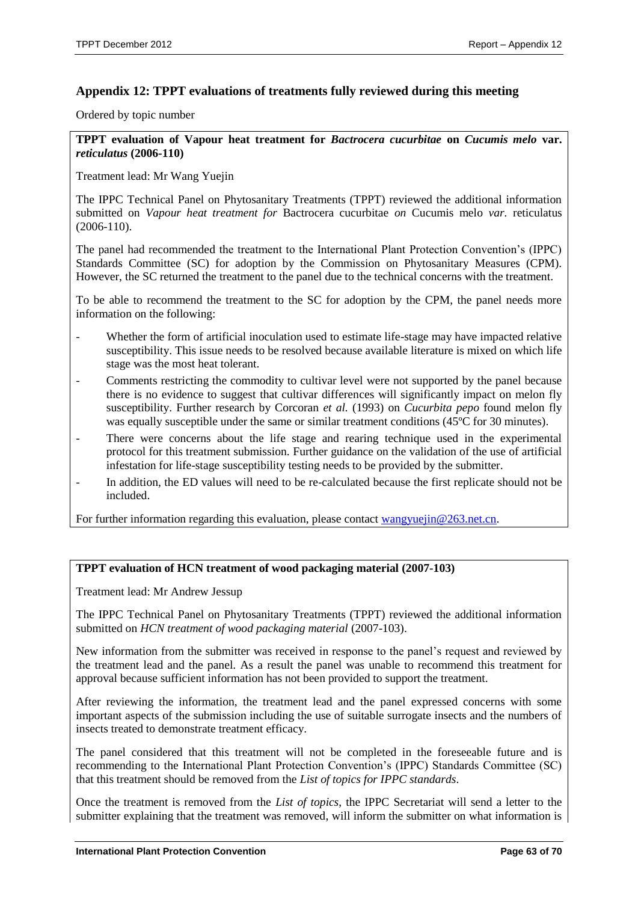## Appendix 12: TPPT evaluations of treatments fully reviewed during this meeting

Ordered by topic number

**TPPT evaluation of Vapour heat treatment for *Bactrocera cucurbitae* on *Cucumis melo* var. *reticulatus* (2006-110)**

Treatment lead: Mr Wang Yuejin

The IPPC Technical Panel on Phytosanitary Treatments (TPPT) reviewed the additional information submitted on *Vapour heat treatment for* Bactrocera cucurbitae *on* Cucumis melo *var.* reticulatus (2006-110).

The panel had recommended the treatment to the International Plant Protection Convention's (IPPC) Standards Committee (SC) for adoption by the Commission on Phytosanitary Measures (CPM). However, the SC returned the treatment to the panel due to the technical concerns with the treatment.

To be able to recommend the treatment to the SC for adoption by the CPM, the panel needs more information on the following:

- Whether the form of artificial inoculation used to estimate life-stage may have impacted relative susceptibility. This issue needs to be resolved because available literature is mixed on which life stage was the most heat tolerant.
- Comments restricting the commodity to cultivar level were not supported by the panel because there is no evidence to suggest that cultivar differences will significantly impact on melon fly susceptibility. Further research by Corcoran *et al.* (1993) on *Cucurbita pepo* found melon fly was equally susceptible under the same or similar treatment conditions (45ºC for 30 minutes).
- There were concerns about the life stage and rearing technique used in the experimental protocol for this treatment submission. Further guidance on the validation of the use of artificial infestation for life-stage susceptibility testing needs to be provided by the submitter.
- In addition, the ED values will need to be re-calculated because the first replicate should not be included.

For further information regarding this evaluation, please contact wangyuejin@263.net.cn.

**TPPT evaluation of HCN treatment of wood packaging material (2007-103)**

Treatment lead: Mr Andrew Jessup

The IPPC Technical Panel on Phytosanitary Treatments (TPPT) reviewed the additional information submitted on *HCN treatment of wood packaging material* (2007-103).

New information from the submitter was received in response to the panel's request and reviewed by the treatment lead and the panel. As a result the panel was unable to recommend this treatment for approval because sufficient information has not been provided to support the treatment.

After reviewing the information, the treatment lead and the panel expressed concerns with some important aspects of the submission including the use of suitable surrogate insects and the numbers of insects treated to demonstrate treatment efficacy.

The panel considered that this treatment will not be completed in the foreseeable future and is recommending to the International Plant Protection Convention's (IPPC) Standards Committee (SC) that this treatment should be removed from the *List of topics for IPPC standards*.

Once the treatment is removed from the *List of topics*, the IPPC Secretariat will send a letter to the submitter explaining that the treatment was removed, will inform the submitter on what information is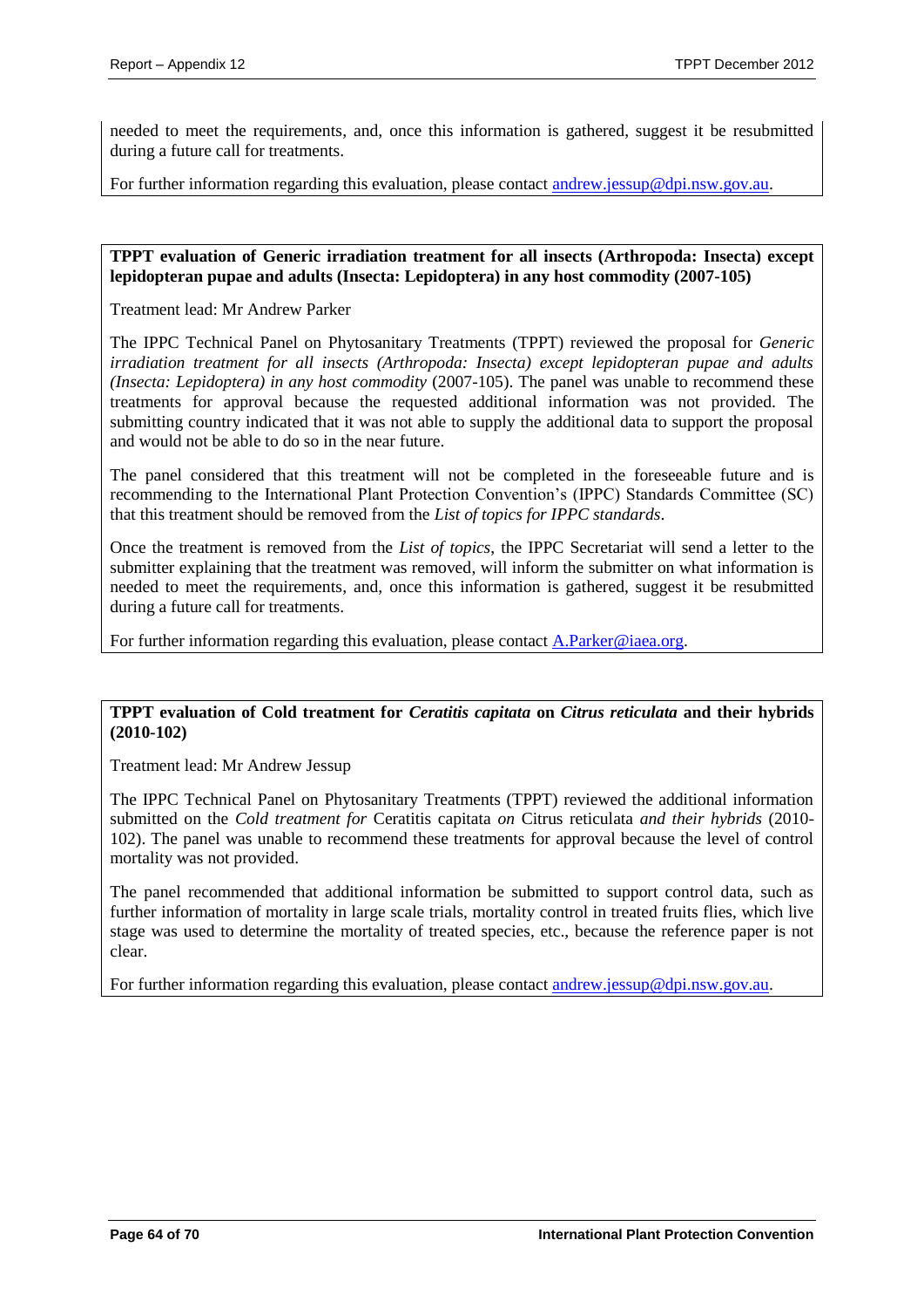needed to meet the requirements, and, once this information is gathered, suggest it be resubmitted during a future call for treatments.

For further information regarding this evaluation, please contact andrew.jessup@dpi.nsw.gov.au.

**TPPT evaluation of Generic irradiation treatment for all insects (Arthropoda: Insecta) except lepidopteran pupae and adults (Insecta: Lepidoptera) in any host commodity (2007-105)**

Treatment lead: Mr Andrew Parker

The IPPC Technical Panel on Phytosanitary Treatments (TPPT) reviewed the proposal for *Generic irradiation treatment for all insects (Arthropoda: Insecta) except lepidopteran pupae and adults (Insecta: Lepidoptera) in any host commodity* (2007-105). The panel was unable to recommend these treatments for approval because the requested additional information was not provided. The submitting country indicated that it was not able to supply the additional data to support the proposal and would not be able to do so in the near future.

The panel considered that this treatment will not be completed in the foreseeable future and is recommending to the International Plant Protection Convention's (IPPC) Standards Committee (SC) that this treatment should be removed from the *List of topics for IPPC standards*.

Once the treatment is removed from the *List of topics*, the IPPC Secretariat will send a letter to the submitter explaining that the treatment was removed, will inform the submitter on what information is needed to meet the requirements, and, once this information is gathered, suggest it be resubmitted during a future call for treatments.

For further information regarding this evaluation, please contact A.Parker@iaea.org.

**TPPT evaluation of Cold treatment for *Ceratitis capitata* on *Citrus reticulata* and their hybrids (2010-102)**

Treatment lead: Mr Andrew Jessup

The IPPC Technical Panel on Phytosanitary Treatments (TPPT) reviewed the additional information submitted on the *Cold treatment for* Ceratitis capitata *on* Citrus reticulata *and their hybrids* (2010-102). The panel was unable to recommend these treatments for approval because the level of control mortality was not provided.

The panel recommended that additional information be submitted to support control data, such as further information of mortality in large scale trials, mortality control in treated fruits flies, which live stage was used to determine the mortality of treated species, etc., because the reference paper is not clear.

For further information regarding this evaluation, please contact andrew.jessup@dpi.nsw.gov.au.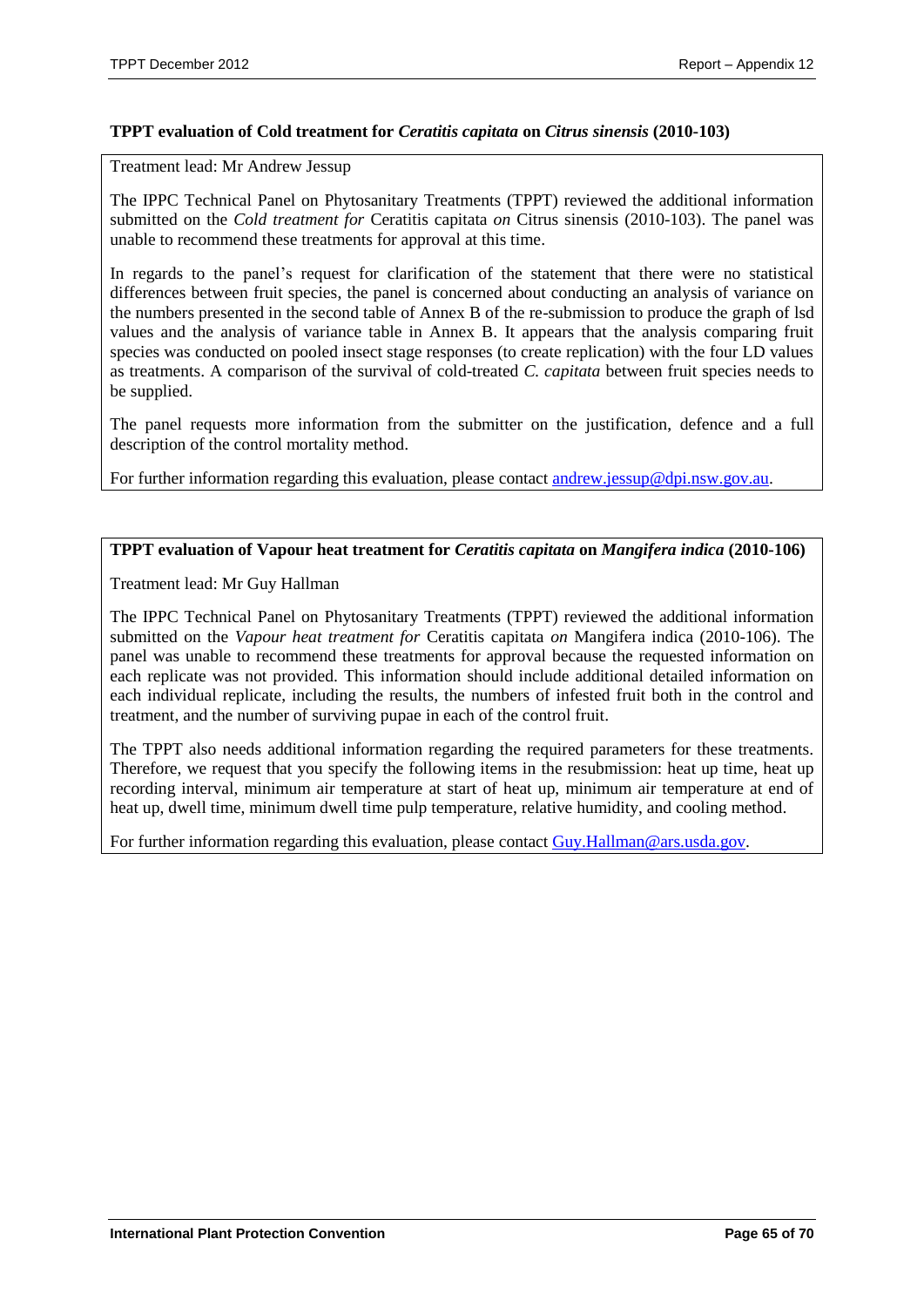**TPPT evaluation of Cold treatment for *Ceratitis capitata* on *Citrus sinensis* (2010-103)**

Treatment lead: Mr Andrew Jessup

The IPPC Technical Panel on Phytosanitary Treatments (TPPT) reviewed the additional information submitted on the *Cold treatment for* Ceratitis capitata *on* Citrus sinensis (2010-103). The panel was unable to recommend these treatments for approval at this time.

In regards to the panel's request for clarification of the statement that there were no statistical differences between fruit species, the panel is concerned about conducting an analysis of variance on the numbers presented in the second table of Annex B of the re-submission to produce the graph of lsd values and the analysis of variance table in Annex B. It appears that the analysis comparing fruit species was conducted on pooled insect stage responses (to create replication) with the four LD values as treatments. A comparison of the survival of cold-treated *C. capitata* between fruit species needs to be supplied.

The panel requests more information from the submitter on the justification, defence and a full description of the control mortality method.

For further information regarding this evaluation, please contact [andrew.jessup@dpi.nsw.gov.au](mailto:andrew.jessup@dpi.nsw.gov.au).

**TPPT evaluation of Vapour heat treatment for *Ceratitis capitata* on *Mangifera indica* (2010-106)**

Treatment lead: Mr Guy Hallman

The IPPC Technical Panel on Phytosanitary Treatments (TPPT) reviewed the additional information submitted on the *Vapour heat treatment for* Ceratitis capitata *on* Mangifera indica (2010-106). The panel was unable to recommend these treatments for approval because the requested information on each replicate was not provided. This information should include additional detailed information on each individual replicate, including the results, the numbers of infested fruit both in the control and treatment, and the number of surviving pupae in each of the control fruit.

The TPPT also needs additional information regarding the required parameters for these treatments. Therefore, we request that you specify the following items in the resubmission: heat up time, heat up recording interval, minimum air temperature at start of heat up, minimum air temperature at end of heat up, dwell time, minimum dwell time pulp temperature, relative humidity, and cooling method.

For further information regarding this evaluation, please contact [Guy.Hallman@ars.usda.gov](mailto:Guy.Hallman@ars.usda.gov).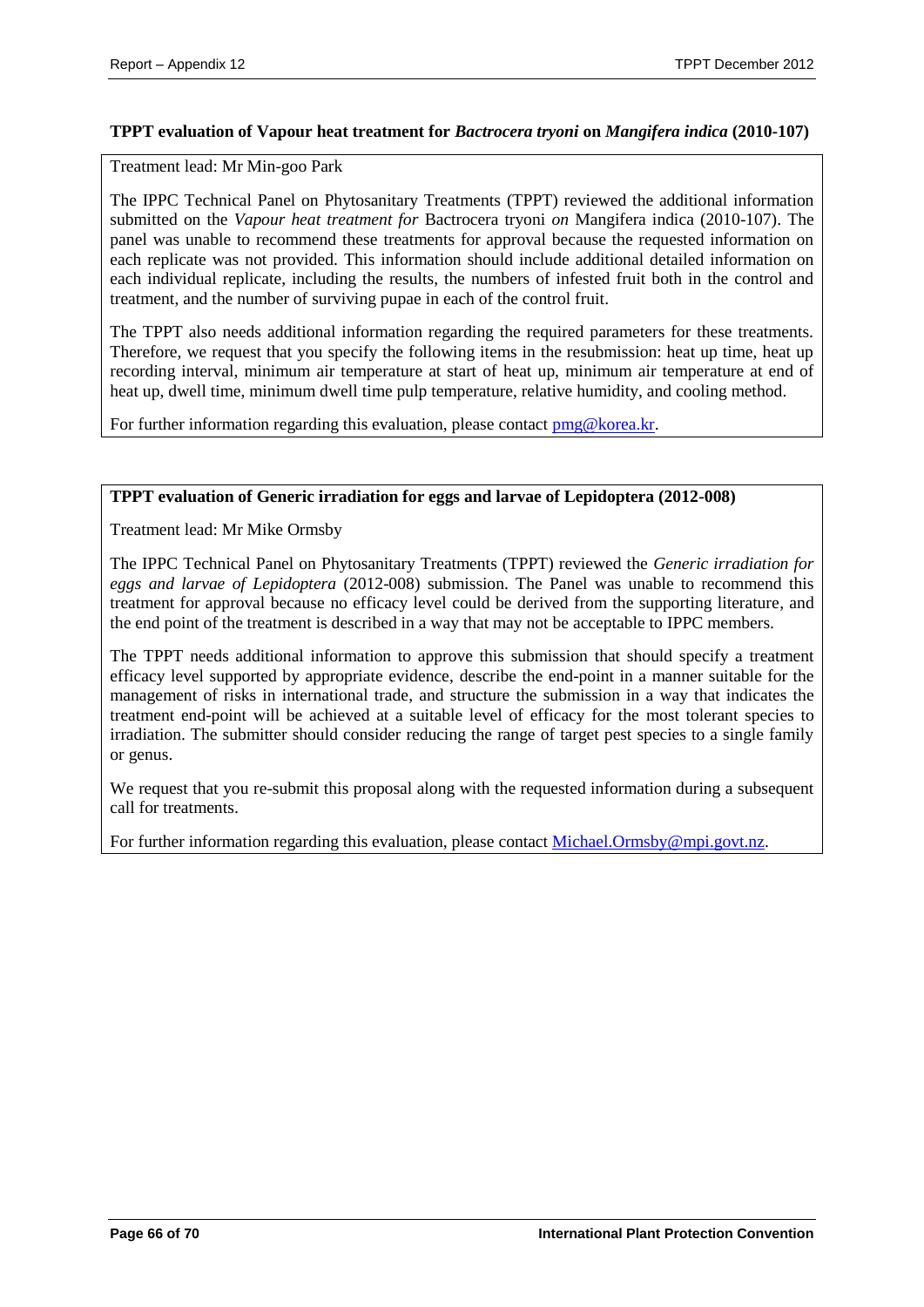### TPPT evaluation of Vapour heat treatment for *Bactrocera tryoni* on *Mangifera indica* (2010-107)

Treatment lead: Mr Min-goo Park

The IPPC Technical Panel on Phytosanitary Treatments (TPPT) reviewed the additional information submitted on the *Vapour heat treatment for* Bactrocera tryoni *on* Mangifera indica (2010-107). The panel was unable to recommend these treatments for approval because the requested information on each replicate was not provided. This information should include additional detailed information on each individual replicate, including the results, the numbers of infested fruit both in the control and treatment, and the number of surviving pupae in each of the control fruit.

The TPPT also needs additional information regarding the required parameters for these treatments. Therefore, we request that you specify the following items in the resubmission: heat up time, heat up recording interval, minimum air temperature at start of heat up, minimum air temperature at end of heat up, dwell time, minimum dwell time pulp temperature, relative humidity, and cooling method.

For further information regarding this evaluation, please contact [pmg@korea.kr](mailto:pmg@korea.kr).

### TPPT evaluation of Generic irradiation for eggs and larvae of Lepidoptera (2012-008)

Treatment lead: Mr Mike Ormsby

The IPPC Technical Panel on Phytosanitary Treatments (TPPT) reviewed the *Generic irradiation for eggs and larvae of Lepidoptera* (2012-008) submission. The Panel was unable to recommend this treatment for approval because no efficacy level could be derived from the supporting literature, and the end point of the treatment is described in a way that may not be acceptable to IPPC members.

The TPPT needs additional information to approve this submission that should specify a treatment efficacy level supported by appropriate evidence, describe the end-point in a manner suitable for the management of risks in international trade, and structure the submission in a way that indicates the treatment end-point will be achieved at a suitable level of efficacy for the most tolerant species to irradiation. The submitter should consider reducing the range of target pest species to a single family or genus.

We request that you re-submit this proposal along with the requested information during a subsequent call for treatments.

For further information regarding this evaluation, please contact [Michael.Ormsby@mpi.govt.nz](mailto:Michael.Ormsby@mpi.govt.nz).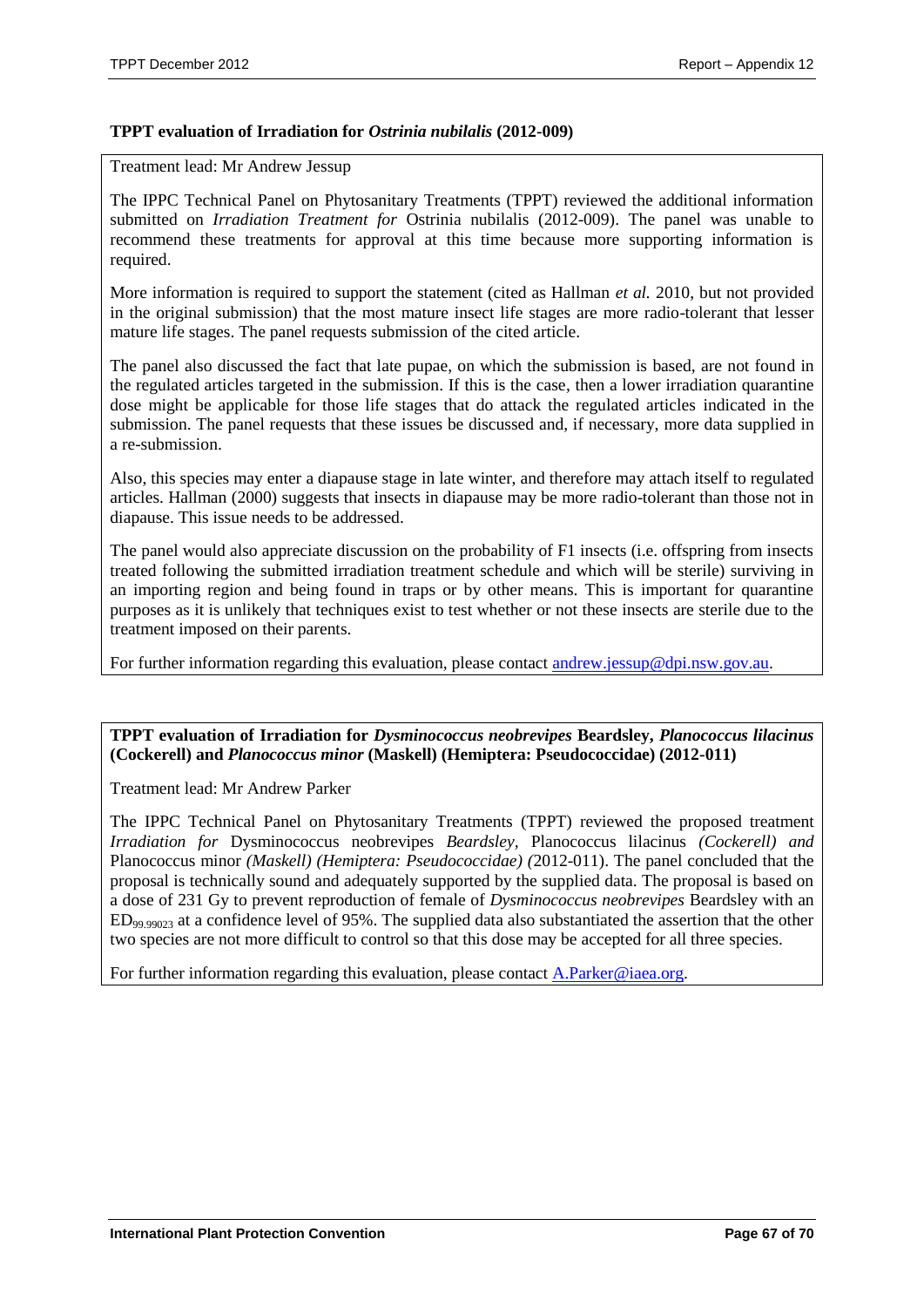**TPPT evaluation of Irradiation for *Ostrinia nubilalis* (2012-009)**

Treatment lead: Mr Andrew Jessup

The IPPC Technical Panel on Phytosanitary Treatments (TPPT) reviewed the additional information submitted on *Irradiation Treatment for* Ostrinia nubilalis (2012-009). The panel was unable to recommend these treatments for approval at this time because more supporting information is required.

More information is required to support the statement (cited as Hallman *et al.* 2010, but not provided in the original submission) that the most mature insect life stages are more radio-tolerant that lesser mature life stages. The panel requests submission of the cited article.

The panel also discussed the fact that late pupae, on which the submission is based, are not found in the regulated articles targeted in the submission. If this is the case, then a lower irradiation quarantine dose might be applicable for those life stages that do attack the regulated articles indicated in the submission. The panel requests that these issues be discussed and, if necessary, more data supplied in a re-submission.

Also, this species may enter a diapause stage in late winter, and therefore may attach itself to regulated articles. Hallman (2000) suggests that insects in diapause may be more radio-tolerant than those not in diapause. This issue needs to be addressed.

The panel would also appreciate discussion on the probability of F1 insects (i.e. offspring from insects treated following the submitted irradiation treatment schedule and which will be sterile) surviving in an importing region and being found in traps or by other means. This is important for quarantine purposes as it is unlikely that techniques exist to test whether or not these insects are sterile due to the treatment imposed on their parents.

For further information regarding this evaluation, please contact andrew.jessup@dpi.nsw.gov.au.

**TPPT evaluation of Irradiation for *Dysminococcus neobrevipes* Beardsley, *Planococcus lilacinus* (Cockerell) and *Planococcus minor* (Maskell) (Hemiptera: Pseudococcidae) (2012-011)**

Treatment lead: Mr Andrew Parker

The IPPC Technical Panel on Phytosanitary Treatments (TPPT) reviewed the proposed treatment *Irradiation for* Dysminococcus neobrevipes *Beardsley,* Planococcus lilacinus *(Cockerell) and* Planococcus minor *(Maskell) (Hemiptera: Pseudococcidae) (*2012-011). The panel concluded that the proposal is technically sound and adequately supported by the supplied data. The proposal is based on a dose of 231 Gy to prevent reproduction of female of *Dysminococcus neobrevipes* Beardsley with an $ED_{99.99023}$ at a confidence level of 95%. The supplied data also substantiated the assertion that the other two species are not more difficult to control so that this dose may be accepted for all three species.

For further information regarding this evaluation, please contact A.Parker@iaea.org.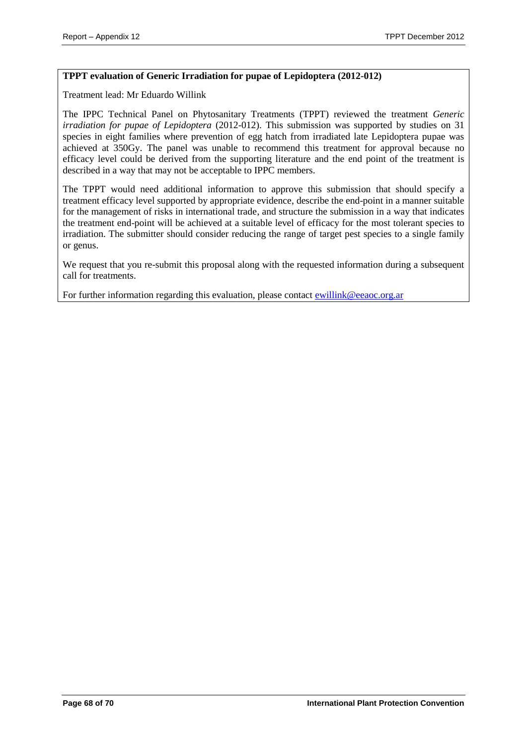**TPPT evaluation of Generic Irradiation for pupae of Lepidoptera (2012-012)**

Treatment lead: Mr Eduardo Willink

The IPPC Technical Panel on Phytosanitary Treatments (TPPT) reviewed the treatment *Generic irradiation for pupae of Lepidoptera* (2012-012). This submission was supported by studies on 31 species in eight families where prevention of egg hatch from irradiated late Lepidoptera pupae was achieved at 350Gy. The panel was unable to recommend this treatment for approval because no efficacy level could be derived from the supporting literature and the end point of the treatment is described in a way that may not be acceptable to IPPC members.

The TPPT would need additional information to approve this submission that should specify a treatment efficacy level supported by appropriate evidence, describe the end-point in a manner suitable for the management of risks in international trade, and structure the submission in a way that indicates the treatment end-point will be achieved at a suitable level of efficacy for the most tolerant species to irradiation. The submitter should consider reducing the range of target pest species to a single family or genus.

We request that you re-submit this proposal along with the requested information during a subsequent call for treatments.

For further information regarding this evaluation, please contact [ewillink@eeaoc.org.ar](mailto:ewillink@eeaoc.org.ar)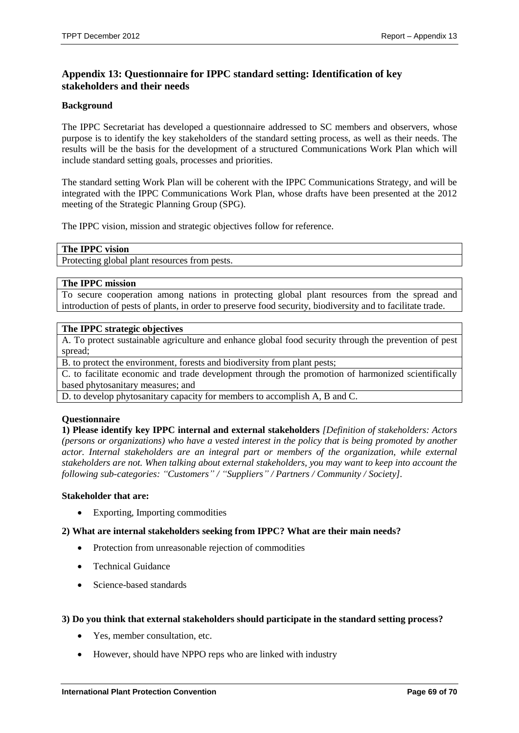## Appendix 13: Questionnaire for IPPC standard setting: Identification of key stakeholders and their needs

### Background

The IPPC Secretariat has developed a questionnaire addressed to SC members and observers, whose purpose is to identify the key stakeholders of the standard setting process, as well as their needs. The results will be the basis for the development of a structured Communications Work Plan which will include standard setting goals, processes and priorities.

The standard setting Work Plan will be coherent with the IPPC Communications Strategy, and will be integrated with the IPPC Communications Work Plan, whose drafts have been presented at the 2012 meeting of the Strategic Planning Group (SPG).

The IPPC vision, mission and strategic objectives follow for reference.

| **The IPPC vision** |
|---|
| Protecting global plant resources from pests. |

| **The IPPC mission** |
|---|
| To secure cooperation among nations in protecting global plant resources from the spread and introduction of pests of plants, in order to preserve food security, biodiversity and to facilitate trade. |

| **The IPPC strategic objectives** |
|---|
| A. To protect sustainable agriculture and enhance global food security through the prevention of pest spread; |
| B. to protect the environment, forests and biodiversity from plant pests; |
| C. to facilitate economic and trade development through the promotion of harmonized scientifically based phytosanitary measures; and |
| D. to develop phytosanitary capacity for members to accomplish A, B and C. |

### Questionnaire

**1) Please identify key IPPC internal and external stakeholders** *[Definition of stakeholders: Actors (persons or organizations) who have a vested interest in the policy that is being promoted by another actor. Internal stakeholders are an integral part or members of the organization, while external stakeholders are not. When talking about external stakeholders, you may want to keep into account the following sub-categories: "Customers" / "Suppliers" / Partners / Community / Society]*.

**Stakeholder that are:**

- Exporting, Importing commodities

**2) What are internal stakeholders seeking from IPPC? What are their main needs?**

- Protection from unreasonable rejection of commodities
- Technical Guidance
- Science-based standards

**3) Do you think that external stakeholders should participate in the standard setting process?**

- Yes, member consultation, etc.
- However, should have NPPO reps who are linked with industry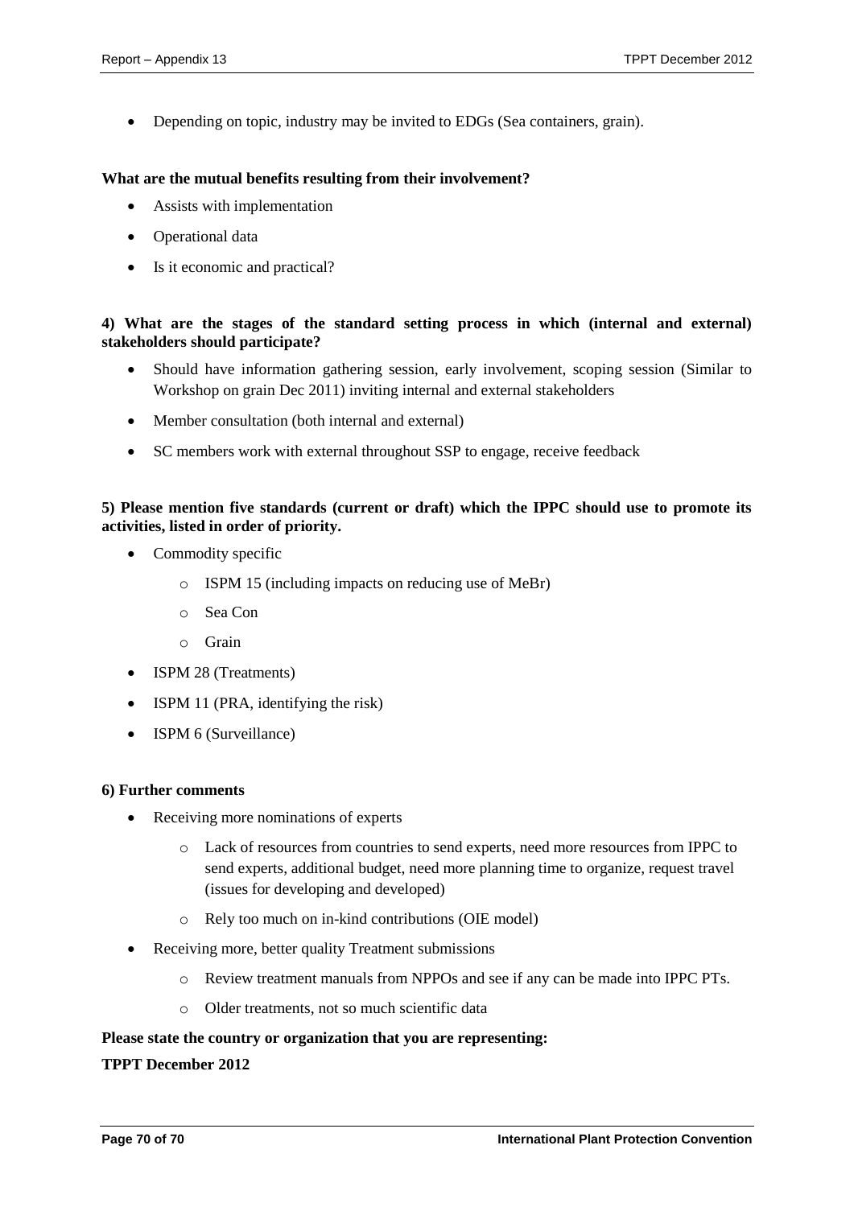- Depending on topic, industry may be invited to EDGs (Sea containers, grain).

**What are the mutual benefits resulting from their involvement?**

- Assists with implementation
- Operational data
- Is it economic and practical?

**4) What are the stages of the standard setting process in which (internal and external) stakeholders should participate?**

- Should have information gathering session, early involvement, scoping session (Similar to Workshop on grain Dec 2011) inviting internal and external stakeholders
- Member consultation (both internal and external)
- SC members work with external throughout SSP to engage, receive feedback

**5) Please mention five standards (current or draft) which the IPPC should use to promote its activities, listed in order of priority.**

- Commodity specific
  - ISPM 15 (including impacts on reducing use of MeBr)
  - Sea Con
  - Grain
- ISPM 28 (Treatments)
- ISPM 11 (PRA, identifying the risk)
- ISPM 6 (Surveillance)

**6) Further comments**

- Receiving more nominations of experts
  - Lack of resources from countries to send experts, need more resources from IPPC to send experts, additional budget, need more planning time to organize, request travel (issues for developing and developed)
  - Rely too much on in-kind contributions (OIE model)
- Receiving more, better quality Treatment submissions
  - Review treatment manuals from NPPOs and see if any can be made into IPPC PTs.
  - Older treatments, not so much scientific data

**Please state the country or organization that you are representing:**

**TPPT December 2012**